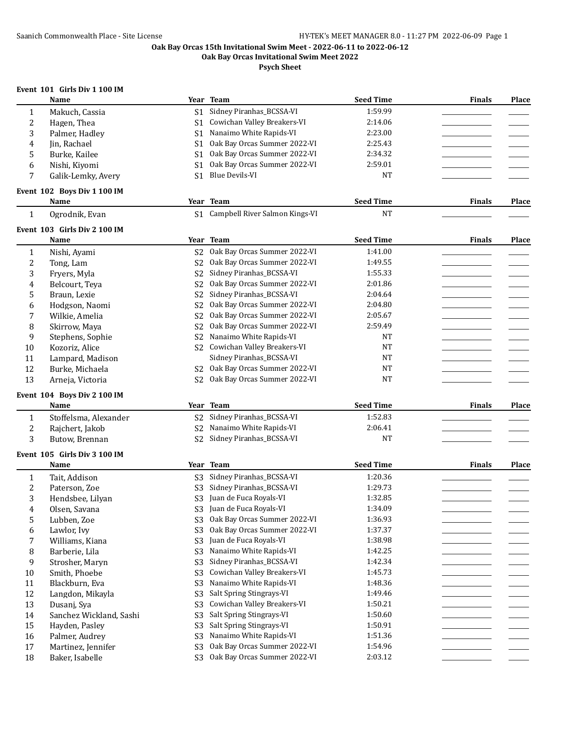**Oak Bay Orcas 15th Invitational Swim Meet - 2022-06-11 to 2022-06-12**

**Oak Bay Orcas Invitational Swim Meet 2022**

**Psych Sheet**

### Event 101 Girls Div 1 100 IM

| | Name | Year | Team | Seed Time | Finals | Place |
|---|---|---|---|---|---|---|
| 1 | Makuch, Cassia | S1 | Sidney Piranhas_BCSSA-VI | 1:59.99 | | |
| 2 | Hagen, Thea | S1 | Cowichan Valley Breakers-VI | 2:14.06 | | |
| 3 | Palmer, Hadley | S1 | Nanaimo White Rapids-VI | 2:23.00 | | |
| 4 | Jin, Rachael | S1 | Oak Bay Orcas Summer 2022-VI | 2:25.43 | | |
| 5 | Burke, Kailee | S1 | Oak Bay Orcas Summer 2022-VI | 2:34.32 | | |
| 6 | Nishi, Kiyomi | S1 | Oak Bay Orcas Summer 2022-VI | 2:59.01 | | |
| 7 | Galik-Lemky, Avery | S1 | Blue Devils-VI | NT | | |

### Event 102 Boys Div 1 100 IM

| | Name | Year | Team | Seed Time | Finals | Place |
|---|---|---|---|---|---|---|
| 1 | Ogrodnik, Evan | S1 | Campbell River Salmon Kings-VI | NT | | |

### Event 103 Girls Div 2 100 IM

| | Name | Year | Team | Seed Time | Finals | Place |
|---|---|---|---|---|---|---|
| 1 | Nishi, Ayami | S2 | Oak Bay Orcas Summer 2022-VI | 1:41.00 | | |
| 2 | Tong, Lam | S2 | Oak Bay Orcas Summer 2022-VI | 1:49.55 | | |
| 3 | Fryers, Myla | S2 | Sidney Piranhas_BCSSA-VI | 1:55.33 | | |
| 4 | Belcourt, Teya | S2 | Oak Bay Orcas Summer 2022-VI | 2:01.86 | | |
| 5 | Braun, Lexie | S2 | Sidney Piranhas_BCSSA-VI | 2:04.64 | | |
| 6 | Hodgson, Naomi | S2 | Oak Bay Orcas Summer 2022-VI | 2:04.80 | | |
| 7 | Wilkie, Amelia | S2 | Oak Bay Orcas Summer 2022-VI | 2:05.67 | | |
| 8 | Skirrow, Maya | S2 | Oak Bay Orcas Summer 2022-VI | 2:59.49 | | |
| 9 | Stephens, Sophie | S2 | Nanaimo White Rapids-VI | NT | | |
| 10 | Kozoriz, Alice | S2 | Cowichan Valley Breakers-VI | NT | | |
| 11 | Lampard, Madison | | Sidney Piranhas_BCSSA-VI | NT | | |
| 12 | Burke, Michaela | S2 | Oak Bay Orcas Summer 2022-VI | NT | | |
| 13 | Arneja, Victoria | S2 | Oak Bay Orcas Summer 2022-VI | NT | | |

### Event 104 Boys Div 2 100 IM

| | Name | Year | Team | Seed Time | Finals | Place |
|---|---|---|---|---|---|---|
| 1 | Stoffelsma, Alexander | S2 | Sidney Piranhas_BCSSA-VI | 1:52.83 | | |
| 2 | Rajchert, Jakob | S2 | Nanaimo White Rapids-VI | 2:06.41 | | |
| 3 | Butow, Brennan | S2 | Sidney Piranhas_BCSSA-VI | NT | | |

### Event 105 Girls Div 3 100 IM

| | Name | Year | Team | Seed Time | Finals | Place |
|---|---|---|---|---|---|---|
| 1 | Tait, Addison | S3 | Sidney Piranhas_BCSSA-VI | 1:20.36 | | |
| 2 | Paterson, Zoe | S3 | Sidney Piranhas_BCSSA-VI | 1:29.73 | | |
| 3 | Hendsbee, Lilyan | S3 | Juan de Fuca Royals-VI | 1:32.85 | | |
| 4 | Olsen, Savana | S3 | Juan de Fuca Royals-VI | 1:34.09 | | |
| 5 | Lubben, Zoe | S3 | Oak Bay Orcas Summer 2022-VI | 1:36.93 | | |
| 6 | Lawlor, Ivy | S3 | Oak Bay Orcas Summer 2022-VI | 1:37.37 | | |
| 7 | Williams, Kiana | S3 | Juan de Fuca Royals-VI | 1:38.98 | | |
| 8 | Barberie, Lila | S3 | Nanaimo White Rapids-VI | 1:42.25 | | |
| 9 | Strosher, Maryn | S3 | Sidney Piranhas_BCSSA-VI | 1:42.34 | | |
| 10 | Smith, Phoebe | S3 | Cowichan Valley Breakers-VI | 1:45.73 | | |
| 11 | Blackburn, Eva | S3 | Nanaimo White Rapids-VI | 1:48.36 | | |
| 12 | Langdon, Mikayla | S3 | Salt Spring Stingrays-VI | 1:49.46 | | |
| 13 | Dusanj, Sya | S3 | Cowichan Valley Breakers-VI | 1:50.21 | | |
| 14 | Sanchez Wickland, Sashi | S3 | Salt Spring Stingrays-VI | 1:50.60 | | |
| 15 | Hayden, Pasley | S3 | Salt Spring Stingrays-VI | 1:50.91 | | |
| 16 | Palmer, Audrey | S3 | Nanaimo White Rapids-VI | 1:51.36 | | |
| 17 | Martinez, Jennifer | S3 | Oak Bay Orcas Summer 2022-VI | 1:54.96 | | |
| 18 | Baker, Isabelle | S3 | Oak Bay Orcas Summer 2022-VI | 2:03.12 | | |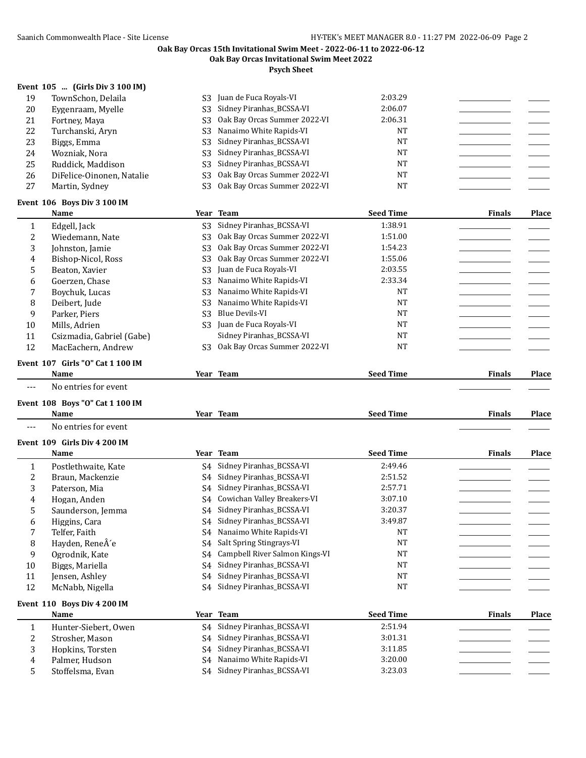# Oak Bay Orcas 15th Invitational Swim Meet - 2022-06-11 to 2022-06-12

## Oak Bay Orcas Invitational Swim Meet 2022

### Psych Sheet

**Event 105 ... (Girls Div 3 100 IM)**

| | Name | Year | Team | Seed Time | Finals | Place |
|---|---|---|---|---|---|---|
| 19 | TownSchon, Delaila | S3 | Juan de Fuca Royals-VI | 2:03.29 | | |
| 20 | Eygenraam, Myelle | S3 | Sidney Piranhas_BCSSA-VI | 2:06.07 | | |
| 21 | Fortney, Maya | S3 | Oak Bay Orcas Summer 2022-VI | 2:06.31 | | |
| 22 | Turchanski, Aryn | S3 | Nanaimo White Rapids-VI | NT | | |
| 23 | Biggs, Emma | S3 | Sidney Piranhas_BCSSA-VI | NT | | |
| 24 | Wozniak, Nora | S3 | Sidney Piranhas_BCSSA-VI | NT | | |
| 25 | Ruddick, Maddison | S3 | Sidney Piranhas_BCSSA-VI | NT | | |
| 26 | DiFelice-Oinonen, Natalie | S3 | Oak Bay Orcas Summer 2022-VI | NT | | |
| 27 | Martin, Sydney | S3 | Oak Bay Orcas Summer 2022-VI | NT | | |

**Event 106 Boys Div 3 100 IM**

| | Name | Year | Team | Seed Time | Finals | Place |
|---|---|---|---|---|---|---|
| 1 | Edgell, Jack | S3 | Sidney Piranhas_BCSSA-VI | 1:38.91 | | |
| 2 | Wiedemann, Nate | S3 | Oak Bay Orcas Summer 2022-VI | 1:51.00 | | |
| 3 | Johnston, Jamie | S3 | Oak Bay Orcas Summer 2022-VI | 1:54.23 | | |
| 4 | Bishop-Nicol, Ross | S3 | Oak Bay Orcas Summer 2022-VI | 1:55.06 | | |
| 5 | Beaton, Xavier | S3 | Juan de Fuca Royals-VI | 2:03.55 | | |
| 6 | Goerzen, Chase | S3 | Nanaimo White Rapids-VI | 2:33.34 | | |
| 7 | Boychuk, Lucas | S3 | Nanaimo White Rapids-VI | NT | | |
| 8 | Deibert, Jude | S3 | Nanaimo White Rapids-VI | NT | | |
| 9 | Parker, Piers | S3 | Blue Devils-VI | NT | | |
| 10 | Mills, Adrien | S3 | Juan de Fuca Royals-VI | NT | | |
| 11 | Csizmadia, Gabriel (Gabe) | | Sidney Piranhas_BCSSA-VI | NT | | |
| 12 | MacEachern, Andrew | S3 | Oak Bay Orcas Summer 2022-VI | NT | | |

**Event 107 Girls "O" Cat 1 100 IM**

| | Name | Year | Team | Seed Time | Finals | Place |
|---|---|---|---|---|---|---|
| --- | No entries for event | | | | | |

**Event 108 Boys "O" Cat 1 100 IM**

| | Name | Year | Team | Seed Time | Finals | Place |
|---|---|---|---|---|---|---|
| --- | No entries for event | | | | | |

**Event 109 Girls Div 4 200 IM**

| | Name | Year | Team | Seed Time | Finals | Place |
|---|---|---|---|---|---|---|
| 1 | Postlethwaite, Kate | S4 | Sidney Piranhas_BCSSA-VI | 2:49.46 | | |
| 2 | Braun, Mackenzie | S4 | Sidney Piranhas_BCSSA-VI | 2:51.52 | | |
| 3 | Paterson, Mia | S4 | Sidney Piranhas_BCSSA-VI | 2:57.71 | | |
| 4 | Hogan, Anden | S4 | Cowichan Valley Breakers-VI | 3:07.10 | | |
| 5 | Saunderson, Jemma | S4 | Sidney Piranhas_BCSSA-VI | 3:20.37 | | |
| 6 | Higgins, Cara | S4 | Sidney Piranhas_BCSSA-VI | 3:49.87 | | |
| 7 | Telfer, Faith | S4 | Nanaimo White Rapids-VI | NT | | |
| 8 | Hayden, ReneÂ´e | S4 | Salt Spring Stingrays-VI | NT | | |
| 9 | Ogrodnik, Kate | S4 | Campbell River Salmon Kings-VI | NT | | |
| 10 | Biggs, Mariella | S4 | Sidney Piranhas_BCSSA-VI | NT | | |
| 11 | Jensen, Ashley | S4 | Sidney Piranhas_BCSSA-VI | NT | | |
| 12 | McNabb, Nigella | S4 | Sidney Piranhas_BCSSA-VI | NT | | |

**Event 110 Boys Div 4 200 IM**

| | Name | Year | Team | Seed Time | Finals | Place |
|---|---|---|---|---|---|---|
| 1 | Hunter-Siebert, Owen | S4 | Sidney Piranhas_BCSSA-VI | 2:51.94 | | |
| 2 | Strosher, Mason | S4 | Sidney Piranhas_BCSSA-VI | 3:01.31 | | |
| 3 | Hopkins, Torsten | S4 | Sidney Piranhas_BCSSA-VI | 3:11.85 | | |
| 4 | Palmer, Hudson | S4 | Nanaimo White Rapids-VI | 3:20.00 | | |
| 5 | Stoffelsma, Evan | S4 | Sidney Piranhas_BCSSA-VI | 3:23.03 | | |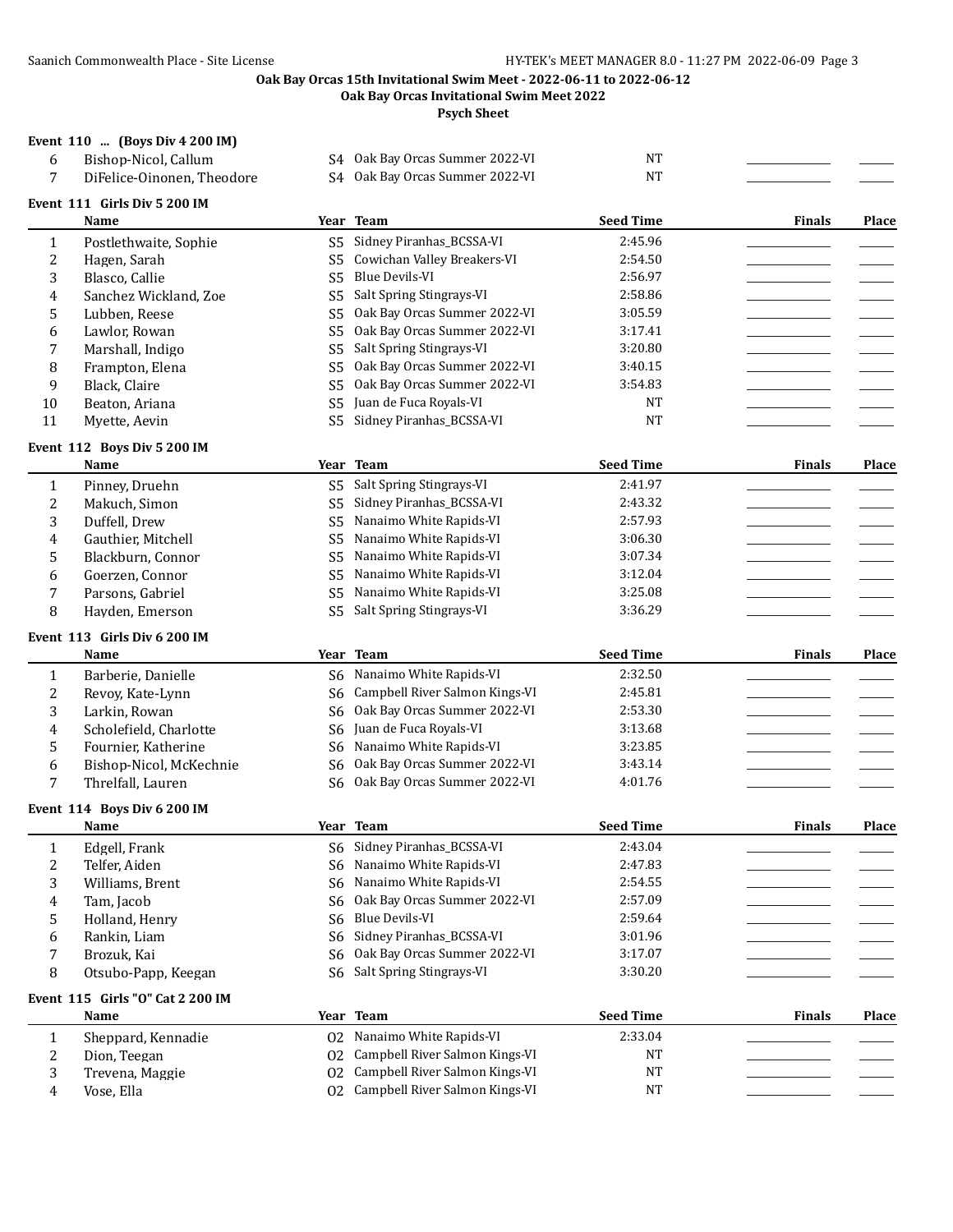**Oak Bay Orcas 15th Invitational Swim Meet - 2022-06-11 to 2022-06-12**

**Oak Bay Orcas Invitational Swim Meet 2022**

**Psych Sheet**

### Event 110 ... (Boys Div 4 200 IM)

| | Name | Year | Team | Seed Time | Finals | Place |
|---|---|---|---|---|---|---|
| 6 | Bishop-Nicol, Callum | S4 | Oak Bay Orcas Summer 2022-VI | NT | | |
| 7 | DiFelice-Oinonen, Theodore | S4 | Oak Bay Orcas Summer 2022-VI | NT | | |

### Event 111 Girls Div 5 200 IM

| | Name | Year | Team | Seed Time | Finals | Place |
|---|---|---|---|---|---|---|
| 1 | Postlethwaite, Sophie | S5 | Sidney Piranhas_BCSSA-VI | 2:45.96 | | |
| 2 | Hagen, Sarah | S5 | Cowichan Valley Breakers-VI | 2:54.50 | | |
| 3 | Blasco, Callie | S5 | Blue Devils-VI | 2:56.97 | | |
| 4 | Sanchez Wickland, Zoe | S5 | Salt Spring Stingrays-VI | 2:58.86 | | |
| 5 | Lubben, Reese | S5 | Oak Bay Orcas Summer 2022-VI | 3:05.59 | | |
| 6 | Lawlor, Rowan | S5 | Oak Bay Orcas Summer 2022-VI | 3:17.41 | | |
| 7 | Marshall, Indigo | S5 | Salt Spring Stingrays-VI | 3:20.80 | | |
| 8 | Frampton, Elena | S5 | Oak Bay Orcas Summer 2022-VI | 3:40.15 | | |
| 9 | Black, Claire | S5 | Oak Bay Orcas Summer 2022-VI | 3:54.83 | | |
| 10 | Beaton, Ariana | S5 | Juan de Fuca Royals-VI | NT | | |
| 11 | Myette, Aevin | S5 | Sidney Piranhas_BCSSA-VI | NT | | |

### Event 112 Boys Div 5 200 IM

| | Name | Year | Team | Seed Time | Finals | Place |
|---|---|---|---|---|---|---|
| 1 | Pinney, Druehn | S5 | Salt Spring Stingrays-VI | 2:41.97 | | |
| 2 | Makuch, Simon | S5 | Sidney Piranhas_BCSSA-VI | 2:43.32 | | |
| 3 | Duffell, Drew | S5 | Nanaimo White Rapids-VI | 2:57.93 | | |
| 4 | Gauthier, Mitchell | S5 | Nanaimo White Rapids-VI | 3:06.30 | | |
| 5 | Blackburn, Connor | S5 | Nanaimo White Rapids-VI | 3:07.34 | | |
| 6 | Goerzen, Connor | S5 | Nanaimo White Rapids-VI | 3:12.04 | | |
| 7 | Parsons, Gabriel | S5 | Nanaimo White Rapids-VI | 3:25.08 | | |
| 8 | Hayden, Emerson | S5 | Salt Spring Stingrays-VI | 3:36.29 | | |

### Event 113 Girls Div 6 200 IM

| | Name | Year | Team | Seed Time | Finals | Place |
|---|---|---|---|---|---|---|
| 1 | Barberie, Danielle | S6 | Nanaimo White Rapids-VI | 2:32.50 | | |
| 2 | Revoy, Kate-Lynn | S6 | Campbell River Salmon Kings-VI | 2:45.81 | | |
| 3 | Larkin, Rowan | S6 | Oak Bay Orcas Summer 2022-VI | 2:53.30 | | |
| 4 | Scholefield, Charlotte | S6 | Juan de Fuca Royals-VI | 3:13.68 | | |
| 5 | Fournier, Katherine | S6 | Nanaimo White Rapids-VI | 3:23.85 | | |
| 6 | Bishop-Nicol, McKechnie | S6 | Oak Bay Orcas Summer 2022-VI | 3:43.14 | | |
| 7 | Threlfall, Lauren | S6 | Oak Bay Orcas Summer 2022-VI | 4:01.76 | | |

### Event 114 Boys Div 6 200 IM

| | Name | Year | Team | Seed Time | Finals | Place |
|---|---|---|---|---|---|---|
| 1 | Edgell, Frank | S6 | Sidney Piranhas_BCSSA-VI | 2:43.04 | | |
| 2 | Telfer, Aiden | S6 | Nanaimo White Rapids-VI | 2:47.83 | | |
| 3 | Williams, Brent | S6 | Nanaimo White Rapids-VI | 2:54.55 | | |
| 4 | Tam, Jacob | S6 | Oak Bay Orcas Summer 2022-VI | 2:57.09 | | |
| 5 | Holland, Henry | S6 | Blue Devils-VI | 2:59.64 | | |
| 6 | Rankin, Liam | S6 | Sidney Piranhas_BCSSA-VI | 3:01.96 | | |
| 7 | Brozuk, Kai | S6 | Oak Bay Orcas Summer 2022-VI | 3:17.07 | | |
| 8 | Otsubo-Papp, Keegan | S6 | Salt Spring Stingrays-VI | 3:30.20 | | |

### Event 115 Girls "O" Cat 2 200 IM

| | Name | Year | Team | Seed Time | Finals | Place |
|---|---|---|---|---|---|---|
| 1 | Sheppard, Kennadie | O2 | Nanaimo White Rapids-VI | 2:33.04 | | |
| 2 | Dion, Teegan | O2 | Campbell River Salmon Kings-VI | NT | | |
| 3 | Trevena, Maggie | O2 | Campbell River Salmon Kings-VI | NT | | |
| 4 | Vose, Ella | O2 | Campbell River Salmon Kings-VI | NT | | |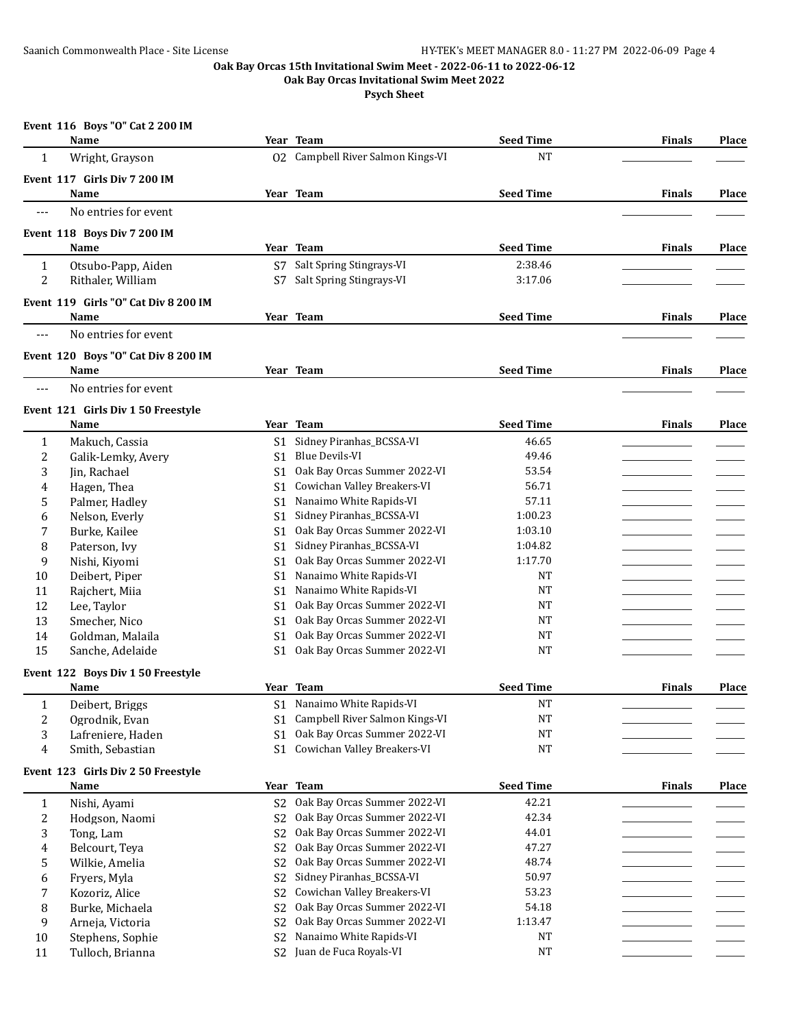**Oak Bay Orcas 15th Invitational Swim Meet - 2022-06-11 to 2022-06-12**

**Oak Bay Orcas Invitational Swim Meet 2022**

**Psych Sheet**

### Event 116 Boys "O" Cat 2 200 IM

| | Name | Year | Team | Seed Time | Finals | Place |
|---|---|---|---|---|---|---|
| 1 | Wright, Grayson | O2 | Campbell River Salmon Kings-VI | NT | | |

### Event 117 Girls Div 7 200 IM

| | Name | Year | Team | Seed Time | Finals | Place |
|---|---|---|---|---|---|---|
| --- | No entries for event | | | | | |

### Event 118 Boys Div 7 200 IM

| | Name | Year | Team | Seed Time | Finals | Place |
|---|---|---|---|---|---|---|
| 1 | Otsubo-Papp, Aiden | S7 | Salt Spring Stingrays-VI | 2:38.46 | | |
| 2 | Rithaler, William | S7 | Salt Spring Stingrays-VI | 3:17.06 | | |

### Event 119 Girls "O" Cat Div 8 200 IM

| | Name | Year | Team | Seed Time | Finals | Place |
|---|---|---|---|---|---|---|
| --- | No entries for event | | | | | |

### Event 120 Boys "O" Cat Div 8 200 IM

| | Name | Year | Team | Seed Time | Finals | Place |
|---|---|---|---|---|---|---|
| --- | No entries for event | | | | | |

### Event 121 Girls Div 1 50 Freestyle

| | Name | Year | Team | Seed Time | Finals | Place |
|---|---|---|---|---|---|---|
| 1 | Makuch, Cassia | S1 | Sidney Piranhas_BCSSA-VI | 46.65 | | |
| 2 | Galik-Lemky, Avery | S1 | Blue Devils-VI | 49.46 | | |
| 3 | Jin, Rachael | S1 | Oak Bay Orcas Summer 2022-VI | 53.54 | | |
| 4 | Hagen, Thea | S1 | Cowichan Valley Breakers-VI | 56.71 | | |
| 5 | Palmer, Hadley | S1 | Nanaimo White Rapids-VI | 57.11 | | |
| 6 | Nelson, Everly | S1 | Sidney Piranhas_BCSSA-VI | 1:00.23 | | |
| 7 | Burke, Kailee | S1 | Oak Bay Orcas Summer 2022-VI | 1:03.10 | | |
| 8 | Paterson, Ivy | S1 | Sidney Piranhas_BCSSA-VI | 1:04.82 | | |
| 9 | Nishi, Kiyomi | S1 | Oak Bay Orcas Summer 2022-VI | 1:17.70 | | |
| 10 | Deibert, Piper | S1 | Nanaimo White Rapids-VI | NT | | |
| 11 | Rajchert, Miia | S1 | Nanaimo White Rapids-VI | NT | | |
| 12 | Lee, Taylor | S1 | Oak Bay Orcas Summer 2022-VI | NT | | |
| 13 | Smecher, Nico | S1 | Oak Bay Orcas Summer 2022-VI | NT | | |
| 14 | Goldman, Malaila | S1 | Oak Bay Orcas Summer 2022-VI | NT | | |
| 15 | Sanche, Adelaide | S1 | Oak Bay Orcas Summer 2022-VI | NT | | |

### Event 122 Boys Div 1 50 Freestyle

| | Name | Year | Team | Seed Time | Finals | Place |
|---|---|---|---|---|---|---|
| 1 | Deibert, Briggs | S1 | Nanaimo White Rapids-VI | NT | | |
| 2 | Ogrodnik, Evan | S1 | Campbell River Salmon Kings-VI | NT | | |
| 3 | Lafreniere, Haden | S1 | Oak Bay Orcas Summer 2022-VI | NT | | |
| 4 | Smith, Sebastian | S1 | Cowichan Valley Breakers-VI | NT | | |

### Event 123 Girls Div 2 50 Freestyle

| | Name | Year | Team | Seed Time | Finals | Place |
|---|---|---|---|---|---|---|
| 1 | Nishi, Ayami | S2 | Oak Bay Orcas Summer 2022-VI | 42.21 | | |
| 2 | Hodgson, Naomi | S2 | Oak Bay Orcas Summer 2022-VI | 42.34 | | |
| 3 | Tong, Lam | S2 | Oak Bay Orcas Summer 2022-VI | 44.01 | | |
| 4 | Belcourt, Teya | S2 | Oak Bay Orcas Summer 2022-VI | 47.27 | | |
| 5 | Wilkie, Amelia | S2 | Oak Bay Orcas Summer 2022-VI | 48.74 | | |
| 6 | Fryers, Myla | S2 | Sidney Piranhas_BCSSA-VI | 50.97 | | |
| 7 | Kozoriz, Alice | S2 | Cowichan Valley Breakers-VI | 53.23 | | |
| 8 | Burke, Michaela | S2 | Oak Bay Orcas Summer 2022-VI | 54.18 | | |
| 9 | Arneja, Victoria | S2 | Oak Bay Orcas Summer 2022-VI | 1:13.47 | | |
| 10 | Stephens, Sophie | S2 | Nanaimo White Rapids-VI | NT | | |
| 11 | Tulloch, Brianna | S2 | Juan de Fuca Royals-VI | NT | | |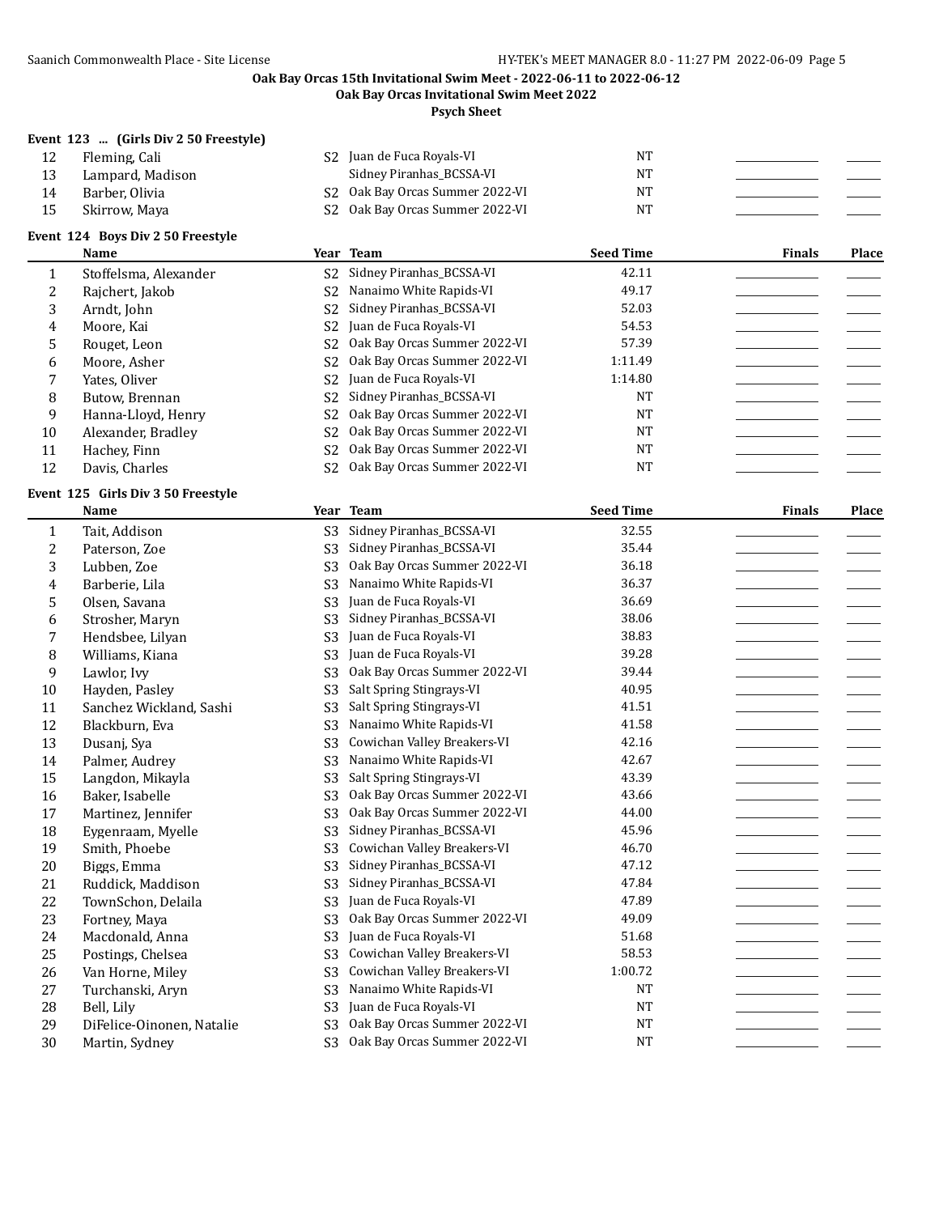**Oak Bay Orcas 15th Invitational Swim Meet - 2022-06-11 to 2022-06-12**
**Oak Bay Orcas Invitational Swim Meet 2022**
**Psych Sheet**

### Event 123 ... (Girls Div 2 50 Freestyle)

| | Name | Year | Team | Seed Time | Finals | Place |
|---|---|---|---|---|---|---|
| 12 | Fleming, Cali | S2 | Juan de Fuca Royals-VI | NT | | |
| 13 | Lampard, Madison | | Sidney Piranhas_BCSSA-VI | NT | | |
| 14 | Barber, Olivia | S2 | Oak Bay Orcas Summer 2022-VI | NT | | |
| 15 | Skirrow, Maya | S2 | Oak Bay Orcas Summer 2022-VI | NT | | |

### Event 124 Boys Div 2 50 Freestyle

| | Name | Year | Team | Seed Time | Finals | Place |
|---|---|---|---|---|---|---|
| 1 | Stoffelsma, Alexander | S2 | Sidney Piranhas_BCSSA-VI | 42.11 | | |
| 2 | Rajchert, Jakob | S2 | Nanaimo White Rapids-VI | 49.17 | | |
| 3 | Arndt, John | S2 | Sidney Piranhas_BCSSA-VI | 52.03 | | |
| 4 | Moore, Kai | S2 | Juan de Fuca Royals-VI | 54.53 | | |
| 5 | Rouget, Leon | S2 | Oak Bay Orcas Summer 2022-VI | 57.39 | | |
| 6 | Moore, Asher | S2 | Oak Bay Orcas Summer 2022-VI | 1:11.49 | | |
| 7 | Yates, Oliver | S2 | Juan de Fuca Royals-VI | 1:14.80 | | |
| 8 | Butow, Brennan | S2 | Sidney Piranhas_BCSSA-VI | NT | | |
| 9 | Hanna-Lloyd, Henry | S2 | Oak Bay Orcas Summer 2022-VI | NT | | |
| 10 | Alexander, Bradley | S2 | Oak Bay Orcas Summer 2022-VI | NT | | |
| 11 | Hachey, Finn | S2 | Oak Bay Orcas Summer 2022-VI | NT | | |
| 12 | Davis, Charles | S2 | Oak Bay Orcas Summer 2022-VI | NT | | |

### Event 125 Girls Div 3 50 Freestyle

| | Name | Year | Team | Seed Time | Finals | Place |
|---|---|---|---|---|---|---|
| 1 | Tait, Addison | S3 | Sidney Piranhas_BCSSA-VI | 32.55 | | |
| 2 | Paterson, Zoe | S3 | Sidney Piranhas_BCSSA-VI | 35.44 | | |
| 3 | Lubben, Zoe | S3 | Oak Bay Orcas Summer 2022-VI | 36.18 | | |
| 4 | Barberie, Lila | S3 | Nanaimo White Rapids-VI | 36.37 | | |
| 5 | Olsen, Savana | S3 | Juan de Fuca Royals-VI | 36.69 | | |
| 6 | Strosher, Maryn | S3 | Sidney Piranhas_BCSSA-VI | 38.06 | | |
| 7 | Hendsbee, Lilyan | S3 | Juan de Fuca Royals-VI | 38.83 | | |
| 8 | Williams, Kiana | S3 | Juan de Fuca Royals-VI | 39.28 | | |
| 9 | Lawlor, Ivy | S3 | Oak Bay Orcas Summer 2022-VI | 39.44 | | |
| 10 | Hayden, Pasley | S3 | Salt Spring Stingrays-VI | 40.95 | | |
| 11 | Sanchez Wickland, Sashi | S3 | Salt Spring Stingrays-VI | 41.51 | | |
| 12 | Blackburn, Eva | S3 | Nanaimo White Rapids-VI | 41.58 | | |
| 13 | Dusanj, Sya | S3 | Cowichan Valley Breakers-VI | 42.16 | | |
| 14 | Palmer, Audrey | S3 | Nanaimo White Rapids-VI | 42.67 | | |
| 15 | Langdon, Mikayla | S3 | Salt Spring Stingrays-VI | 43.39 | | |
| 16 | Baker, Isabelle | S3 | Oak Bay Orcas Summer 2022-VI | 43.66 | | |
| 17 | Martinez, Jennifer | S3 | Oak Bay Orcas Summer 2022-VI | 44.00 | | |
| 18 | Eygenraam, Myelle | S3 | Sidney Piranhas_BCSSA-VI | 45.96 | | |
| 19 | Smith, Phoebe | S3 | Cowichan Valley Breakers-VI | 46.70 | | |
| 20 | Biggs, Emma | S3 | Sidney Piranhas_BCSSA-VI | 47.12 | | |
| 21 | Ruddick, Maddison | S3 | Sidney Piranhas_BCSSA-VI | 47.84 | | |
| 22 | TownSchon, Delaila | S3 | Juan de Fuca Royals-VI | 47.89 | | |
| 23 | Fortney, Maya | S3 | Oak Bay Orcas Summer 2022-VI | 49.09 | | |
| 24 | Macdonald, Anna | S3 | Juan de Fuca Royals-VI | 51.68 | | |
| 25 | Postings, Chelsea | S3 | Cowichan Valley Breakers-VI | 58.53 | | |
| 26 | Van Horne, Miley | S3 | Cowichan Valley Breakers-VI | 1:00.72 | | |
| 27 | Turchanski, Aryn | S3 | Nanaimo White Rapids-VI | NT | | |
| 28 | Bell, Lily | S3 | Juan de Fuca Royals-VI | NT | | |
| 29 | DiFelice-Oinonen, Natalie | S3 | Oak Bay Orcas Summer 2022-VI | NT | | |
| 30 | Martin, Sydney | S3 | Oak Bay Orcas Summer 2022-VI | NT | | |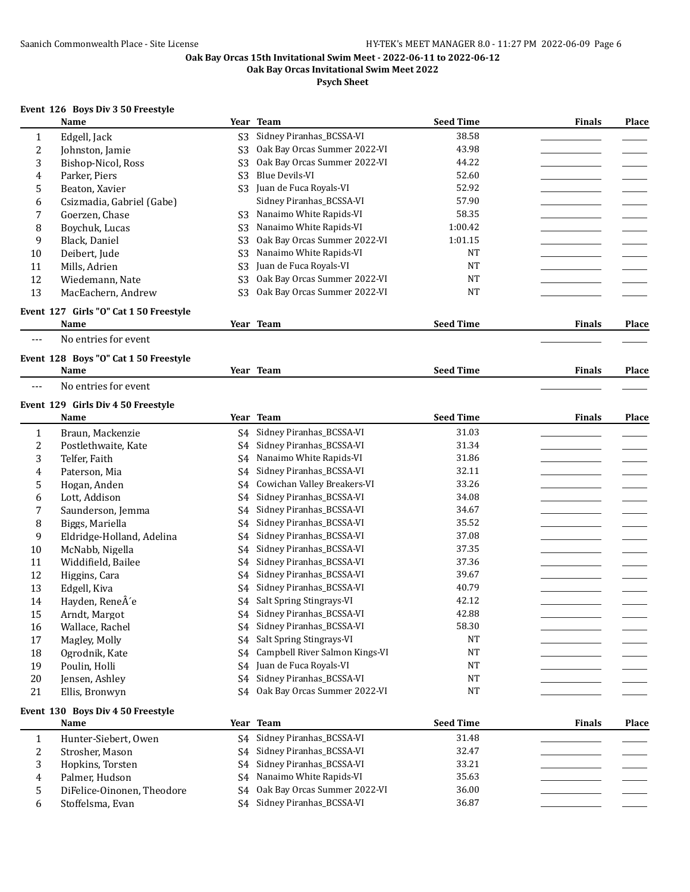**Oak Bay Orcas 15th Invitational Swim Meet - 2022-06-11 to 2022-06-12**

**Oak Bay Orcas Invitational Swim Meet 2022**

**Psych Sheet**

### Event 126 Boys Div 3 50 Freestyle

| | Name | Year | Team | Seed Time | Finals | Place |
|---|---|---|---|---|---|---|
| 1 | Edgell, Jack | S3 | Sidney Piranhas_BCSSA-VI | 38.58 | | |
| 2 | Johnston, Jamie | S3 | Oak Bay Orcas Summer 2022-VI | 43.98 | | |
| 3 | Bishop-Nicol, Ross | S3 | Oak Bay Orcas Summer 2022-VI | 44.22 | | |
| 4 | Parker, Piers | S3 | Blue Devils-VI | 52.60 | | |
| 5 | Beaton, Xavier | S3 | Juan de Fuca Royals-VI | 52.92 | | |
| 6 | Csizmadia, Gabriel (Gabe) | | Sidney Piranhas_BCSSA-VI | 57.90 | | |
| 7 | Goerzen, Chase | S3 | Nanaimo White Rapids-VI | 58.35 | | |
| 8 | Boychuk, Lucas | S3 | Nanaimo White Rapids-VI | 1:00.42 | | |
| 9 | Black, Daniel | S3 | Oak Bay Orcas Summer 2022-VI | 1:01.15 | | |
| 10 | Deibert, Jude | S3 | Nanaimo White Rapids-VI | NT | | |
| 11 | Mills, Adrien | S3 | Juan de Fuca Royals-VI | NT | | |
| 12 | Wiedemann, Nate | S3 | Oak Bay Orcas Summer 2022-VI | NT | | |
| 13 | MacEachern, Andrew | S3 | Oak Bay Orcas Summer 2022-VI | NT | | |

### Event 127 Girls "O" Cat 1 50 Freestyle

| | Name | Year | Team | Seed Time | Finals | Place |
|---|---|---|---|---|---|---|
| --- | No entries for event | | | | | |

### Event 128 Boys "O" Cat 1 50 Freestyle

| | Name | Year | Team | Seed Time | Finals | Place |
|---|---|---|---|---|---|---|
| --- | No entries for event | | | | | |

### Event 129 Girls Div 4 50 Freestyle

| | Name | Year | Team | Seed Time | Finals | Place |
|---|---|---|---|---|---|---|
| 1 | Braun, Mackenzie | S4 | Sidney Piranhas_BCSSA-VI | 31.03 | | |
| 2 | Postlethwaite, Kate | S4 | Sidney Piranhas_BCSSA-VI | 31.34 | | |
| 3 | Telfer, Faith | S4 | Nanaimo White Rapids-VI | 31.86 | | |
| 4 | Paterson, Mia | S4 | Sidney Piranhas_BCSSA-VI | 32.11 | | |
| 5 | Hogan, Anden | S4 | Cowichan Valley Breakers-VI | 33.26 | | |
| 6 | Lott, Addison | S4 | Sidney Piranhas_BCSSA-VI | 34.08 | | |
| 7 | Saunderson, Jemma | S4 | Sidney Piranhas_BCSSA-VI | 34.67 | | |
| 8 | Biggs, Mariella | S4 | Sidney Piranhas_BCSSA-VI | 35.52 | | |
| 9 | Eldridge-Holland, Adelina | S4 | Sidney Piranhas_BCSSA-VI | 37.08 | | |
| 10 | McNabb, Nigella | S4 | Sidney Piranhas_BCSSA-VI | 37.35 | | |
| 11 | Widdifield, Bailee | S4 | Sidney Piranhas_BCSSA-VI | 37.36 | | |
| 12 | Higgins, Cara | S4 | Sidney Piranhas_BCSSA-VI | 39.67 | | |
| 13 | Edgell, Kiva | S4 | Sidney Piranhas_BCSSA-VI | 40.79 | | |
| 14 | Hayden, ReneÂ´e | S4 | Salt Spring Stingrays-VI | 42.12 | | |
| 15 | Arndt, Margot | S4 | Sidney Piranhas_BCSSA-VI | 42.88 | | |
| 16 | Wallace, Rachel | S4 | Sidney Piranhas_BCSSA-VI | 58.30 | | |
| 17 | Magley, Molly | S4 | Salt Spring Stingrays-VI | NT | | |
| 18 | Ogrodnik, Kate | S4 | Campbell River Salmon Kings-VI | NT | | |
| 19 | Poulin, Holli | S4 | Juan de Fuca Royals-VI | NT | | |
| 20 | Jensen, Ashley | S4 | Sidney Piranhas_BCSSA-VI | NT | | |
| 21 | Ellis, Bronwyn | S4 | Oak Bay Orcas Summer 2022-VI | NT | | |

### Event 130 Boys Div 4 50 Freestyle

| | Name | Year | Team | Seed Time | Finals | Place |
|---|---|---|---|---|---|---|
| 1 | Hunter-Siebert, Owen | S4 | Sidney Piranhas_BCSSA-VI | 31.48 | | |
| 2 | Strosher, Mason | S4 | Sidney Piranhas_BCSSA-VI | 32.47 | | |
| 3 | Hopkins, Torsten | S4 | Sidney Piranhas_BCSSA-VI | 33.21 | | |
| 4 | Palmer, Hudson | S4 | Nanaimo White Rapids-VI | 35.63 | | |
| 5 | DiFelice-Oinonen, Theodore | S4 | Oak Bay Orcas Summer 2022-VI | 36.00 | | |
| 6 | Stoffelsma, Evan | S4 | Sidney Piranhas_BCSSA-VI | 36.87 | | |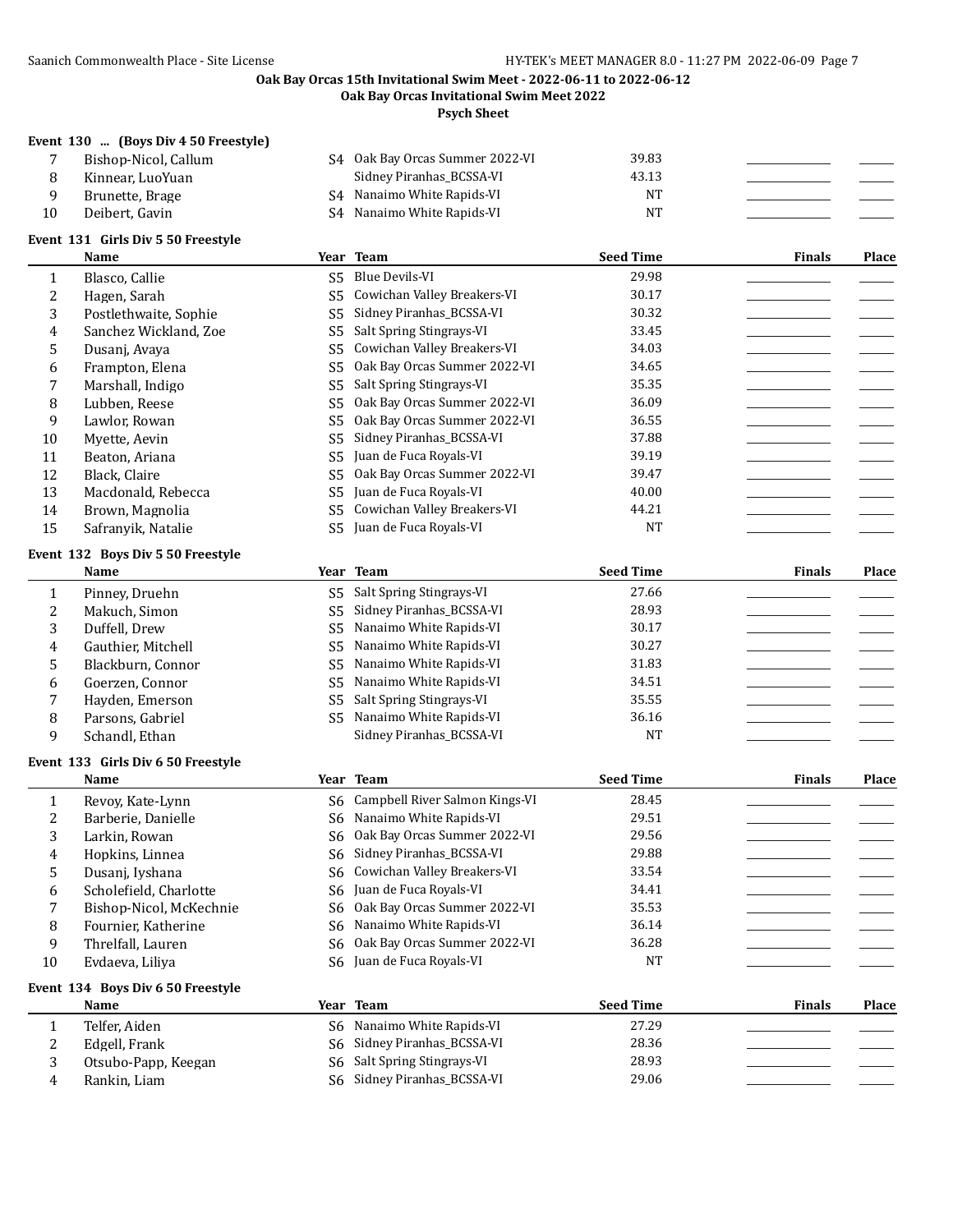Oak Bay Orcas 15th Invitational Swim Meet - 2022-06-11 to 2022-06-12

Oak Bay Orcas Invitational Swim Meet 2022

**Psych Sheet**

### Event 130 ... (Boys Div 4 50 Freestyle)

| | Name | Year | Team | Seed Time | Finals | Place |
|---|---|---|---|---|---|---|
| 7 | Bishop-Nicol, Callum | S4 | Oak Bay Orcas Summer 2022-VI | 39.83 | | |
| 8 | Kinnear, LuoYuan | | Sidney Piranhas_BCSSA-VI | 43.13 | | |
| 9 | Brunette, Brage | S4 | Nanaimo White Rapids-VI | NT | | |
| 10 | Deibert, Gavin | S4 | Nanaimo White Rapids-VI | NT | | |

### Event 131 Girls Div 5 50 Freestyle

| | Name | Year | Team | Seed Time | Finals | Place |
|---|---|---|---|---|---|---|
| 1 | Blasco, Callie | S5 | Blue Devils-VI | 29.98 | | |
| 2 | Hagen, Sarah | S5 | Cowichan Valley Breakers-VI | 30.17 | | |
| 3 | Postlethwaite, Sophie | S5 | Sidney Piranhas_BCSSA-VI | 30.32 | | |
| 4 | Sanchez Wickland, Zoe | S5 | Salt Spring Stingrays-VI | 33.45 | | |
| 5 | Dusanj, Avaya | S5 | Cowichan Valley Breakers-VI | 34.03 | | |
| 6 | Frampton, Elena | S5 | Oak Bay Orcas Summer 2022-VI | 34.65 | | |
| 7 | Marshall, Indigo | S5 | Salt Spring Stingrays-VI | 35.35 | | |
| 8 | Lubben, Reese | S5 | Oak Bay Orcas Summer 2022-VI | 36.09 | | |
| 9 | Lawlor, Rowan | S5 | Oak Bay Orcas Summer 2022-VI | 36.55 | | |
| 10 | Myette, Aevin | S5 | Sidney Piranhas_BCSSA-VI | 37.88 | | |
| 11 | Beaton, Ariana | S5 | Juan de Fuca Royals-VI | 39.19 | | |
| 12 | Black, Claire | S5 | Oak Bay Orcas Summer 2022-VI | 39.47 | | |
| 13 | Macdonald, Rebecca | S5 | Juan de Fuca Royals-VI | 40.00 | | |
| 14 | Brown, Magnolia | S5 | Cowichan Valley Breakers-VI | 44.21 | | |
| 15 | Safranyik, Natalie | S5 | Juan de Fuca Royals-VI | NT | | |

### Event 132 Boys Div 5 50 Freestyle

| | Name | Year | Team | Seed Time | Finals | Place |
|---|---|---|---|---|---|---|
| 1 | Pinney, Druehn | S5 | Salt Spring Stingrays-VI | 27.66 | | |
| 2 | Makuch, Simon | S5 | Sidney Piranhas_BCSSA-VI | 28.93 | | |
| 3 | Duffell, Drew | S5 | Nanaimo White Rapids-VI | 30.17 | | |
| 4 | Gauthier, Mitchell | S5 | Nanaimo White Rapids-VI | 30.27 | | |
| 5 | Blackburn, Connor | S5 | Nanaimo White Rapids-VI | 31.83 | | |
| 6 | Goerzen, Connor | S5 | Nanaimo White Rapids-VI | 34.51 | | |
| 7 | Hayden, Emerson | S5 | Salt Spring Stingrays-VI | 35.55 | | |
| 8 | Parsons, Gabriel | S5 | Nanaimo White Rapids-VI | 36.16 | | |
| 9 | Schandl, Ethan | | Sidney Piranhas_BCSSA-VI | NT | | |

### Event 133 Girls Div 6 50 Freestyle

| | Name | Year | Team | Seed Time | Finals | Place |
|---|---|---|---|---|---|---|
| 1 | Revoy, Kate-Lynn | S6 | Campbell River Salmon Kings-VI | 28.45 | | |
| 2 | Barberie, Danielle | S6 | Nanaimo White Rapids-VI | 29.51 | | |
| 3 | Larkin, Rowan | S6 | Oak Bay Orcas Summer 2022-VI | 29.56 | | |
| 4 | Hopkins, Linnea | S6 | Sidney Piranhas_BCSSA-VI | 29.88 | | |
| 5 | Dusanj, Iyshana | S6 | Cowichan Valley Breakers-VI | 33.54 | | |
| 6 | Scholefield, Charlotte | S6 | Juan de Fuca Royals-VI | 34.41 | | |
| 7 | Bishop-Nicol, McKechnie | S6 | Oak Bay Orcas Summer 2022-VI | 35.53 | | |
| 8 | Fournier, Katherine | S6 | Nanaimo White Rapids-VI | 36.14 | | |
| 9 | Threlfall, Lauren | S6 | Oak Bay Orcas Summer 2022-VI | 36.28 | | |
| 10 | Evdaeva, Liliya | S6 | Juan de Fuca Royals-VI | NT | | |

### Event 134 Boys Div 6 50 Freestyle

| | Name | Year | Team | Seed Time | Finals | Place |
|---|---|---|---|---|---|---|
| 1 | Telfer, Aiden | S6 | Nanaimo White Rapids-VI | 27.29 | | |
| 2 | Edgell, Frank | S6 | Sidney Piranhas_BCSSA-VI | 28.36 | | |
| 3 | Otsubo-Papp, Keegan | S6 | Salt Spring Stingrays-VI | 28.93 | | |
| 4 | Rankin, Liam | S6 | Sidney Piranhas_BCSSA-VI | 29.06 | | |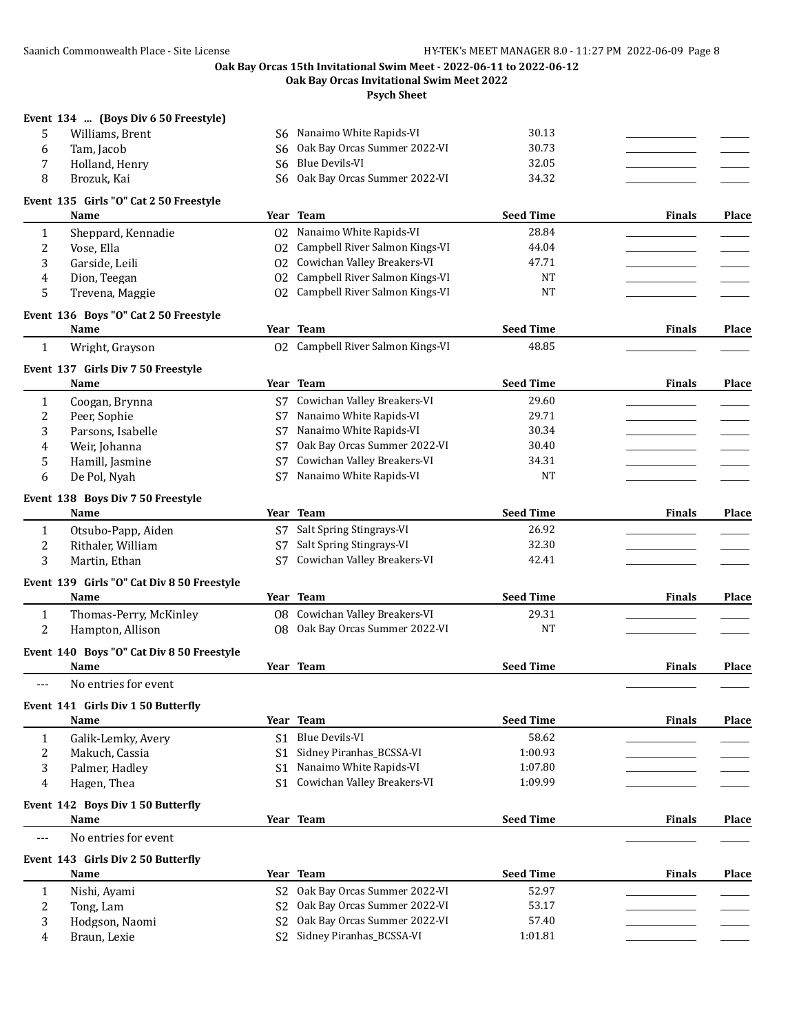## Oak Bay Orcas 15th Invitational Swim Meet - 2022-06-11 to 2022-06-12

### Oak Bay Orcas Invitational Swim Meet 2022

### Psych Sheet

**Event 134 ... (Boys Div 6 50 Freestyle)**

| | Name | Year | Team | Seed Time | Finals | Place |
|---|---|---|---|---|---|---|
| 5 | Williams, Brent | S6 | Nanaimo White Rapids-VI | 30.13 | | |
| 6 | Tam, Jacob | S6 | Oak Bay Orcas Summer 2022-VI | 30.73 | | |
| 7 | Holland, Henry | S6 | Blue Devils-VI | 32.05 | | |
| 8 | Brozuk, Kai | S6 | Oak Bay Orcas Summer 2022-VI | 34.32 | | |

**Event 135 Girls "O" Cat 2 50 Freestyle**

| | Name | Year | Team | Seed Time | Finals | Place |
|---|---|---|---|---|---|---|
| 1 | Sheppard, Kennadie | O2 | Nanaimo White Rapids-VI | 28.84 | | |
| 2 | Vose, Ella | O2 | Campbell River Salmon Kings-VI | 44.04 | | |
| 3 | Garside, Leili | O2 | Cowichan Valley Breakers-VI | 47.71 | | |
| 4 | Dion, Teegan | O2 | Campbell River Salmon Kings-VI | NT | | |
| 5 | Trevena, Maggie | O2 | Campbell River Salmon Kings-VI | NT | | |

**Event 136 Boys "O" Cat 2 50 Freestyle**

| | Name | Year | Team | Seed Time | Finals | Place |
|---|---|---|---|---|---|---|
| 1 | Wright, Grayson | O2 | Campbell River Salmon Kings-VI | 48.85 | | |

**Event 137 Girls Div 7 50 Freestyle**

| | Name | Year | Team | Seed Time | Finals | Place |
|---|---|---|---|---|---|---|
| 1 | Coogan, Brynna | S7 | Cowichan Valley Breakers-VI | 29.60 | | |
| 2 | Peer, Sophie | S7 | Nanaimo White Rapids-VI | 29.71 | | |
| 3 | Parsons, Isabelle | S7 | Nanaimo White Rapids-VI | 30.34 | | |
| 4 | Weir, Johanna | S7 | Oak Bay Orcas Summer 2022-VI | 30.40 | | |
| 5 | Hamill, Jasmine | S7 | Cowichan Valley Breakers-VI | 34.31 | | |
| 6 | De Pol, Nyah | S7 | Nanaimo White Rapids-VI | NT | | |

**Event 138 Boys Div 7 50 Freestyle**

| | Name | Year | Team | Seed Time | Finals | Place |
|---|---|---|---|---|---|---|
| 1 | Otsubo-Papp, Aiden | S7 | Salt Spring Stingrays-VI | 26.92 | | |
| 2 | Rithaler, William | S7 | Salt Spring Stingrays-VI | 32.30 | | |
| 3 | Martin, Ethan | S7 | Cowichan Valley Breakers-VI | 42.41 | | |

**Event 139 Girls "O" Cat Div 8 50 Freestyle**

| | Name | Year | Team | Seed Time | Finals | Place |
|---|---|---|---|---|---|---|
| 1 | Thomas-Perry, McKinley | O8 | Cowichan Valley Breakers-VI | 29.31 | | |
| 2 | Hampton, Allison | O8 | Oak Bay Orcas Summer 2022-VI | NT | | |

**Event 140 Boys "O" Cat Div 8 50 Freestyle**

| | Name | Year | Team | Seed Time | Finals | Place |
|---|---|---|---|---|---|---|
| --- | No entries for event | | | | | |

**Event 141 Girls Div 1 50 Butterfly**

| | Name | Year | Team | Seed Time | Finals | Place |
|---|---|---|---|---|---|---|
| 1 | Galik-Lemky, Avery | S1 | Blue Devils-VI | 58.62 | | |
| 2 | Makuch, Cassia | S1 | Sidney Piranhas_BCSSA-VI | 1:00.93 | | |
| 3 | Palmer, Hadley | S1 | Nanaimo White Rapids-VI | 1:07.80 | | |
| 4 | Hagen, Thea | S1 | Cowichan Valley Breakers-VI | 1:09.99 | | |

**Event 142 Boys Div 1 50 Butterfly**

| | Name | Year | Team | Seed Time | Finals | Place |
|---|---|---|---|---|---|---|
| --- | No entries for event | | | | | |

**Event 143 Girls Div 2 50 Butterfly**

| | Name | Year | Team | Seed Time | Finals | Place |
|---|---|---|---|---|---|---|
| 1 | Nishi, Ayami | S2 | Oak Bay Orcas Summer 2022-VI | 52.97 | | |
| 2 | Tong, Lam | S2 | Oak Bay Orcas Summer 2022-VI | 53.17 | | |
| 3 | Hodgson, Naomi | S2 | Oak Bay Orcas Summer 2022-VI | 57.40 | | |
| 4 | Braun, Lexie | S2 | Sidney Piranhas_BCSSA-VI | 1:01.81 | | |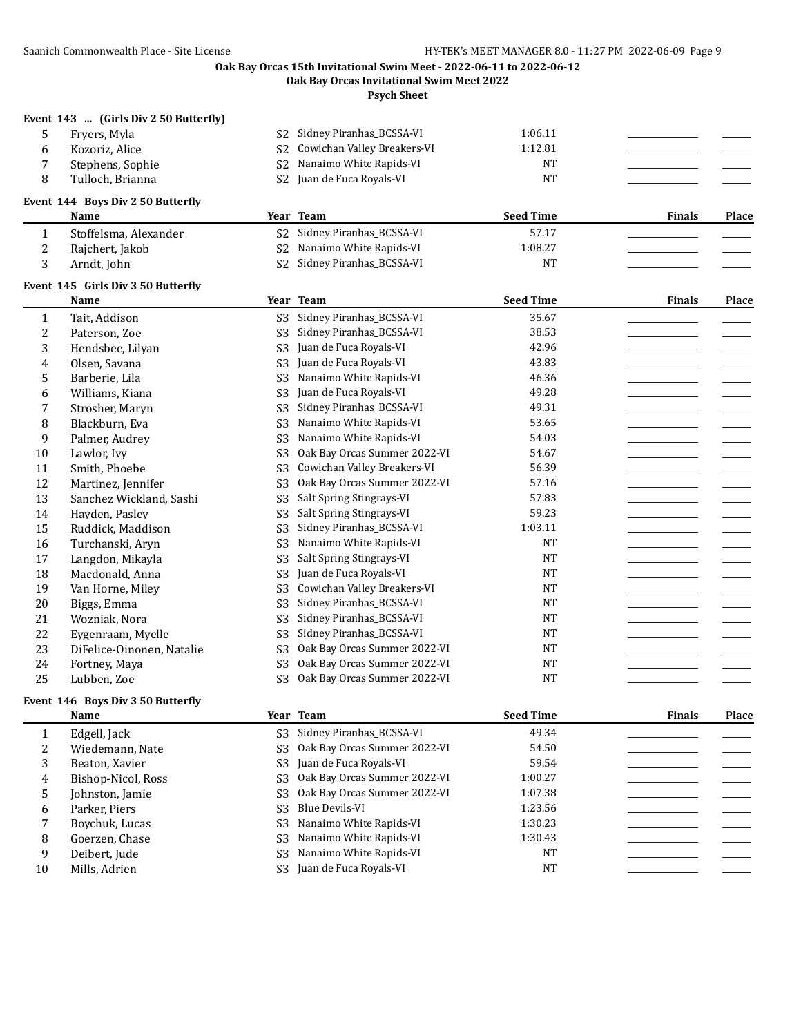# Oak Bay Orcas 15th Invitational Swim Meet - 2022-06-11 to 2022-06-12

## Oak Bay Orcas Invitational Swim Meet 2022

### Psych Sheet

**Event 143 ... (Girls Div 2 50 Butterfly)**

| | Name | Year | Team | Seed Time | Finals | Place |
|---|---|---|---|---|---|---|
| 5 | Fryers, Myla | S2 | Sidney Piranhas_BCSSA-VI | 1:06.11 | | |
| 6 | Kozoriz, Alice | S2 | Cowichan Valley Breakers-VI | 1:12.81 | | |
| 7 | Stephens, Sophie | S2 | Nanaimo White Rapids-VI | NT | | |
| 8 | Tulloch, Brianna | S2 | Juan de Fuca Royals-VI | NT | | |

**Event 144 Boys Div 2 50 Butterfly**

| | Name | Year | Team | Seed Time | Finals | Place |
|---|---|---|---|---|---|---|
| 1 | Stoffelsma, Alexander | S2 | Sidney Piranhas_BCSSA-VI | 57.17 | | |
| 2 | Rajchert, Jakob | S2 | Nanaimo White Rapids-VI | 1:08.27 | | |
| 3 | Arndt, John | S2 | Sidney Piranhas_BCSSA-VI | NT | | |

**Event 145 Girls Div 3 50 Butterfly**

| | Name | Year | Team | Seed Time | Finals | Place |
|---|---|---|---|---|---|---|
| 1 | Tait, Addison | S3 | Sidney Piranhas_BCSSA-VI | 35.67 | | |
| 2 | Paterson, Zoe | S3 | Sidney Piranhas_BCSSA-VI | 38.53 | | |
| 3 | Hendsbee, Lilyan | S3 | Juan de Fuca Royals-VI | 42.96 | | |
| 4 | Olsen, Savana | S3 | Juan de Fuca Royals-VI | 43.83 | | |
| 5 | Barberie, Lila | S3 | Nanaimo White Rapids-VI | 46.36 | | |
| 6 | Williams, Kiana | S3 | Juan de Fuca Royals-VI | 49.28 | | |
| 7 | Strosher, Maryn | S3 | Sidney Piranhas_BCSSA-VI | 49.31 | | |
| 8 | Blackburn, Eva | S3 | Nanaimo White Rapids-VI | 53.65 | | |
| 9 | Palmer, Audrey | S3 | Nanaimo White Rapids-VI | 54.03 | | |
| 10 | Lawlor, Ivy | S3 | Oak Bay Orcas Summer 2022-VI | 54.67 | | |
| 11 | Smith, Phoebe | S3 | Cowichan Valley Breakers-VI | 56.39 | | |
| 12 | Martinez, Jennifer | S3 | Oak Bay Orcas Summer 2022-VI | 57.16 | | |
| 13 | Sanchez Wickland, Sashi | S3 | Salt Spring Stingrays-VI | 57.83 | | |
| 14 | Hayden, Pasley | S3 | Salt Spring Stingrays-VI | 59.23 | | |
| 15 | Ruddick, Maddison | S3 | Sidney Piranhas_BCSSA-VI | 1:03.11 | | |
| 16 | Turchanski, Aryn | S3 | Nanaimo White Rapids-VI | NT | | |
| 17 | Langdon, Mikayla | S3 | Salt Spring Stingrays-VI | NT | | |
| 18 | Macdonald, Anna | S3 | Juan de Fuca Royals-VI | NT | | |
| 19 | Van Horne, Miley | S3 | Cowichan Valley Breakers-VI | NT | | |
| 20 | Biggs, Emma | S3 | Sidney Piranhas_BCSSA-VI | NT | | |
| 21 | Wozniak, Nora | S3 | Sidney Piranhas_BCSSA-VI | NT | | |
| 22 | Eygenraam, Myelle | S3 | Sidney Piranhas_BCSSA-VI | NT | | |
| 23 | DiFelice-Oinonen, Natalie | S3 | Oak Bay Orcas Summer 2022-VI | NT | | |
| 24 | Fortney, Maya | S3 | Oak Bay Orcas Summer 2022-VI | NT | | |
| 25 | Lubben, Zoe | S3 | Oak Bay Orcas Summer 2022-VI | NT | | |

**Event 146 Boys Div 3 50 Butterfly**

| | Name | Year | Team | Seed Time | Finals | Place |
|---|---|---|---|---|---|---|
| 1 | Edgell, Jack | S3 | Sidney Piranhas_BCSSA-VI | 49.34 | | |
| 2 | Wiedemann, Nate | S3 | Oak Bay Orcas Summer 2022-VI | 54.50 | | |
| 3 | Beaton, Xavier | S3 | Juan de Fuca Royals-VI | 59.54 | | |
| 4 | Bishop-Nicol, Ross | S3 | Oak Bay Orcas Summer 2022-VI | 1:00.27 | | |
| 5 | Johnston, Jamie | S3 | Oak Bay Orcas Summer 2022-VI | 1:07.38 | | |
| 6 | Parker, Piers | S3 | Blue Devils-VI | 1:23.56 | | |
| 7 | Boychuk, Lucas | S3 | Nanaimo White Rapids-VI | 1:30.23 | | |
| 8 | Goerzen, Chase | S3 | Nanaimo White Rapids-VI | 1:30.43 | | |
| 9 | Deibert, Jude | S3 | Nanaimo White Rapids-VI | NT | | |
| 10 | Mills, Adrien | S3 | Juan de Fuca Royals-VI | NT | | |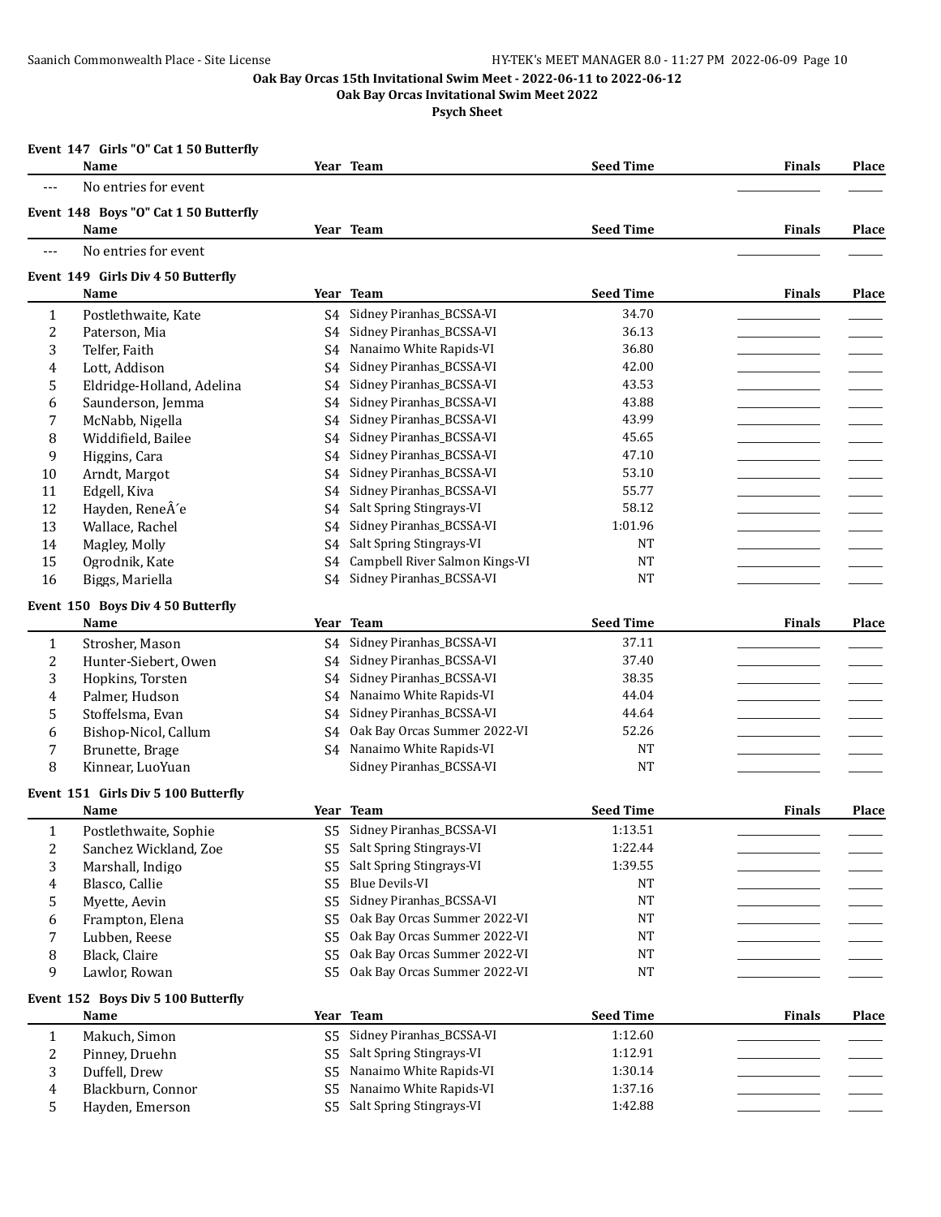**Oak Bay Orcas 15th Invitational Swim Meet - 2022-06-11 to 2022-06-12**

**Oak Bay Orcas Invitational Swim Meet 2022**

**Psych Sheet**

### Event 147 Girls "O" Cat 1 50 Butterfly

| | Name | Year | Team | Seed Time | Finals | Place |
|---|---|---|---|---|---|---|
| --- | No entries for event | | | | | |

### Event 148 Boys "O" Cat 1 50 Butterfly

| | Name | Year | Team | Seed Time | Finals | Place |
|---|---|---|---|---|---|---|
| --- | No entries for event | | | | | |

### Event 149 Girls Div 4 50 Butterfly

| | Name | Year | Team | Seed Time | Finals | Place |
|---|---|---|---|---|---|---|
| 1 | Postlethwaite, Kate | S4 | Sidney Piranhas_BCSSA-VI | 34.70 | | |
| 2 | Paterson, Mia | S4 | Sidney Piranhas_BCSSA-VI | 36.13 | | |
| 3 | Telfer, Faith | S4 | Nanaimo White Rapids-VI | 36.80 | | |
| 4 | Lott, Addison | S4 | Sidney Piranhas_BCSSA-VI | 42.00 | | |
| 5 | Eldridge-Holland, Adelina | S4 | Sidney Piranhas_BCSSA-VI | 43.53 | | |
| 6 | Saunderson, Jemma | S4 | Sidney Piranhas_BCSSA-VI | 43.88 | | |
| 7 | McNabb, Nigella | S4 | Sidney Piranhas_BCSSA-VI | 43.99 | | |
| 8 | Widdifield, Bailee | S4 | Sidney Piranhas_BCSSA-VI | 45.65 | | |
| 9 | Higgins, Cara | S4 | Sidney Piranhas_BCSSA-VI | 47.10 | | |
| 10 | Arndt, Margot | S4 | Sidney Piranhas_BCSSA-VI | 53.10 | | |
| 11 | Edgell, Kiva | S4 | Sidney Piranhas_BCSSA-VI | 55.77 | | |
| 12 | Hayden, ReneÂ´e | S4 | Salt Spring Stingrays-VI | 58.12 | | |
| 13 | Wallace, Rachel | S4 | Sidney Piranhas_BCSSA-VI | 1:01.96 | | |
| 14 | Magley, Molly | S4 | Salt Spring Stingrays-VI | NT | | |
| 15 | Ogrodnik, Kate | S4 | Campbell River Salmon Kings-VI | NT | | |
| 16 | Biggs, Mariella | S4 | Sidney Piranhas_BCSSA-VI | NT | | |

### Event 150 Boys Div 4 50 Butterfly

| | Name | Year | Team | Seed Time | Finals | Place |
|---|---|---|---|---|---|---|
| 1 | Strosher, Mason | S4 | Sidney Piranhas_BCSSA-VI | 37.11 | | |
| 2 | Hunter-Siebert, Owen | S4 | Sidney Piranhas_BCSSA-VI | 37.40 | | |
| 3 | Hopkins, Torsten | S4 | Sidney Piranhas_BCSSA-VI | 38.35 | | |
| 4 | Palmer, Hudson | S4 | Nanaimo White Rapids-VI | 44.04 | | |
| 5 | Stoffelsma, Evan | S4 | Sidney Piranhas_BCSSA-VI | 44.64 | | |
| 6 | Bishop-Nicol, Callum | S4 | Oak Bay Orcas Summer 2022-VI | 52.26 | | |
| 7 | Brunette, Brage | S4 | Nanaimo White Rapids-VI | NT | | |
| 8 | Kinnear, LuoYuan | | Sidney Piranhas_BCSSA-VI | NT | | |

### Event 151 Girls Div 5 100 Butterfly

| | Name | Year | Team | Seed Time | Finals | Place |
|---|---|---|---|---|---|---|
| 1 | Postlethwaite, Sophie | S5 | Sidney Piranhas_BCSSA-VI | 1:13.51 | | |
| 2 | Sanchez Wickland, Zoe | S5 | Salt Spring Stingrays-VI | 1:22.44 | | |
| 3 | Marshall, Indigo | S5 | Salt Spring Stingrays-VI | 1:39.55 | | |
| 4 | Blasco, Callie | S5 | Blue Devils-VI | NT | | |
| 5 | Myette, Aevin | S5 | Sidney Piranhas_BCSSA-VI | NT | | |
| 6 | Frampton, Elena | S5 | Oak Bay Orcas Summer 2022-VI | NT | | |
| 7 | Lubben, Reese | S5 | Oak Bay Orcas Summer 2022-VI | NT | | |
| 8 | Black, Claire | S5 | Oak Bay Orcas Summer 2022-VI | NT | | |
| 9 | Lawlor, Rowan | S5 | Oak Bay Orcas Summer 2022-VI | NT | | |

### Event 152 Boys Div 5 100 Butterfly

| | Name | Year | Team | Seed Time | Finals | Place |
|---|---|---|---|---|---|---|
| 1 | Makuch, Simon | S5 | Sidney Piranhas_BCSSA-VI | 1:12.60 | | |
| 2 | Pinney, Druehn | S5 | Salt Spring Stingrays-VI | 1:12.91 | | |
| 3 | Duffell, Drew | S5 | Nanaimo White Rapids-VI | 1:30.14 | | |
| 4 | Blackburn, Connor | S5 | Nanaimo White Rapids-VI | 1:37.16 | | |
| 5 | Hayden, Emerson | S5 | Salt Spring Stingrays-VI | 1:42.88 | | |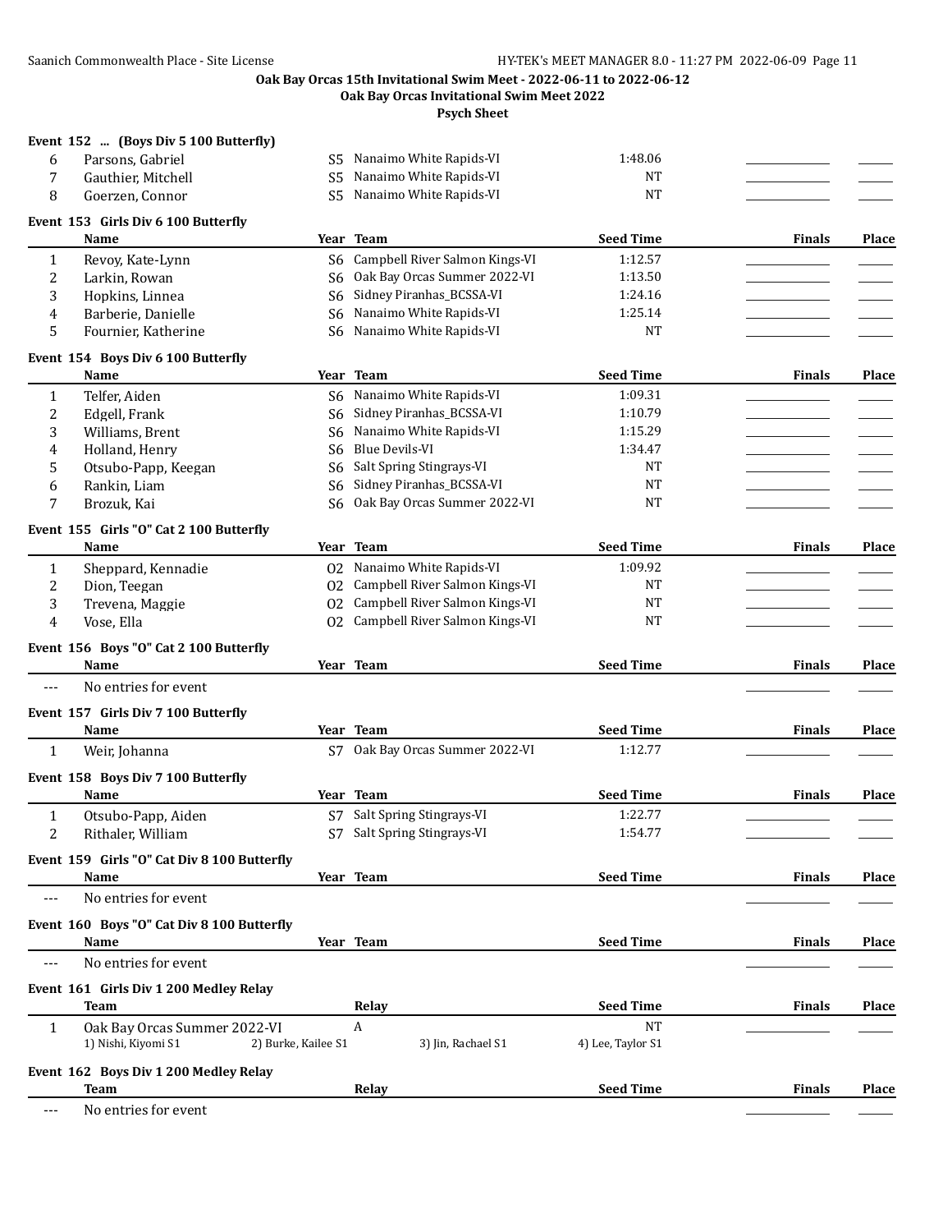**Oak Bay Orcas 15th Invitational Swim Meet - 2022-06-11 to 2022-06-12**

**Oak Bay Orcas Invitational Swim Meet 2022**

**Psych Sheet**

### Event 152 ... (Boys Div 5 100 Butterfly)

| | Name | Year | Team | Seed Time | Finals | Place |
|---|---|---|---|---|---|---|
| 6 | Parsons, Gabriel | S5 | Nanaimo White Rapids-VI | 1:48.06 | | |
| 7 | Gauthier, Mitchell | S5 | Nanaimo White Rapids-VI | NT | | |
| 8 | Goerzen, Connor | S5 | Nanaimo White Rapids-VI | NT | | |

### Event 153 Girls Div 6 100 Butterfly

| | Name | Year | Team | Seed Time | Finals | Place |
|---|---|---|---|---|---|---|
| 1 | Revoy, Kate-Lynn | S6 | Campbell River Salmon Kings-VI | 1:12.57 | | |
| 2 | Larkin, Rowan | S6 | Oak Bay Orcas Summer 2022-VI | 1:13.50 | | |
| 3 | Hopkins, Linnea | S6 | Sidney Piranhas_BCSSA-VI | 1:24.16 | | |
| 4 | Barberie, Danielle | S6 | Nanaimo White Rapids-VI | 1:25.14 | | |
| 5 | Fournier, Katherine | S6 | Nanaimo White Rapids-VI | NT | | |

### Event 154 Boys Div 6 100 Butterfly

| | Name | Year | Team | Seed Time | Finals | Place |
|---|---|---|---|---|---|---|
| 1 | Telfer, Aiden | S6 | Nanaimo White Rapids-VI | 1:09.31 | | |
| 2 | Edgell, Frank | S6 | Sidney Piranhas_BCSSA-VI | 1:10.79 | | |
| 3 | Williams, Brent | S6 | Nanaimo White Rapids-VI | 1:15.29 | | |
| 4 | Holland, Henry | S6 | Blue Devils-VI | 1:34.47 | | |
| 5 | Otsubo-Papp, Keegan | S6 | Salt Spring Stingrays-VI | NT | | |
| 6 | Rankin, Liam | S6 | Sidney Piranhas_BCSSA-VI | NT | | |
| 7 | Brozuk, Kai | S6 | Oak Bay Orcas Summer 2022-VI | NT | | |

### Event 155 Girls "O" Cat 2 100 Butterfly

| | Name | Year | Team | Seed Time | Finals | Place |
|---|---|---|---|---|---|---|
| 1 | Sheppard, Kennadie | O2 | Nanaimo White Rapids-VI | 1:09.92 | | |
| 2 | Dion, Teegan | O2 | Campbell River Salmon Kings-VI | NT | | |
| 3 | Trevena, Maggie | O2 | Campbell River Salmon Kings-VI | NT | | |
| 4 | Vose, Ella | O2 | Campbell River Salmon Kings-VI | NT | | |

### Event 156 Boys "O" Cat 2 100 Butterfly

| | Name | Year | Team | Seed Time | Finals | Place |
|---|---|---|---|---|---|---|
| --- | No entries for event | | | | | |

### Event 157 Girls Div 7 100 Butterfly

| | Name | Year | Team | Seed Time | Finals | Place |
|---|---|---|---|---|---|---|
| 1 | Weir, Johanna | S7 | Oak Bay Orcas Summer 2022-VI | 1:12.77 | | |

### Event 158 Boys Div 7 100 Butterfly

| | Name | Year | Team | Seed Time | Finals | Place |
|---|---|---|---|---|---|---|
| 1 | Otsubo-Papp, Aiden | S7 | Salt Spring Stingrays-VI | 1:22.77 | | |
| 2 | Rithaler, William | S7 | Salt Spring Stingrays-VI | 1:54.77 | | |

### Event 159 Girls "O" Cat Div 8 100 Butterfly

| | Name | Year | Team | Seed Time | Finals | Place |
|---|---|---|---|---|---|---|
| --- | No entries for event | | | | | |

### Event 160 Boys "O" Cat Div 8 100 Butterfly

| | Name | Year | Team | Seed Time | Finals | Place |
|---|---|---|---|---|---|---|
| --- | No entries for event | | | | | |

### Event 161 Girls Div 1 200 Medley Relay

| | Team | Relay | Seed Time | Finals | Place |
|---|---|---|---|---|---|
| 1 | Oak Bay Orcas Summer 2022-VI | A | NT | | |
| | 1) Nishi, Kiyomi S1 &nbsp; 2) Burke, Kailee S1 | 3) Jin, Rachael S1 | 4) Lee, Taylor S1 | | |

### Event 162 Boys Div 1 200 Medley Relay

| | Team | Relay | Seed Time | Finals | Place |
|---|---|---|---|---|---|
| --- | No entries for event | | | | |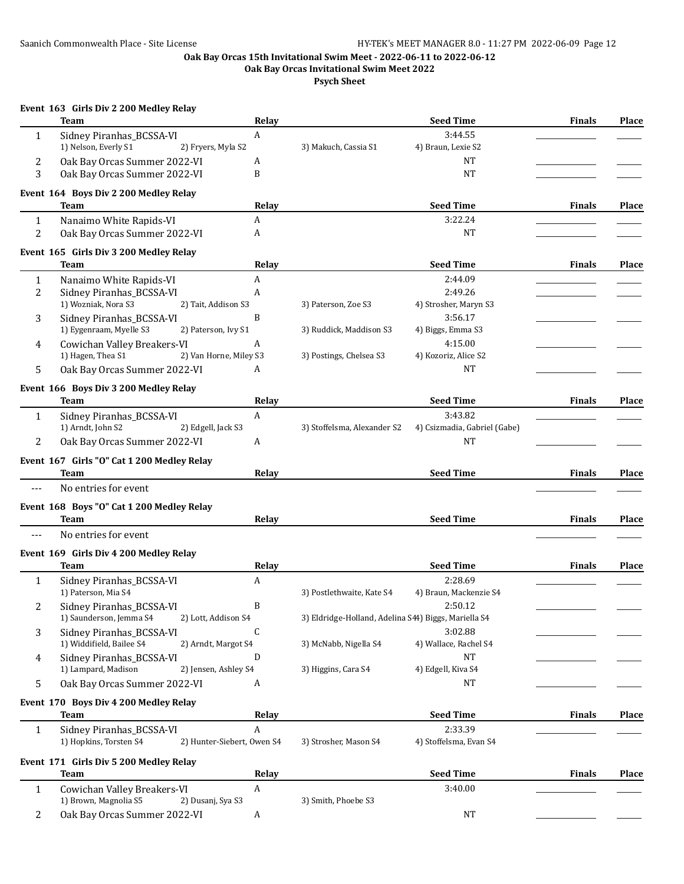**Oak Bay Orcas 15th Invitational Swim Meet - 2022-06-11 to 2022-06-12**

**Oak Bay Orcas Invitational Swim Meet 2022**

**Psych Sheet**

### Event 163 Girls Div 2 200 Medley Relay

| | Team | Relay | Seed Time | Finals | Place |
|---|---|---|---|---|---|
| 1 | Sidney Piranhas_BCSSA-VI | A | 3:44.55 | | |
| | 1) Nelson, Everly S1 · 2) Fryers, Myla S2 · 3) Makuch, Cassia S1 · 4) Braun, Lexie S2 | | | | |
| 2 | Oak Bay Orcas Summer 2022-VI | A | NT | | |
| 3 | Oak Bay Orcas Summer 2022-VI | B | NT | | |

### Event 164 Boys Div 2 200 Medley Relay

| | Team | Relay | Seed Time | Finals | Place |
|---|---|---|---|---|---|
| 1 | Nanaimo White Rapids-VI | A | 3:22.24 | | |
| 2 | Oak Bay Orcas Summer 2022-VI | A | NT | | |

### Event 165 Girls Div 3 200 Medley Relay

| | Team | Relay | Seed Time | Finals | Place |
|---|---|---|---|---|---|
| 1 | Nanaimo White Rapids-VI | A | 2:44.09 | | |
| 2 | Sidney Piranhas_BCSSA-VI | A | 2:49.26 | | |
| | 1) Wozniak, Nora S3 · 2) Tait, Addison S3 · 3) Paterson, Zoe S3 · 4) Strosher, Maryn S3 | | | | |
| 3 | Sidney Piranhas_BCSSA-VI | B | 3:56.17 | | |
| | 1) Eygenraam, Myelle S3 · 2) Paterson, Ivy S1 · 3) Ruddick, Maddison S3 · 4) Biggs, Emma S3 | | | | |
| 4 | Cowichan Valley Breakers-VI | A | 4:15.00 | | |
| | 1) Hagen, Thea S1 · 2) Van Horne, Miley S3 · 3) Postings, Chelsea S3 · 4) Kozoriz, Alice S2 | | | | |
| 5 | Oak Bay Orcas Summer 2022-VI | A | NT | | |

### Event 166 Boys Div 3 200 Medley Relay

| | Team | Relay | Seed Time | Finals | Place |
|---|---|---|---|---|---|
| 1 | Sidney Piranhas_BCSSA-VI | A | 3:43.82 | | |
| | 1) Arndt, John S2 · 2) Edgell, Jack S3 · 3) Stoffelsma, Alexander S2 · 4) Csizmadia, Gabriel (Gabe) | | | | |
| 2 | Oak Bay Orcas Summer 2022-VI | A | NT | | |

### Event 167 Girls "O" Cat 1 200 Medley Relay

| | Team | Relay | Seed Time | Finals | Place |
|---|---|---|---|---|---|
| --- | No entries for event | | | | |

### Event 168 Boys "O" Cat 1 200 Medley Relay

| | Team | Relay | Seed Time | Finals | Place |
|---|---|---|---|---|---|
| --- | No entries for event | | | | |

### Event 169 Girls Div 4 200 Medley Relay

| | Team | Relay | Seed Time | Finals | Place |
|---|---|---|---|---|---|
| 1 | Sidney Piranhas_BCSSA-VI | A | 2:28.69 | | |
| | 1) Paterson, Mia S4 · 3) Postlethwaite, Kate S4 · 4) Braun, Mackenzie S4 | | | | |
| 2 | Sidney Piranhas_BCSSA-VI | B | 2:50.12 | | |
| | 1) Saunderson, Jemma S4 · 2) Lott, Addison S4 · 3) Eldridge-Holland, Adelina S4 · 4) Biggs, Mariella S4 | | | | |
| 3 | Sidney Piranhas_BCSSA-VI | C | 3:02.88 | | |
| | 1) Widdifield, Bailee S4 · 2) Arndt, Margot S4 · 3) McNabb, Nigella S4 · 4) Wallace, Rachel S4 | | | | |
| 4 | Sidney Piranhas_BCSSA-VI | D | NT | | |
| | 1) Lampard, Madison · 2) Jensen, Ashley S4 · 3) Higgins, Cara S4 · 4) Edgell, Kiva S4 | | | | |
| 5 | Oak Bay Orcas Summer 2022-VI | A | NT | | |

### Event 170 Boys Div 4 200 Medley Relay

| | Team | Relay | Seed Time | Finals | Place |
|---|---|---|---|---|---|
| 1 | Sidney Piranhas_BCSSA-VI | A | 2:33.39 | | |
| | 1) Hopkins, Torsten S4 · 2) Hunter-Siebert, Owen S4 · 3) Strosher, Mason S4 · 4) Stoffelsma, Evan S4 | | | | |

### Event 171 Girls Div 5 200 Medley Relay

| | Team | Relay | Seed Time | Finals | Place |
|---|---|---|---|---|---|
| 1 | Cowichan Valley Breakers-VI | A | 3:40.00 | | |
| | 1) Brown, Magnolia S5 · 2) Dusanj, Sya S3 · 3) Smith, Phoebe S3 | | | | |
| 2 | Oak Bay Orcas Summer 2022-VI | A | NT | | |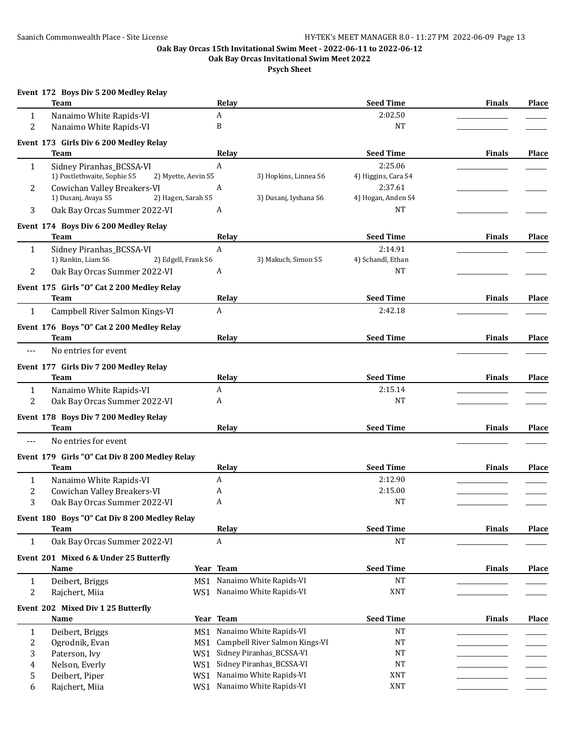**Oak Bay Orcas 15th Invitational Swim Meet - 2022-06-11 to 2022-06-12**
**Oak Bay Orcas Invitational Swim Meet 2022**
**Psych Sheet**

### Event 172 Boys Div 5 200 Medley Relay

| | Team | Relay | Seed Time | Finals | Place |
|---|---|---|---|---|---|
| 1 | Nanaimo White Rapids-VI | A | 2:02.50 | | |
| 2 | Nanaimo White Rapids-VI | B | NT | | |

### Event 173 Girls Div 6 200 Medley Relay

| | Team | Relay | | Seed Time | Finals | Place |
|---|---|---|---|---|---|---|
| 1 | Sidney Piranhas_BCSSA-VI | A | | 2:25.06 | | |
| | 1) Postlethwaite, Sophie S5 | 2) Myette, Aevin S5 | 3) Hopkins, Linnea S6 | 4) Higgins, Cara S4 | | |
| 2 | Cowichan Valley Breakers-VI | A | | 2:37.61 | | |
| | 1) Dusanj, Avaya S5 | 2) Hagen, Sarah S5 | 3) Dusanj, Iyshana S6 | 4) Hogan, Anden S4 | | |
| 3 | Oak Bay Orcas Summer 2022-VI | A | | NT | | |

### Event 174 Boys Div 6 200 Medley Relay

| | Team | Relay | | Seed Time | Finals | Place |
|---|---|---|---|---|---|---|
| 1 | Sidney Piranhas_BCSSA-VI | A | | 2:14.91 | | |
| | 1) Rankin, Liam S6 | 2) Edgell, Frank S6 | 3) Makuch, Simon S5 | 4) Schandl, Ethan | | |
| 2 | Oak Bay Orcas Summer 2022-VI | A | | NT | | |

### Event 175 Girls "O" Cat 2 200 Medley Relay

| | Team | Relay | Seed Time | Finals | Place |
|---|---|---|---|---|---|
| 1 | Campbell River Salmon Kings-VI | A | 2:42.18 | | |

### Event 176 Boys "O" Cat 2 200 Medley Relay

| | Team | Relay | Seed Time | Finals | Place |
|---|---|---|---|---|---|
| --- | No entries for event | | | | |

### Event 177 Girls Div 7 200 Medley Relay

| | Team | Relay | Seed Time | Finals | Place |
|---|---|---|---|---|---|
| 1 | Nanaimo White Rapids-VI | A | 2:15.14 | | |
| 2 | Oak Bay Orcas Summer 2022-VI | A | NT | | |

### Event 178 Boys Div 7 200 Medley Relay

| | Team | Relay | Seed Time | Finals | Place |
|---|---|---|---|---|---|
| --- | No entries for event | | | | |

### Event 179 Girls "O" Cat Div 8 200 Medley Relay

| | Team | Relay | Seed Time | Finals | Place |
|---|---|---|---|---|---|
| 1 | Nanaimo White Rapids-VI | A | 2:12.90 | | |
| 2 | Cowichan Valley Breakers-VI | A | 2:15.00 | | |
| 3 | Oak Bay Orcas Summer 2022-VI | A | NT | | |

### Event 180 Boys "O" Cat Div 8 200 Medley Relay

| | Team | Relay | Seed Time | Finals | Place |
|---|---|---|---|---|---|
| 1 | Oak Bay Orcas Summer 2022-VI | A | NT | | |

### Event 201 Mixed 6 & Under 25 Butterfly

| | Name | Year | Team | Seed Time | Finals | Place |
|---|---|---|---|---|---|---|
| 1 | Deibert, Briggs | MS1 | Nanaimo White Rapids-VI | NT | | |
| 2 | Rajchert, Miia | WS1 | Nanaimo White Rapids-VI | XNT | | |

### Event 202 Mixed Div 1 25 Butterfly

| | Name | Year | Team | Seed Time | Finals | Place |
|---|---|---|---|---|---|---|
| 1 | Deibert, Briggs | MS1 | Nanaimo White Rapids-VI | NT | | |
| 2 | Ogrodnik, Evan | MS1 | Campbell River Salmon Kings-VI | NT | | |
| 3 | Paterson, Ivy | WS1 | Sidney Piranhas_BCSSA-VI | NT | | |
| 4 | Nelson, Everly | WS1 | Sidney Piranhas_BCSSA-VI | NT | | |
| 5 | Deibert, Piper | WS1 | Nanaimo White Rapids-VI | XNT | | |
| 6 | Rajchert, Miia | WS1 | Nanaimo White Rapids-VI | XNT | | |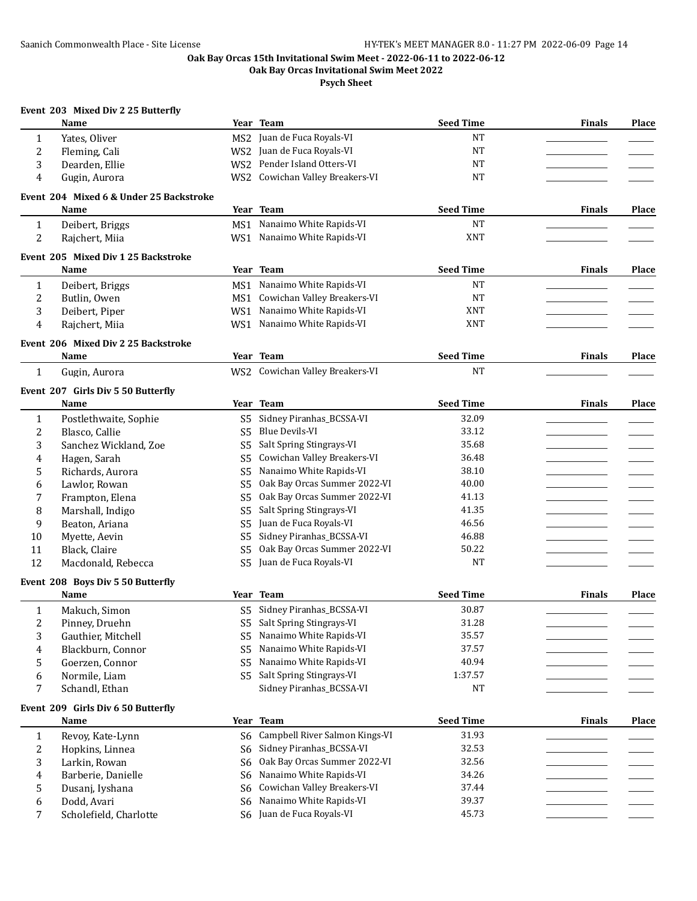**Oak Bay Orcas 15th Invitational Swim Meet - 2022-06-11 to 2022-06-12**

**Oak Bay Orcas Invitational Swim Meet 2022**

**Psych Sheet**

### Event 203 Mixed Div 2 25 Butterfly

| | Name | Year | Team | Seed Time | Finals | Place |
|---|---|---|---|---|---|---|
| 1 | Yates, Oliver | MS2 | Juan de Fuca Royals-VI | NT | | |
| 2 | Fleming, Cali | WS2 | Juan de Fuca Royals-VI | NT | | |
| 3 | Dearden, Ellie | WS2 | Pender Island Otters-VI | NT | | |
| 4 | Gugin, Aurora | WS2 | Cowichan Valley Breakers-VI | NT | | |

### Event 204 Mixed 6 & Under 25 Backstroke

| | Name | Year | Team | Seed Time | Finals | Place |
|---|---|---|---|---|---|---|
| 1 | Deibert, Briggs | MS1 | Nanaimo White Rapids-VI | NT | | |
| 2 | Rajchert, Miia | WS1 | Nanaimo White Rapids-VI | XNT | | |

### Event 205 Mixed Div 1 25 Backstroke

| | Name | Year | Team | Seed Time | Finals | Place |
|---|---|---|---|---|---|---|
| 1 | Deibert, Briggs | MS1 | Nanaimo White Rapids-VI | NT | | |
| 2 | Butlin, Owen | MS1 | Cowichan Valley Breakers-VI | NT | | |
| 3 | Deibert, Piper | WS1 | Nanaimo White Rapids-VI | XNT | | |
| 4 | Rajchert, Miia | WS1 | Nanaimo White Rapids-VI | XNT | | |

### Event 206 Mixed Div 2 25 Backstroke

| | Name | Year | Team | Seed Time | Finals | Place |
|---|---|---|---|---|---|---|
| 1 | Gugin, Aurora | WS2 | Cowichan Valley Breakers-VI | NT | | |

### Event 207 Girls Div 5 50 Butterfly

| | Name | Year | Team | Seed Time | Finals | Place |
|---|---|---|---|---|---|---|
| 1 | Postlethwaite, Sophie | S5 | Sidney Piranhas_BCSSA-VI | 32.09 | | |
| 2 | Blasco, Callie | S5 | Blue Devils-VI | 33.12 | | |
| 3 | Sanchez Wickland, Zoe | S5 | Salt Spring Stingrays-VI | 35.68 | | |
| 4 | Hagen, Sarah | S5 | Cowichan Valley Breakers-VI | 36.48 | | |
| 5 | Richards, Aurora | S5 | Nanaimo White Rapids-VI | 38.10 | | |
| 6 | Lawlor, Rowan | S5 | Oak Bay Orcas Summer 2022-VI | 40.00 | | |
| 7 | Frampton, Elena | S5 | Oak Bay Orcas Summer 2022-VI | 41.13 | | |
| 8 | Marshall, Indigo | S5 | Salt Spring Stingrays-VI | 41.35 | | |
| 9 | Beaton, Ariana | S5 | Juan de Fuca Royals-VI | 46.56 | | |
| 10 | Myette, Aevin | S5 | Sidney Piranhas_BCSSA-VI | 46.88 | | |
| 11 | Black, Claire | S5 | Oak Bay Orcas Summer 2022-VI | 50.22 | | |
| 12 | Macdonald, Rebecca | S5 | Juan de Fuca Royals-VI | NT | | |

### Event 208 Boys Div 5 50 Butterfly

| | Name | Year | Team | Seed Time | Finals | Place |
|---|---|---|---|---|---|---|
| 1 | Makuch, Simon | S5 | Sidney Piranhas_BCSSA-VI | 30.87 | | |
| 2 | Pinney, Druehn | S5 | Salt Spring Stingrays-VI | 31.28 | | |
| 3 | Gauthier, Mitchell | S5 | Nanaimo White Rapids-VI | 35.57 | | |
| 4 | Blackburn, Connor | S5 | Nanaimo White Rapids-VI | 37.57 | | |
| 5 | Goerzen, Connor | S5 | Nanaimo White Rapids-VI | 40.94 | | |
| 6 | Normile, Liam | S5 | Salt Spring Stingrays-VI | 1:37.57 | | |
| 7 | Schandl, Ethan | | Sidney Piranhas_BCSSA-VI | NT | | |

### Event 209 Girls Div 6 50 Butterfly

| | Name | Year | Team | Seed Time | Finals | Place |
|---|---|---|---|---|---|---|
| 1 | Revoy, Kate-Lynn | S6 | Campbell River Salmon Kings-VI | 31.93 | | |
| 2 | Hopkins, Linnea | S6 | Sidney Piranhas_BCSSA-VI | 32.53 | | |
| 3 | Larkin, Rowan | S6 | Oak Bay Orcas Summer 2022-VI | 32.56 | | |
| 4 | Barberie, Danielle | S6 | Nanaimo White Rapids-VI | 34.26 | | |
| 5 | Dusanj, Iyshana | S6 | Cowichan Valley Breakers-VI | 37.44 | | |
| 6 | Dodd, Avari | S6 | Nanaimo White Rapids-VI | 39.37 | | |
| 7 | Scholefield, Charlotte | S6 | Juan de Fuca Royals-VI | 45.73 | | |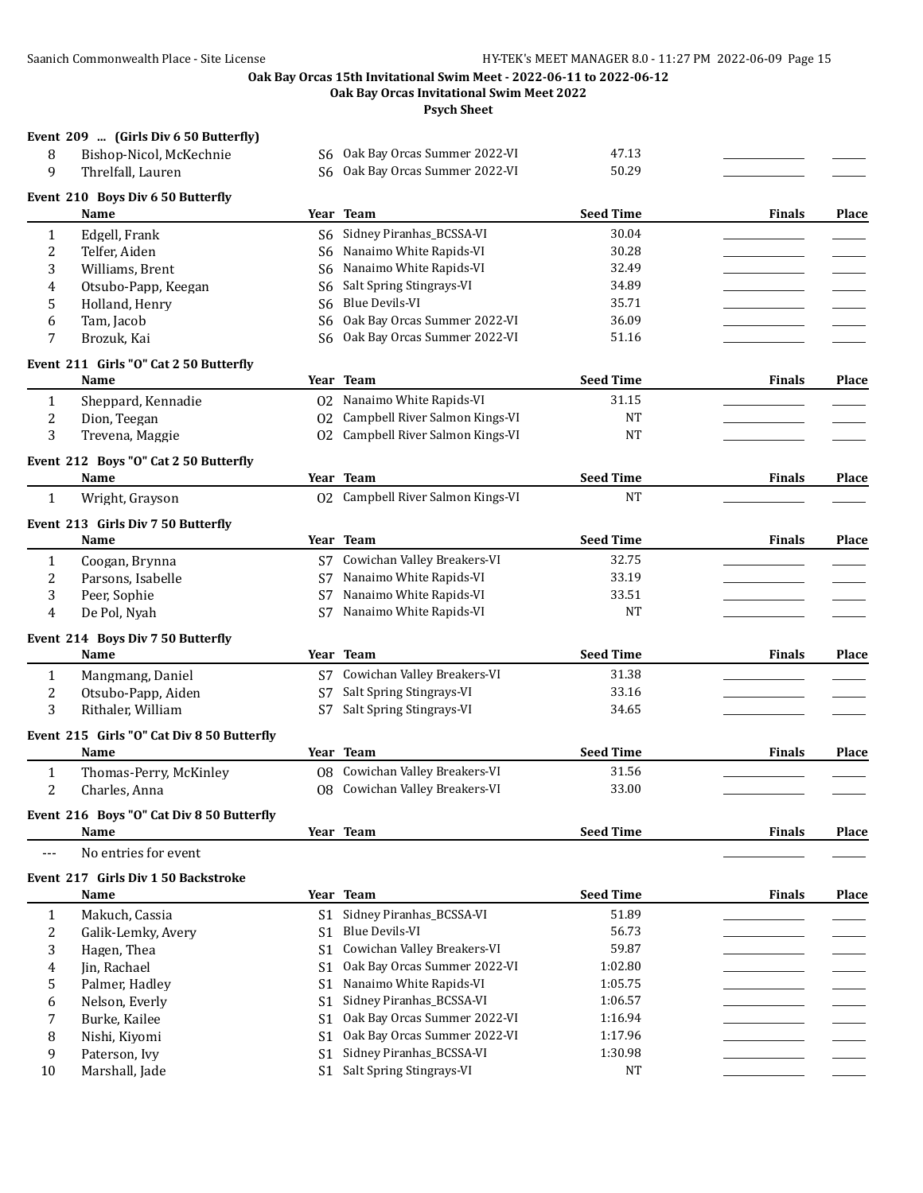**Oak Bay Orcas 15th Invitational Swim Meet - 2022-06-11 to 2022-06-12**

**Oak Bay Orcas Invitational Swim Meet 2022**

**Psych Sheet**

### Event 209 ... (Girls Div 6 50 Butterfly)

| | Name | Year | Team | Seed Time | Finals | Place |
|---|---|---|---|---|---|---|
| 8 | Bishop-Nicol, McKechnie | S6 | Oak Bay Orcas Summer 2022-VI | 47.13 | | |
| 9 | Threlfall, Lauren | S6 | Oak Bay Orcas Summer 2022-VI | 50.29 | | |

### Event 210 Boys Div 6 50 Butterfly

| | Name | Year | Team | Seed Time | Finals | Place |
|---|---|---|---|---|---|---|
| 1 | Edgell, Frank | S6 | Sidney Piranhas_BCSSA-VI | 30.04 | | |
| 2 | Telfer, Aiden | S6 | Nanaimo White Rapids-VI | 30.28 | | |
| 3 | Williams, Brent | S6 | Nanaimo White Rapids-VI | 32.49 | | |
| 4 | Otsubo-Papp, Keegan | S6 | Salt Spring Stingrays-VI | 34.89 | | |
| 5 | Holland, Henry | S6 | Blue Devils-VI | 35.71 | | |
| 6 | Tam, Jacob | S6 | Oak Bay Orcas Summer 2022-VI | 36.09 | | |
| 7 | Brozuk, Kai | S6 | Oak Bay Orcas Summer 2022-VI | 51.16 | | |

### Event 211 Girls "O" Cat 2 50 Butterfly

| | Name | Year | Team | Seed Time | Finals | Place |
|---|---|---|---|---|---|---|
| 1 | Sheppard, Kennadie | O2 | Nanaimo White Rapids-VI | 31.15 | | |
| 2 | Dion, Teegan | O2 | Campbell River Salmon Kings-VI | NT | | |
| 3 | Trevena, Maggie | O2 | Campbell River Salmon Kings-VI | NT | | |

### Event 212 Boys "O" Cat 2 50 Butterfly

| | Name | Year | Team | Seed Time | Finals | Place |
|---|---|---|---|---|---|---|
| 1 | Wright, Grayson | O2 | Campbell River Salmon Kings-VI | NT | | |

### Event 213 Girls Div 7 50 Butterfly

| | Name | Year | Team | Seed Time | Finals | Place |
|---|---|---|---|---|---|---|
| 1 | Coogan, Brynna | S7 | Cowichan Valley Breakers-VI | 32.75 | | |
| 2 | Parsons, Isabelle | S7 | Nanaimo White Rapids-VI | 33.19 | | |
| 3 | Peer, Sophie | S7 | Nanaimo White Rapids-VI | 33.51 | | |
| 4 | De Pol, Nyah | S7 | Nanaimo White Rapids-VI | NT | | |

### Event 214 Boys Div 7 50 Butterfly

| | Name | Year | Team | Seed Time | Finals | Place |
|---|---|---|---|---|---|---|
| 1 | Mangmang, Daniel | S7 | Cowichan Valley Breakers-VI | 31.38 | | |
| 2 | Otsubo-Papp, Aiden | S7 | Salt Spring Stingrays-VI | 33.16 | | |
| 3 | Rithaler, William | S7 | Salt Spring Stingrays-VI | 34.65 | | |

### Event 215 Girls "O" Cat Div 8 50 Butterfly

| | Name | Year | Team | Seed Time | Finals | Place |
|---|---|---|---|---|---|---|
| 1 | Thomas-Perry, McKinley | O8 | Cowichan Valley Breakers-VI | 31.56 | | |
| 2 | Charles, Anna | O8 | Cowichan Valley Breakers-VI | 33.00 | | |

### Event 216 Boys "O" Cat Div 8 50 Butterfly

| | Name | Year | Team | Seed Time | Finals | Place |
|---|---|---|---|---|---|---|
| --- | No entries for event | | | | | |

### Event 217 Girls Div 1 50 Backstroke

| | Name | Year | Team | Seed Time | Finals | Place |
|---|---|---|---|---|---|---|
| 1 | Makuch, Cassia | S1 | Sidney Piranhas_BCSSA-VI | 51.89 | | |
| 2 | Galik-Lemky, Avery | S1 | Blue Devils-VI | 56.73 | | |
| 3 | Hagen, Thea | S1 | Cowichan Valley Breakers-VI | 59.87 | | |
| 4 | Jin, Rachael | S1 | Oak Bay Orcas Summer 2022-VI | 1:02.80 | | |
| 5 | Palmer, Hadley | S1 | Nanaimo White Rapids-VI | 1:05.75 | | |
| 6 | Nelson, Everly | S1 | Sidney Piranhas_BCSSA-VI | 1:06.57 | | |
| 7 | Burke, Kailee | S1 | Oak Bay Orcas Summer 2022-VI | 1:16.94 | | |
| 8 | Nishi, Kiyomi | S1 | Oak Bay Orcas Summer 2022-VI | 1:17.96 | | |
| 9 | Paterson, Ivy | S1 | Sidney Piranhas_BCSSA-VI | 1:30.98 | | |
| 10 | Marshall, Jade | S1 | Salt Spring Stingrays-VI | NT | | |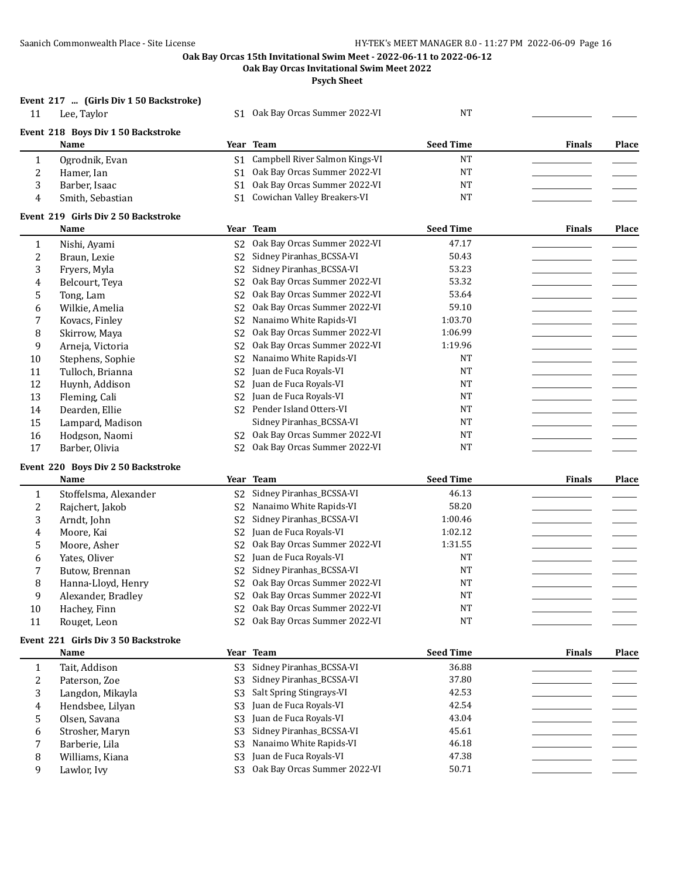**Oak Bay Orcas 15th Invitational Swim Meet - 2022-06-11 to 2022-06-12**

**Oak Bay Orcas Invitational Swim Meet 2022**

**Psych Sheet**

### Event 217 ... (Girls Div 1 50 Backstroke)

| | Name | Year | Team | Seed Time | Finals | Place |
|---|---|---|---|---|---|---|
| 11 | Lee, Taylor | S1 | Oak Bay Orcas Summer 2022-VI | NT | | |

### Event 218 Boys Div 1 50 Backstroke

| | Name | Year | Team | Seed Time | Finals | Place |
|---|---|---|---|---|---|---|
| 1 | Ogrodnik, Evan | S1 | Campbell River Salmon Kings-VI | NT | | |
| 2 | Hamer, Ian | S1 | Oak Bay Orcas Summer 2022-VI | NT | | |
| 3 | Barber, Isaac | S1 | Oak Bay Orcas Summer 2022-VI | NT | | |
| 4 | Smith, Sebastian | S1 | Cowichan Valley Breakers-VI | NT | | |

### Event 219 Girls Div 2 50 Backstroke

| | Name | Year | Team | Seed Time | Finals | Place |
|---|---|---|---|---|---|---|
| 1 | Nishi, Ayami | S2 | Oak Bay Orcas Summer 2022-VI | 47.17 | | |
| 2 | Braun, Lexie | S2 | Sidney Piranhas_BCSSA-VI | 50.43 | | |
| 3 | Fryers, Myla | S2 | Sidney Piranhas_BCSSA-VI | 53.23 | | |
| 4 | Belcourt, Teya | S2 | Oak Bay Orcas Summer 2022-VI | 53.32 | | |
| 5 | Tong, Lam | S2 | Oak Bay Orcas Summer 2022-VI | 53.64 | | |
| 6 | Wilkie, Amelia | S2 | Oak Bay Orcas Summer 2022-VI | 59.10 | | |
| 7 | Kovacs, Finley | S2 | Nanaimo White Rapids-VI | 1:03.70 | | |
| 8 | Skirrow, Maya | S2 | Oak Bay Orcas Summer 2022-VI | 1:06.99 | | |
| 9 | Arneja, Victoria | S2 | Oak Bay Orcas Summer 2022-VI | 1:19.96 | | |
| 10 | Stephens, Sophie | S2 | Nanaimo White Rapids-VI | NT | | |
| 11 | Tulloch, Brianna | S2 | Juan de Fuca Royals-VI | NT | | |
| 12 | Huynh, Addison | S2 | Juan de Fuca Royals-VI | NT | | |
| 13 | Fleming, Cali | S2 | Juan de Fuca Royals-VI | NT | | |
| 14 | Dearden, Ellie | S2 | Pender Island Otters-VI | NT | | |
| 15 | Lampard, Madison | | Sidney Piranhas_BCSSA-VI | NT | | |
| 16 | Hodgson, Naomi | S2 | Oak Bay Orcas Summer 2022-VI | NT | | |
| 17 | Barber, Olivia | S2 | Oak Bay Orcas Summer 2022-VI | NT | | |

### Event 220 Boys Div 2 50 Backstroke

| | Name | Year | Team | Seed Time | Finals | Place |
|---|---|---|---|---|---|---|
| 1 | Stoffelsma, Alexander | S2 | Sidney Piranhas_BCSSA-VI | 46.13 | | |
| 2 | Rajchert, Jakob | S2 | Nanaimo White Rapids-VI | 58.20 | | |
| 3 | Arndt, John | S2 | Sidney Piranhas_BCSSA-VI | 1:00.46 | | |
| 4 | Moore, Kai | S2 | Juan de Fuca Royals-VI | 1:02.12 | | |
| 5 | Moore, Asher | S2 | Oak Bay Orcas Summer 2022-VI | 1:31.55 | | |
| 6 | Yates, Oliver | S2 | Juan de Fuca Royals-VI | NT | | |
| 7 | Butow, Brennan | S2 | Sidney Piranhas_BCSSA-VI | NT | | |
| 8 | Hanna-Lloyd, Henry | S2 | Oak Bay Orcas Summer 2022-VI | NT | | |
| 9 | Alexander, Bradley | S2 | Oak Bay Orcas Summer 2022-VI | NT | | |
| 10 | Hachey, Finn | S2 | Oak Bay Orcas Summer 2022-VI | NT | | |
| 11 | Rouget, Leon | S2 | Oak Bay Orcas Summer 2022-VI | NT | | |

### Event 221 Girls Div 3 50 Backstroke

| | Name | Year | Team | Seed Time | Finals | Place |
|---|---|---|---|---|---|---|
| 1 | Tait, Addison | S3 | Sidney Piranhas_BCSSA-VI | 36.88 | | |
| 2 | Paterson, Zoe | S3 | Sidney Piranhas_BCSSA-VI | 37.80 | | |
| 3 | Langdon, Mikayla | S3 | Salt Spring Stingrays-VI | 42.53 | | |
| 4 | Hendsbee, Lilyan | S3 | Juan de Fuca Royals-VI | 42.54 | | |
| 5 | Olsen, Savana | S3 | Juan de Fuca Royals-VI | 43.04 | | |
| 6 | Strosher, Maryn | S3 | Sidney Piranhas_BCSSA-VI | 45.61 | | |
| 7 | Barberie, Lila | S3 | Nanaimo White Rapids-VI | 46.18 | | |
| 8 | Williams, Kiana | S3 | Juan de Fuca Royals-VI | 47.38 | | |
| 9 | Lawlor, Ivy | S3 | Oak Bay Orcas Summer 2022-VI | 50.71 | | |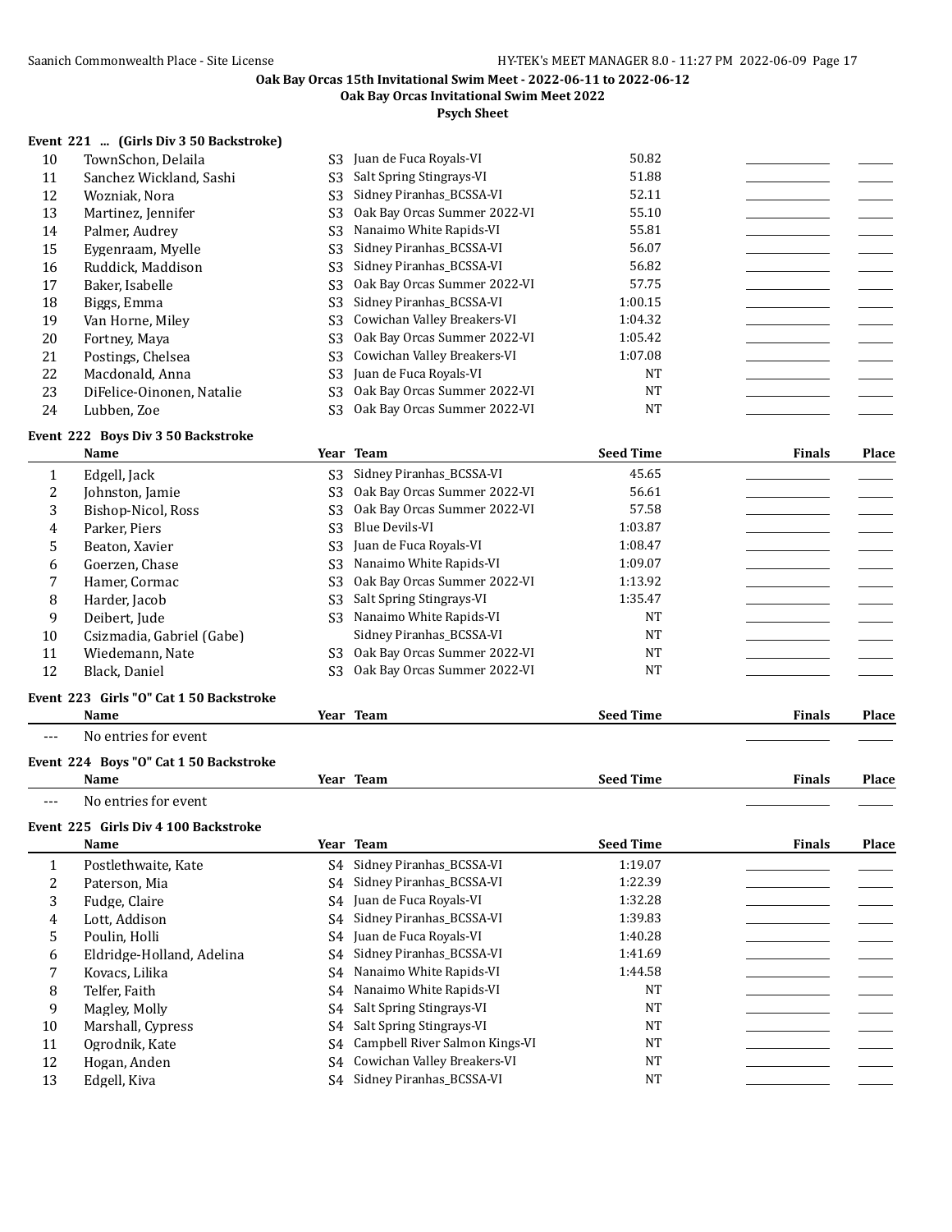### Oak Bay Orcas 15th Invitational Swim Meet - 2022-06-11 to 2022-06-12

### Oak Bay Orcas Invitational Swim Meet 2022

### Psych Sheet

**Event 221 ... (Girls Div 3 50 Backstroke)**

| | Name | Year | Team | Seed Time | Finals | Place |
|---|---|---|---|---|---|---|
| 10 | TownSchon, Delaila | S3 | Juan de Fuca Royals-VI | 50.82 | | |
| 11 | Sanchez Wickland, Sashi | S3 | Salt Spring Stingrays-VI | 51.88 | | |
| 12 | Wozniak, Nora | S3 | Sidney Piranhas_BCSSA-VI | 52.11 | | |
| 13 | Martinez, Jennifer | S3 | Oak Bay Orcas Summer 2022-VI | 55.10 | | |
| 14 | Palmer, Audrey | S3 | Nanaimo White Rapids-VI | 55.81 | | |
| 15 | Eygenraam, Myelle | S3 | Sidney Piranhas_BCSSA-VI | 56.07 | | |
| 16 | Ruddick, Maddison | S3 | Sidney Piranhas_BCSSA-VI | 56.82 | | |
| 17 | Baker, Isabelle | S3 | Oak Bay Orcas Summer 2022-VI | 57.75 | | |
| 18 | Biggs, Emma | S3 | Sidney Piranhas_BCSSA-VI | 1:00.15 | | |
| 19 | Van Horne, Miley | S3 | Cowichan Valley Breakers-VI | 1:04.32 | | |
| 20 | Fortney, Maya | S3 | Oak Bay Orcas Summer 2022-VI | 1:05.42 | | |
| 21 | Postings, Chelsea | S3 | Cowichan Valley Breakers-VI | 1:07.08 | | |
| 22 | Macdonald, Anna | S3 | Juan de Fuca Royals-VI | NT | | |
| 23 | DiFelice-Oinonen, Natalie | S3 | Oak Bay Orcas Summer 2022-VI | NT | | |
| 24 | Lubben, Zoe | S3 | Oak Bay Orcas Summer 2022-VI | NT | | |

**Event 222 Boys Div 3 50 Backstroke**

| | Name | Year | Team | Seed Time | Finals | Place |
|---|---|---|---|---|---|---|
| 1 | Edgell, Jack | S3 | Sidney Piranhas_BCSSA-VI | 45.65 | | |
| 2 | Johnston, Jamie | S3 | Oak Bay Orcas Summer 2022-VI | 56.61 | | |
| 3 | Bishop-Nicol, Ross | S3 | Oak Bay Orcas Summer 2022-VI | 57.58 | | |
| 4 | Parker, Piers | S3 | Blue Devils-VI | 1:03.87 | | |
| 5 | Beaton, Xavier | S3 | Juan de Fuca Royals-VI | 1:08.47 | | |
| 6 | Goerzen, Chase | S3 | Nanaimo White Rapids-VI | 1:09.07 | | |
| 7 | Hamer, Cormac | S3 | Oak Bay Orcas Summer 2022-VI | 1:13.92 | | |
| 8 | Harder, Jacob | S3 | Salt Spring Stingrays-VI | 1:35.47 | | |
| 9 | Deibert, Jude | S3 | Nanaimo White Rapids-VI | NT | | |
| 10 | Csizmadia, Gabriel (Gabe) | | Sidney Piranhas_BCSSA-VI | NT | | |
| 11 | Wiedemann, Nate | S3 | Oak Bay Orcas Summer 2022-VI | NT | | |
| 12 | Black, Daniel | S3 | Oak Bay Orcas Summer 2022-VI | NT | | |

**Event 223 Girls "O" Cat 1 50 Backstroke**

| | Name | Year | Team | Seed Time | Finals | Place |
|---|---|---|---|---|---|---|
| --- | No entries for event | | | | | |

**Event 224 Boys "O" Cat 1 50 Backstroke**

| | Name | Year | Team | Seed Time | Finals | Place |
|---|---|---|---|---|---|---|
| --- | No entries for event | | | | | |

**Event 225 Girls Div 4 100 Backstroke**

| | Name | Year | Team | Seed Time | Finals | Place |
|---|---|---|---|---|---|---|
| 1 | Postlethwaite, Kate | S4 | Sidney Piranhas_BCSSA-VI | 1:19.07 | | |
| 2 | Paterson, Mia | S4 | Sidney Piranhas_BCSSA-VI | 1:22.39 | | |
| 3 | Fudge, Claire | S4 | Juan de Fuca Royals-VI | 1:32.28 | | |
| 4 | Lott, Addison | S4 | Sidney Piranhas_BCSSA-VI | 1:39.83 | | |
| 5 | Poulin, Holli | S4 | Juan de Fuca Royals-VI | 1:40.28 | | |
| 6 | Eldridge-Holland, Adelina | S4 | Sidney Piranhas_BCSSA-VI | 1:41.69 | | |
| 7 | Kovacs, Lilika | S4 | Nanaimo White Rapids-VI | 1:44.58 | | |
| 8 | Telfer, Faith | S4 | Nanaimo White Rapids-VI | NT | | |
| 9 | Magley, Molly | S4 | Salt Spring Stingrays-VI | NT | | |
| 10 | Marshall, Cypress | S4 | Salt Spring Stingrays-VI | NT | | |
| 11 | Ogrodnik, Kate | S4 | Campbell River Salmon Kings-VI | NT | | |
| 12 | Hogan, Anden | S4 | Cowichan Valley Breakers-VI | NT | | |
| 13 | Edgell, Kiva | S4 | Sidney Piranhas_BCSSA-VI | NT | | |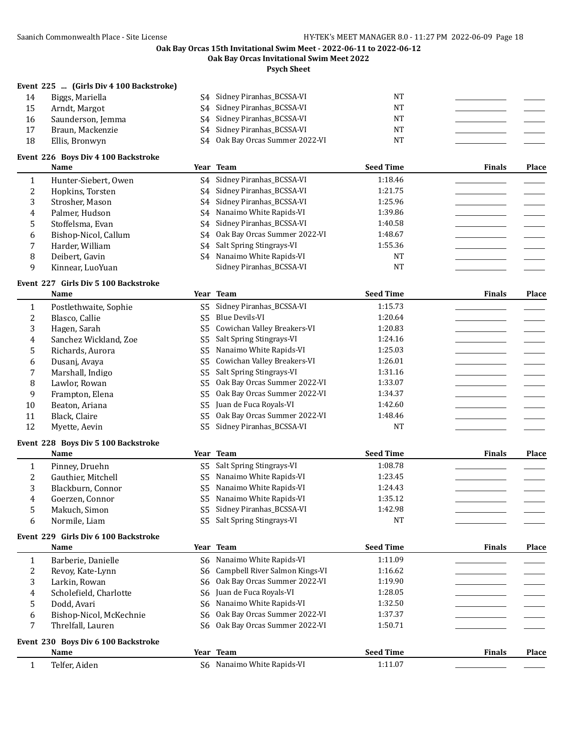**Oak Bay Orcas 15th Invitational Swim Meet - 2022-06-11 to 2022-06-12**

**Oak Bay Orcas Invitational Swim Meet 2022**

**Psych Sheet**

### Event 225 ... (Girls Div 4 100 Backstroke)

| | Name | Year | Team | Seed Time | Finals | Place |
|---|---|---|---|---|---|---|
| 14 | Biggs, Mariella | S4 | Sidney Piranhas_BCSSA-VI | NT | | |
| 15 | Arndt, Margot | S4 | Sidney Piranhas_BCSSA-VI | NT | | |
| 16 | Saunderson, Jemma | S4 | Sidney Piranhas_BCSSA-VI | NT | | |
| 17 | Braun, Mackenzie | S4 | Sidney Piranhas_BCSSA-VI | NT | | |
| 18 | Ellis, Bronwyn | S4 | Oak Bay Orcas Summer 2022-VI | NT | | |

### Event 226 Boys Div 4 100 Backstroke

| | Name | Year | Team | Seed Time | Finals | Place |
|---|---|---|---|---|---|---|
| 1 | Hunter-Siebert, Owen | S4 | Sidney Piranhas_BCSSA-VI | 1:18.46 | | |
| 2 | Hopkins, Torsten | S4 | Sidney Piranhas_BCSSA-VI | 1:21.75 | | |
| 3 | Strosher, Mason | S4 | Sidney Piranhas_BCSSA-VI | 1:25.96 | | |
| 4 | Palmer, Hudson | S4 | Nanaimo White Rapids-VI | 1:39.86 | | |
| 5 | Stoffelsma, Evan | S4 | Sidney Piranhas_BCSSA-VI | 1:40.58 | | |
| 6 | Bishop-Nicol, Callum | S4 | Oak Bay Orcas Summer 2022-VI | 1:48.67 | | |
| 7 | Harder, William | S4 | Salt Spring Stingrays-VI | 1:55.36 | | |
| 8 | Deibert, Gavin | S4 | Nanaimo White Rapids-VI | NT | | |
| 9 | Kinnear, LuoYuan | | Sidney Piranhas_BCSSA-VI | NT | | |

### Event 227 Girls Div 5 100 Backstroke

| | Name | Year | Team | Seed Time | Finals | Place |
|---|---|---|---|---|---|---|
| 1 | Postlethwaite, Sophie | S5 | Sidney Piranhas_BCSSA-VI | 1:15.73 | | |
| 2 | Blasco, Callie | S5 | Blue Devils-VI | 1:20.64 | | |
| 3 | Hagen, Sarah | S5 | Cowichan Valley Breakers-VI | 1:20.83 | | |
| 4 | Sanchez Wickland, Zoe | S5 | Salt Spring Stingrays-VI | 1:24.16 | | |
| 5 | Richards, Aurora | S5 | Nanaimo White Rapids-VI | 1:25.03 | | |
| 6 | Dusanj, Avaya | S5 | Cowichan Valley Breakers-VI | 1:26.01 | | |
| 7 | Marshall, Indigo | S5 | Salt Spring Stingrays-VI | 1:31.16 | | |
| 8 | Lawlor, Rowan | S5 | Oak Bay Orcas Summer 2022-VI | 1:33.07 | | |
| 9 | Frampton, Elena | S5 | Oak Bay Orcas Summer 2022-VI | 1:34.37 | | |
| 10 | Beaton, Ariana | S5 | Juan de Fuca Royals-VI | 1:42.60 | | |
| 11 | Black, Claire | S5 | Oak Bay Orcas Summer 2022-VI | 1:48.46 | | |
| 12 | Myette, Aevin | S5 | Sidney Piranhas_BCSSA-VI | NT | | |

### Event 228 Boys Div 5 100 Backstroke

| | Name | Year | Team | Seed Time | Finals | Place |
|---|---|---|---|---|---|---|
| 1 | Pinney, Druehn | S5 | Salt Spring Stingrays-VI | 1:08.78 | | |
| 2 | Gauthier, Mitchell | S5 | Nanaimo White Rapids-VI | 1:23.45 | | |
| 3 | Blackburn, Connor | S5 | Nanaimo White Rapids-VI | 1:24.43 | | |
| 4 | Goerzen, Connor | S5 | Nanaimo White Rapids-VI | 1:35.12 | | |
| 5 | Makuch, Simon | S5 | Sidney Piranhas_BCSSA-VI | 1:42.98 | | |
| 6 | Normile, Liam | S5 | Salt Spring Stingrays-VI | NT | | |

### Event 229 Girls Div 6 100 Backstroke

| | Name | Year | Team | Seed Time | Finals | Place |
|---|---|---|---|---|---|---|
| 1 | Barberie, Danielle | S6 | Nanaimo White Rapids-VI | 1:11.09 | | |
| 2 | Revoy, Kate-Lynn | S6 | Campbell River Salmon Kings-VI | 1:16.62 | | |
| 3 | Larkin, Rowan | S6 | Oak Bay Orcas Summer 2022-VI | 1:19.90 | | |
| 4 | Scholefield, Charlotte | S6 | Juan de Fuca Royals-VI | 1:28.05 | | |
| 5 | Dodd, Avari | S6 | Nanaimo White Rapids-VI | 1:32.50 | | |
| 6 | Bishop-Nicol, McKechnie | S6 | Oak Bay Orcas Summer 2022-VI | 1:37.37 | | |
| 7 | Threlfall, Lauren | S6 | Oak Bay Orcas Summer 2022-VI | 1:50.71 | | |

### Event 230 Boys Div 6 100 Backstroke

| | Name | Year | Team | Seed Time | Finals | Place |
|---|---|---|---|---|---|---|
| 1 | Telfer, Aiden | S6 | Nanaimo White Rapids-VI | 1:11.07 | | |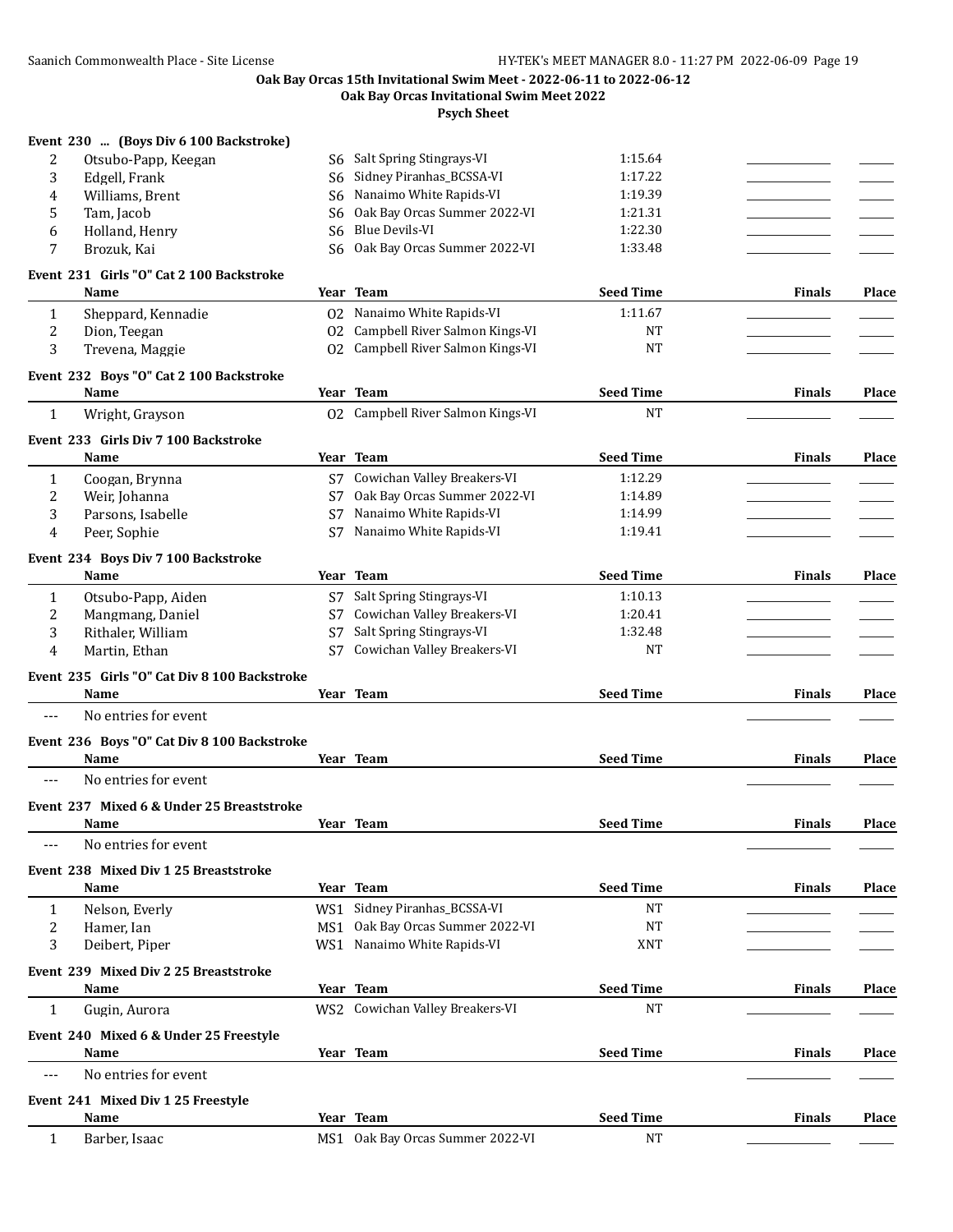## Oak Bay Orcas 15th Invitational Swim Meet - 2022-06-11 to 2022-06-12

### Oak Bay Orcas Invitational Swim Meet 2022

### Psych Sheet

**Event 230 ... (Boys Div 6 100 Backstroke)**

| | Name | Year | Team | Seed Time | Finals | Place |
|---|---|---|---|---|---|---|
| 2 | Otsubo-Papp, Keegan | S6 | Salt Spring Stingrays-VI | 1:15.64 | | |
| 3 | Edgell, Frank | S6 | Sidney Piranhas_BCSSA-VI | 1:17.22 | | |
| 4 | Williams, Brent | S6 | Nanaimo White Rapids-VI | 1:19.39 | | |
| 5 | Tam, Jacob | S6 | Oak Bay Orcas Summer 2022-VI | 1:21.31 | | |
| 6 | Holland, Henry | S6 | Blue Devils-VI | 1:22.30 | | |
| 7 | Brozuk, Kai | S6 | Oak Bay Orcas Summer 2022-VI | 1:33.48 | | |

**Event 231 Girls "O" Cat 2 100 Backstroke**

| | Name | Year | Team | Seed Time | Finals | Place |
|---|---|---|---|---|---|---|
| 1 | Sheppard, Kennadie | O2 | Nanaimo White Rapids-VI | 1:11.67 | | |
| 2 | Dion, Teegan | O2 | Campbell River Salmon Kings-VI | NT | | |
| 3 | Trevena, Maggie | O2 | Campbell River Salmon Kings-VI | NT | | |

**Event 232 Boys "O" Cat 2 100 Backstroke**

| | Name | Year | Team | Seed Time | Finals | Place |
|---|---|---|---|---|---|---|
| 1 | Wright, Grayson | O2 | Campbell River Salmon Kings-VI | NT | | |

**Event 233 Girls Div 7 100 Backstroke**

| | Name | Year | Team | Seed Time | Finals | Place |
|---|---|---|---|---|---|---|
| 1 | Coogan, Brynna | S7 | Cowichan Valley Breakers-VI | 1:12.29 | | |
| 2 | Weir, Johanna | S7 | Oak Bay Orcas Summer 2022-VI | 1:14.89 | | |
| 3 | Parsons, Isabelle | S7 | Nanaimo White Rapids-VI | 1:14.99 | | |
| 4 | Peer, Sophie | S7 | Nanaimo White Rapids-VI | 1:19.41 | | |

**Event 234 Boys Div 7 100 Backstroke**

| | Name | Year | Team | Seed Time | Finals | Place |
|---|---|---|---|---|---|---|
| 1 | Otsubo-Papp, Aiden | S7 | Salt Spring Stingrays-VI | 1:10.13 | | |
| 2 | Mangmang, Daniel | S7 | Cowichan Valley Breakers-VI | 1:20.41 | | |
| 3 | Rithaler, William | S7 | Salt Spring Stingrays-VI | 1:32.48 | | |
| 4 | Martin, Ethan | S7 | Cowichan Valley Breakers-VI | NT | | |

**Event 235 Girls "O" Cat Div 8 100 Backstroke**

| | Name | Year | Team | Seed Time | Finals | Place |
|---|---|---|---|---|---|---|
| --- | No entries for event | | | | | |

**Event 236 Boys "O" Cat Div 8 100 Backstroke**

| | Name | Year | Team | Seed Time | Finals | Place |
|---|---|---|---|---|---|---|
| --- | No entries for event | | | | | |

**Event 237 Mixed 6 & Under 25 Breaststroke**

| | Name | Year | Team | Seed Time | Finals | Place |
|---|---|---|---|---|---|---|
| --- | No entries for event | | | | | |

**Event 238 Mixed Div 1 25 Breaststroke**

| | Name | Year | Team | Seed Time | Finals | Place |
|---|---|---|---|---|---|---|
| 1 | Nelson, Everly | WS1 | Sidney Piranhas_BCSSA-VI | NT | | |
| 2 | Hamer, Ian | MS1 | Oak Bay Orcas Summer 2022-VI | NT | | |
| 3 | Deibert, Piper | WS1 | Nanaimo White Rapids-VI | XNT | | |

**Event 239 Mixed Div 2 25 Breaststroke**

| | Name | Year | Team | Seed Time | Finals | Place |
|---|---|---|---|---|---|---|
| 1 | Gugin, Aurora | WS2 | Cowichan Valley Breakers-VI | NT | | |

**Event 240 Mixed 6 & Under 25 Freestyle**

| | Name | Year | Team | Seed Time | Finals | Place |
|---|---|---|---|---|---|---|
| --- | No entries for event | | | | | |

**Event 241 Mixed Div 1 25 Freestyle**

| | Name | Year | Team | Seed Time | Finals | Place |
|---|---|---|---|---|---|---|
| 1 | Barber, Isaac | MS1 | Oak Bay Orcas Summer 2022-VI | NT | | |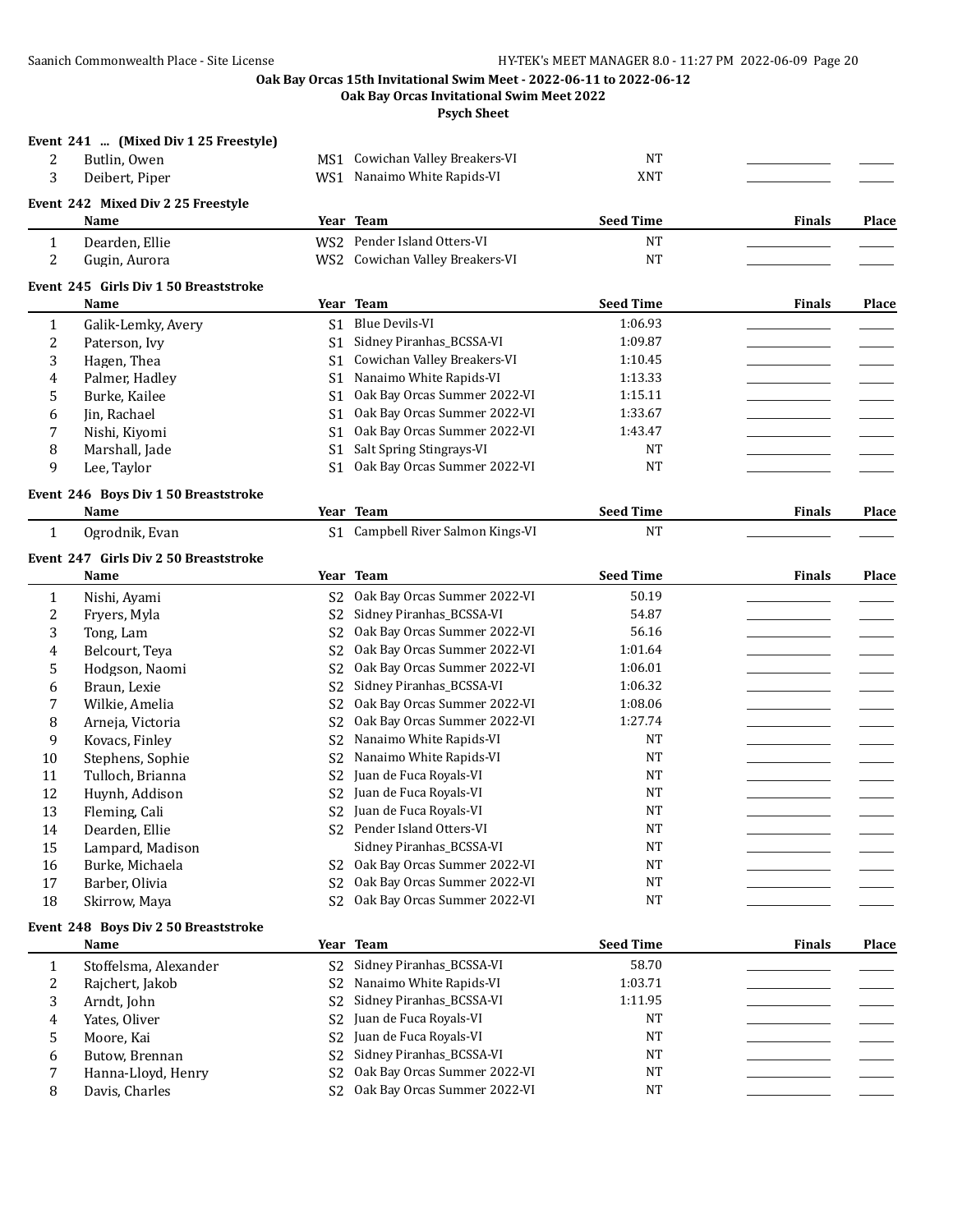Oak Bay Orcas 15th Invitational Swim Meet - 2022-06-11 to 2022-06-12

Oak Bay Orcas Invitational Swim Meet 2022

Psych Sheet

### Event 241 ... (Mixed Div 1 25 Freestyle)

| | Name | Year | Team | Seed Time | Finals | Place |
|---|---|---|---|---|---|---|
| 2 | Butlin, Owen | MS1 | Cowichan Valley Breakers-VI | NT | | |
| 3 | Deibert, Piper | WS1 | Nanaimo White Rapids-VI | XNT | | |

### Event 242 Mixed Div 2 25 Freestyle

| | Name | Year | Team | Seed Time | Finals | Place |
|---|---|---|---|---|---|---|
| 1 | Dearden, Ellie | WS2 | Pender Island Otters-VI | NT | | |
| 2 | Gugin, Aurora | WS2 | Cowichan Valley Breakers-VI | NT | | |

### Event 245 Girls Div 1 50 Breaststroke

| | Name | Year | Team | Seed Time | Finals | Place |
|---|---|---|---|---|---|---|
| 1 | Galik-Lemky, Avery | S1 | Blue Devils-VI | 1:06.93 | | |
| 2 | Paterson, Ivy | S1 | Sidney Piranhas_BCSSA-VI | 1:09.87 | | |
| 3 | Hagen, Thea | S1 | Cowichan Valley Breakers-VI | 1:10.45 | | |
| 4 | Palmer, Hadley | S1 | Nanaimo White Rapids-VI | 1:13.33 | | |
| 5 | Burke, Kailee | S1 | Oak Bay Orcas Summer 2022-VI | 1:15.11 | | |
| 6 | Jin, Rachael | S1 | Oak Bay Orcas Summer 2022-VI | 1:33.67 | | |
| 7 | Nishi, Kiyomi | S1 | Oak Bay Orcas Summer 2022-VI | 1:43.47 | | |
| 8 | Marshall, Jade | S1 | Salt Spring Stingrays-VI | NT | | |
| 9 | Lee, Taylor | S1 | Oak Bay Orcas Summer 2022-VI | NT | | |

### Event 246 Boys Div 1 50 Breaststroke

| | Name | Year | Team | Seed Time | Finals | Place |
|---|---|---|---|---|---|---|
| 1 | Ogrodnik, Evan | S1 | Campbell River Salmon Kings-VI | NT | | |

### Event 247 Girls Div 2 50 Breaststroke

| | Name | Year | Team | Seed Time | Finals | Place |
|---|---|---|---|---|---|---|
| 1 | Nishi, Ayami | S2 | Oak Bay Orcas Summer 2022-VI | 50.19 | | |
| 2 | Fryers, Myla | S2 | Sidney Piranhas_BCSSA-VI | 54.87 | | |
| 3 | Tong, Lam | S2 | Oak Bay Orcas Summer 2022-VI | 56.16 | | |
| 4 | Belcourt, Teya | S2 | Oak Bay Orcas Summer 2022-VI | 1:01.64 | | |
| 5 | Hodgson, Naomi | S2 | Oak Bay Orcas Summer 2022-VI | 1:06.01 | | |
| 6 | Braun, Lexie | S2 | Sidney Piranhas_BCSSA-VI | 1:06.32 | | |
| 7 | Wilkie, Amelia | S2 | Oak Bay Orcas Summer 2022-VI | 1:08.06 | | |
| 8 | Arneja, Victoria | S2 | Oak Bay Orcas Summer 2022-VI | 1:27.74 | | |
| 9 | Kovacs, Finley | S2 | Nanaimo White Rapids-VI | NT | | |
| 10 | Stephens, Sophie | S2 | Nanaimo White Rapids-VI | NT | | |
| 11 | Tulloch, Brianna | S2 | Juan de Fuca Royals-VI | NT | | |
| 12 | Huynh, Addison | S2 | Juan de Fuca Royals-VI | NT | | |
| 13 | Fleming, Cali | S2 | Juan de Fuca Royals-VI | NT | | |
| 14 | Dearden, Ellie | S2 | Pender Island Otters-VI | NT | | |
| 15 | Lampard, Madison | | Sidney Piranhas_BCSSA-VI | NT | | |
| 16 | Burke, Michaela | S2 | Oak Bay Orcas Summer 2022-VI | NT | | |
| 17 | Barber, Olivia | S2 | Oak Bay Orcas Summer 2022-VI | NT | | |
| 18 | Skirrow, Maya | S2 | Oak Bay Orcas Summer 2022-VI | NT | | |

### Event 248 Boys Div 2 50 Breaststroke

| | Name | Year | Team | Seed Time | Finals | Place |
|---|---|---|---|---|---|---|
| 1 | Stoffelsma, Alexander | S2 | Sidney Piranhas_BCSSA-VI | 58.70 | | |
| 2 | Rajchert, Jakob | S2 | Nanaimo White Rapids-VI | 1:03.71 | | |
| 3 | Arndt, John | S2 | Sidney Piranhas_BCSSA-VI | 1:11.95 | | |
| 4 | Yates, Oliver | S2 | Juan de Fuca Royals-VI | NT | | |
| 5 | Moore, Kai | S2 | Juan de Fuca Royals-VI | NT | | |
| 6 | Butow, Brennan | S2 | Sidney Piranhas_BCSSA-VI | NT | | |
| 7 | Hanna-Lloyd, Henry | S2 | Oak Bay Orcas Summer 2022-VI | NT | | |
| 8 | Davis, Charles | S2 | Oak Bay Orcas Summer 2022-VI | NT | | |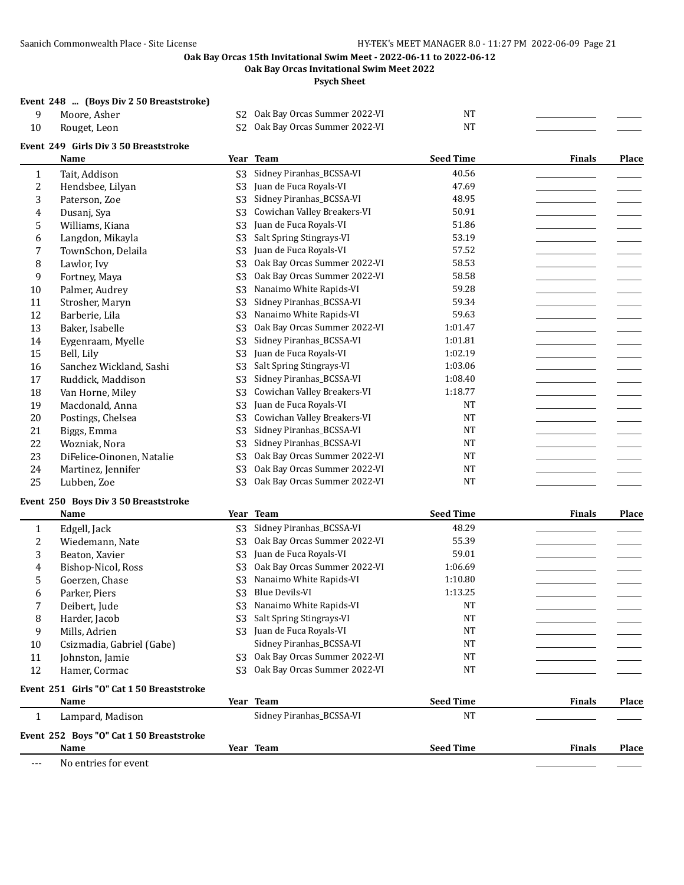**Oak Bay Orcas 15th Invitational Swim Meet - 2022-06-11 to 2022-06-12**

**Oak Bay Orcas Invitational Swim Meet 2022**

**Psych Sheet**

### Event 248 ... (Boys Div 2 50 Breaststroke)

| | Name | Year | Team | Seed Time | Finals | Place |
|---|---|---|---|---|---|---|
| 9 | Moore, Asher | S2 | Oak Bay Orcas Summer 2022-VI | NT | | |
| 10 | Rouget, Leon | S2 | Oak Bay Orcas Summer 2022-VI | NT | | |

### Event 249 Girls Div 3 50 Breaststroke

| | Name | Year | Team | Seed Time | Finals | Place |
|---|---|---|---|---|---|---|
| 1 | Tait, Addison | S3 | Sidney Piranhas_BCSSA-VI | 40.56 | | |
| 2 | Hendsbee, Lilyan | S3 | Juan de Fuca Royals-VI | 47.69 | | |
| 3 | Paterson, Zoe | S3 | Sidney Piranhas_BCSSA-VI | 48.95 | | |
| 4 | Dusanj, Sya | S3 | Cowichan Valley Breakers-VI | 50.91 | | |
| 5 | Williams, Kiana | S3 | Juan de Fuca Royals-VI | 51.86 | | |
| 6 | Langdon, Mikayla | S3 | Salt Spring Stingrays-VI | 53.19 | | |
| 7 | TownSchon, Delaila | S3 | Juan de Fuca Royals-VI | 57.52 | | |
| 8 | Lawlor, Ivy | S3 | Oak Bay Orcas Summer 2022-VI | 58.53 | | |
| 9 | Fortney, Maya | S3 | Oak Bay Orcas Summer 2022-VI | 58.58 | | |
| 10 | Palmer, Audrey | S3 | Nanaimo White Rapids-VI | 59.28 | | |
| 11 | Strosher, Maryn | S3 | Sidney Piranhas_BCSSA-VI | 59.34 | | |
| 12 | Barberie, Lila | S3 | Nanaimo White Rapids-VI | 59.63 | | |
| 13 | Baker, Isabelle | S3 | Oak Bay Orcas Summer 2022-VI | 1:01.47 | | |
| 14 | Eygenraam, Myelle | S3 | Sidney Piranhas_BCSSA-VI | 1:01.81 | | |
| 15 | Bell, Lily | S3 | Juan de Fuca Royals-VI | 1:02.19 | | |
| 16 | Sanchez Wickland, Sashi | S3 | Salt Spring Stingrays-VI | 1:03.06 | | |
| 17 | Ruddick, Maddison | S3 | Sidney Piranhas_BCSSA-VI | 1:08.40 | | |
| 18 | Van Horne, Miley | S3 | Cowichan Valley Breakers-VI | 1:18.77 | | |
| 19 | Macdonald, Anna | S3 | Juan de Fuca Royals-VI | NT | | |
| 20 | Postings, Chelsea | S3 | Cowichan Valley Breakers-VI | NT | | |
| 21 | Biggs, Emma | S3 | Sidney Piranhas_BCSSA-VI | NT | | |
| 22 | Wozniak, Nora | S3 | Sidney Piranhas_BCSSA-VI | NT | | |
| 23 | DiFelice-Oinonen, Natalie | S3 | Oak Bay Orcas Summer 2022-VI | NT | | |
| 24 | Martinez, Jennifer | S3 | Oak Bay Orcas Summer 2022-VI | NT | | |
| 25 | Lubben, Zoe | S3 | Oak Bay Orcas Summer 2022-VI | NT | | |

### Event 250 Boys Div 3 50 Breaststroke

| | Name | Year | Team | Seed Time | Finals | Place |
|---|---|---|---|---|---|---|
| 1 | Edgell, Jack | S3 | Sidney Piranhas_BCSSA-VI | 48.29 | | |
| 2 | Wiedemann, Nate | S3 | Oak Bay Orcas Summer 2022-VI | 55.39 | | |
| 3 | Beaton, Xavier | S3 | Juan de Fuca Royals-VI | 59.01 | | |
| 4 | Bishop-Nicol, Ross | S3 | Oak Bay Orcas Summer 2022-VI | 1:06.69 | | |
| 5 | Goerzen, Chase | S3 | Nanaimo White Rapids-VI | 1:10.80 | | |
| 6 | Parker, Piers | S3 | Blue Devils-VI | 1:13.25 | | |
| 7 | Deibert, Jude | S3 | Nanaimo White Rapids-VI | NT | | |
| 8 | Harder, Jacob | S3 | Salt Spring Stingrays-VI | NT | | |
| 9 | Mills, Adrien | S3 | Juan de Fuca Royals-VI | NT | | |
| 10 | Csizmadia, Gabriel (Gabe) | | Sidney Piranhas_BCSSA-VI | NT | | |
| 11 | Johnston, Jamie | S3 | Oak Bay Orcas Summer 2022-VI | NT | | |
| 12 | Hamer, Cormac | S3 | Oak Bay Orcas Summer 2022-VI | NT | | |

### Event 251 Girls "O" Cat 1 50 Breaststroke

| | Name | Year | Team | Seed Time | Finals | Place |
|---|---|---|---|---|---|---|
| 1 | Lampard, Madison | | Sidney Piranhas_BCSSA-VI | NT | | |

### Event 252 Boys "O" Cat 1 50 Breaststroke

| | Name | Year | Team | Seed Time | Finals | Place |
|---|---|---|---|---|---|---|
| --- | No entries for event | | | | | |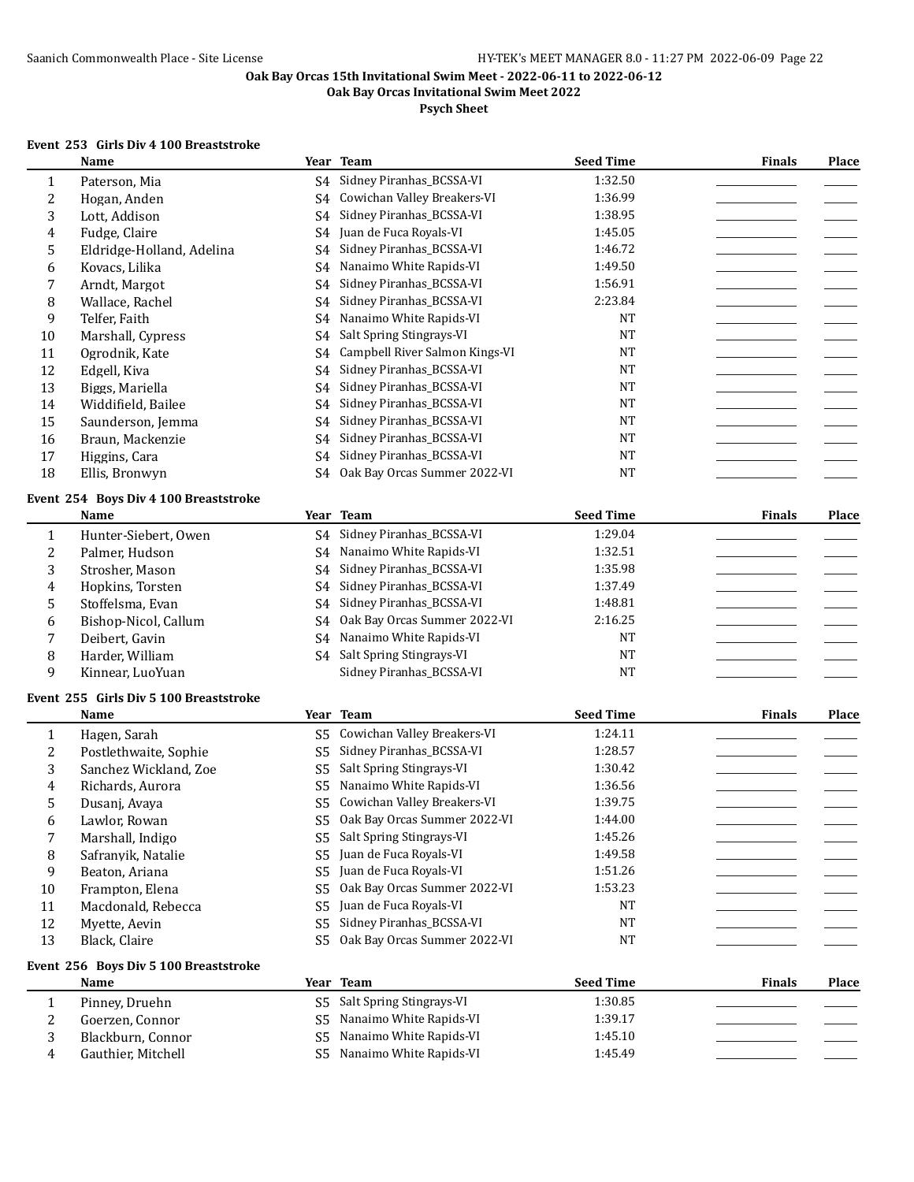**Oak Bay Orcas 15th Invitational Swim Meet - 2022-06-11 to 2022-06-12**

**Oak Bay Orcas Invitational Swim Meet 2022**

**Psych Sheet**

### Event 253 Girls Div 4 100 Breaststroke

| | Name | Year | Team | Seed Time | Finals | Place |
|---|---|---|---|---|---|---|
| 1 | Paterson, Mia | S4 | Sidney Piranhas_BCSSA-VI | 1:32.50 | | |
| 2 | Hogan, Anden | S4 | Cowichan Valley Breakers-VI | 1:36.99 | | |
| 3 | Lott, Addison | S4 | Sidney Piranhas_BCSSA-VI | 1:38.95 | | |
| 4 | Fudge, Claire | S4 | Juan de Fuca Royals-VI | 1:45.05 | | |
| 5 | Eldridge-Holland, Adelina | S4 | Sidney Piranhas_BCSSA-VI | 1:46.72 | | |
| 6 | Kovacs, Lilika | S4 | Nanaimo White Rapids-VI | 1:49.50 | | |
| 7 | Arndt, Margot | S4 | Sidney Piranhas_BCSSA-VI | 1:56.91 | | |
| 8 | Wallace, Rachel | S4 | Sidney Piranhas_BCSSA-VI | 2:23.84 | | |
| 9 | Telfer, Faith | S4 | Nanaimo White Rapids-VI | NT | | |
| 10 | Marshall, Cypress | S4 | Salt Spring Stingrays-VI | NT | | |
| 11 | Ogrodnik, Kate | S4 | Campbell River Salmon Kings-VI | NT | | |
| 12 | Edgell, Kiva | S4 | Sidney Piranhas_BCSSA-VI | NT | | |
| 13 | Biggs, Mariella | S4 | Sidney Piranhas_BCSSA-VI | NT | | |
| 14 | Widdifield, Bailee | S4 | Sidney Piranhas_BCSSA-VI | NT | | |
| 15 | Saunderson, Jemma | S4 | Sidney Piranhas_BCSSA-VI | NT | | |
| 16 | Braun, Mackenzie | S4 | Sidney Piranhas_BCSSA-VI | NT | | |
| 17 | Higgins, Cara | S4 | Sidney Piranhas_BCSSA-VI | NT | | |
| 18 | Ellis, Bronwyn | S4 | Oak Bay Orcas Summer 2022-VI | NT | | |

### Event 254 Boys Div 4 100 Breaststroke

| | Name | Year | Team | Seed Time | Finals | Place |
|---|---|---|---|---|---|---|
| 1 | Hunter-Siebert, Owen | S4 | Sidney Piranhas_BCSSA-VI | 1:29.04 | | |
| 2 | Palmer, Hudson | S4 | Nanaimo White Rapids-VI | 1:32.51 | | |
| 3 | Strosher, Mason | S4 | Sidney Piranhas_BCSSA-VI | 1:35.98 | | |
| 4 | Hopkins, Torsten | S4 | Sidney Piranhas_BCSSA-VI | 1:37.49 | | |
| 5 | Stoffelsma, Evan | S4 | Sidney Piranhas_BCSSA-VI | 1:48.81 | | |
| 6 | Bishop-Nicol, Callum | S4 | Oak Bay Orcas Summer 2022-VI | 2:16.25 | | |
| 7 | Deibert, Gavin | S4 | Nanaimo White Rapids-VI | NT | | |
| 8 | Harder, William | S4 | Salt Spring Stingrays-VI | NT | | |
| 9 | Kinnear, LuoYuan | | Sidney Piranhas_BCSSA-VI | NT | | |

### Event 255 Girls Div 5 100 Breaststroke

| | Name | Year | Team | Seed Time | Finals | Place |
|---|---|---|---|---|---|---|
| 1 | Hagen, Sarah | S5 | Cowichan Valley Breakers-VI | 1:24.11 | | |
| 2 | Postlethwaite, Sophie | S5 | Sidney Piranhas_BCSSA-VI | 1:28.57 | | |
| 3 | Sanchez Wickland, Zoe | S5 | Salt Spring Stingrays-VI | 1:30.42 | | |
| 4 | Richards, Aurora | S5 | Nanaimo White Rapids-VI | 1:36.56 | | |
| 5 | Dusanj, Avaya | S5 | Cowichan Valley Breakers-VI | 1:39.75 | | |
| 6 | Lawlor, Rowan | S5 | Oak Bay Orcas Summer 2022-VI | 1:44.00 | | |
| 7 | Marshall, Indigo | S5 | Salt Spring Stingrays-VI | 1:45.26 | | |
| 8 | Safranyik, Natalie | S5 | Juan de Fuca Royals-VI | 1:49.58 | | |
| 9 | Beaton, Ariana | S5 | Juan de Fuca Royals-VI | 1:51.26 | | |
| 10 | Frampton, Elena | S5 | Oak Bay Orcas Summer 2022-VI | 1:53.23 | | |
| 11 | Macdonald, Rebecca | S5 | Juan de Fuca Royals-VI | NT | | |
| 12 | Myette, Aevin | S5 | Sidney Piranhas_BCSSA-VI | NT | | |
| 13 | Black, Claire | S5 | Oak Bay Orcas Summer 2022-VI | NT | | |

### Event 256 Boys Div 5 100 Breaststroke

| | Name | Year | Team | Seed Time | Finals | Place |
|---|---|---|---|---|---|---|
| 1 | Pinney, Druehn | S5 | Salt Spring Stingrays-VI | 1:30.85 | | |
| 2 | Goerzen, Connor | S5 | Nanaimo White Rapids-VI | 1:39.17 | | |
| 3 | Blackburn, Connor | S5 | Nanaimo White Rapids-VI | 1:45.10 | | |
| 4 | Gauthier, Mitchell | S5 | Nanaimo White Rapids-VI | 1:45.49 | | |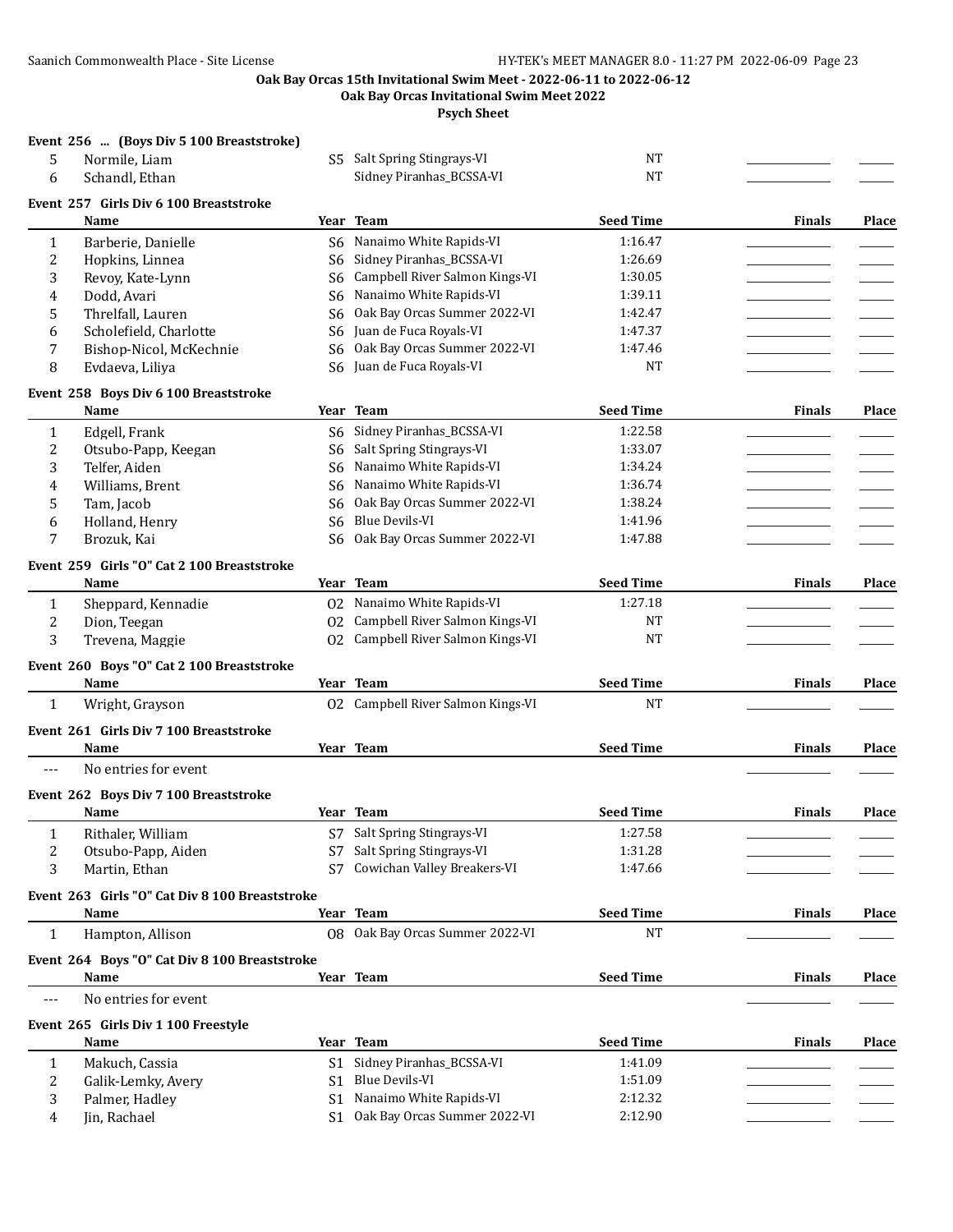**Oak Bay Orcas 15th Invitational Swim Meet - 2022-06-11 to 2022-06-12**

**Oak Bay Orcas Invitational Swim Meet 2022**

**Psych Sheet**

### Event 256 ... (Boys Div 5 100 Breaststroke)

| | Name | Year | Team | Seed Time | Finals | Place |
|---|---|---|---|---|---|---|
| 5 | Normile, Liam | S5 | Salt Spring Stingrays-VI | NT | | |
| 6 | Schandl, Ethan | | Sidney Piranhas_BCSSA-VI | NT | | |

### Event 257 Girls Div 6 100 Breaststroke

| | Name | Year | Team | Seed Time | Finals | Place |
|---|---|---|---|---|---|---|
| 1 | Barberie, Danielle | S6 | Nanaimo White Rapids-VI | 1:16.47 | | |
| 2 | Hopkins, Linnea | S6 | Sidney Piranhas_BCSSA-VI | 1:26.69 | | |
| 3 | Revoy, Kate-Lynn | S6 | Campbell River Salmon Kings-VI | 1:30.05 | | |
| 4 | Dodd, Avari | S6 | Nanaimo White Rapids-VI | 1:39.11 | | |
| 5 | Threlfall, Lauren | S6 | Oak Bay Orcas Summer 2022-VI | 1:42.47 | | |
| 6 | Scholefield, Charlotte | S6 | Juan de Fuca Royals-VI | 1:47.37 | | |
| 7 | Bishop-Nicol, McKechnie | S6 | Oak Bay Orcas Summer 2022-VI | 1:47.46 | | |
| 8 | Evdaeva, Liliya | S6 | Juan de Fuca Royals-VI | NT | | |

### Event 258 Boys Div 6 100 Breaststroke

| | Name | Year | Team | Seed Time | Finals | Place |
|---|---|---|---|---|---|---|
| 1 | Edgell, Frank | S6 | Sidney Piranhas_BCSSA-VI | 1:22.58 | | |
| 2 | Otsubo-Papp, Keegan | S6 | Salt Spring Stingrays-VI | 1:33.07 | | |
| 3 | Telfer, Aiden | S6 | Nanaimo White Rapids-VI | 1:34.24 | | |
| 4 | Williams, Brent | S6 | Nanaimo White Rapids-VI | 1:36.74 | | |
| 5 | Tam, Jacob | S6 | Oak Bay Orcas Summer 2022-VI | 1:38.24 | | |
| 6 | Holland, Henry | S6 | Blue Devils-VI | 1:41.96 | | |
| 7 | Brozuk, Kai | S6 | Oak Bay Orcas Summer 2022-VI | 1:47.88 | | |

### Event 259 Girls "O" Cat 2 100 Breaststroke

| | Name | Year | Team | Seed Time | Finals | Place |
|---|---|---|---|---|---|---|
| 1 | Sheppard, Kennadie | O2 | Nanaimo White Rapids-VI | 1:27.18 | | |
| 2 | Dion, Teegan | O2 | Campbell River Salmon Kings-VI | NT | | |
| 3 | Trevena, Maggie | O2 | Campbell River Salmon Kings-VI | NT | | |

### Event 260 Boys "O" Cat 2 100 Breaststroke

| | Name | Year | Team | Seed Time | Finals | Place |
|---|---|---|---|---|---|---|
| 1 | Wright, Grayson | O2 | Campbell River Salmon Kings-VI | NT | | |

### Event 261 Girls Div 7 100 Breaststroke

| | Name | Year | Team | Seed Time | Finals | Place |
|---|---|---|---|---|---|---|
| --- | No entries for event | | | | | |

### Event 262 Boys Div 7 100 Breaststroke

| | Name | Year | Team | Seed Time | Finals | Place |
|---|---|---|---|---|---|---|
| 1 | Rithaler, William | S7 | Salt Spring Stingrays-VI | 1:27.58 | | |
| 2 | Otsubo-Papp, Aiden | S7 | Salt Spring Stingrays-VI | 1:31.28 | | |
| 3 | Martin, Ethan | S7 | Cowichan Valley Breakers-VI | 1:47.66 | | |

### Event 263 Girls "O" Cat Div 8 100 Breaststroke

| | Name | Year | Team | Seed Time | Finals | Place |
|---|---|---|---|---|---|---|
| 1 | Hampton, Allison | O8 | Oak Bay Orcas Summer 2022-VI | NT | | |

### Event 264 Boys "O" Cat Div 8 100 Breaststroke

| | Name | Year | Team | Seed Time | Finals | Place |
|---|---|---|---|---|---|---|
| --- | No entries for event | | | | | |

### Event 265 Girls Div 1 100 Freestyle

| | Name | Year | Team | Seed Time | Finals | Place |
|---|---|---|---|---|---|---|
| 1 | Makuch, Cassia | S1 | Sidney Piranhas_BCSSA-VI | 1:41.09 | | |
| 2 | Galik-Lemky, Avery | S1 | Blue Devils-VI | 1:51.09 | | |
| 3 | Palmer, Hadley | S1 | Nanaimo White Rapids-VI | 2:12.32 | | |
| 4 | Jin, Rachael | S1 | Oak Bay Orcas Summer 2022-VI | 2:12.90 | | |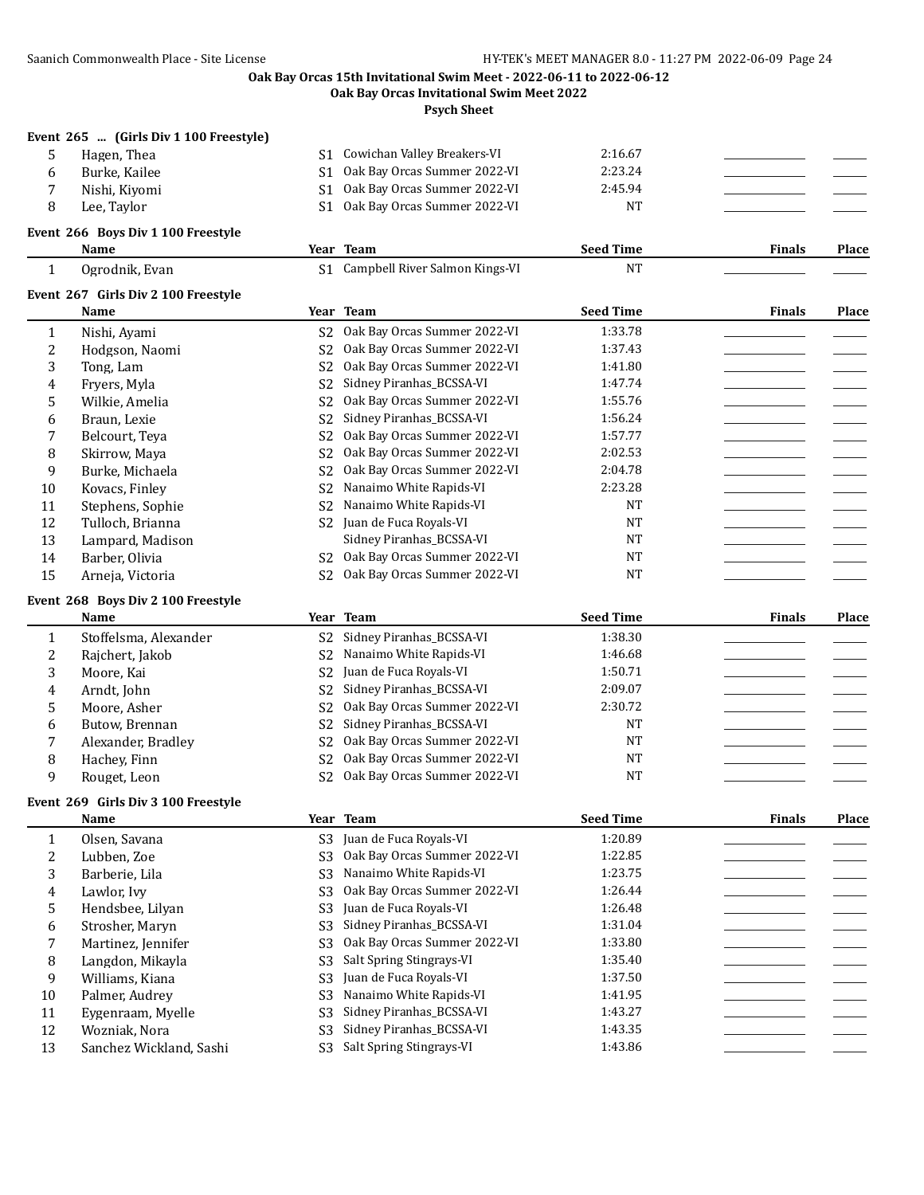**Oak Bay Orcas 15th Invitational Swim Meet - 2022-06-11 to 2022-06-12**

**Oak Bay Orcas Invitational Swim Meet 2022**

**Psych Sheet**

### Event 265 ... (Girls Div 1 100 Freestyle)

| | Name | Year | Team | Seed Time | Finals | Place |
|---|---|---|---|---|---|---|
| 5 | Hagen, Thea | S1 | Cowichan Valley Breakers-VI | 2:16.67 | | |
| 6 | Burke, Kailee | S1 | Oak Bay Orcas Summer 2022-VI | 2:23.24 | | |
| 7 | Nishi, Kiyomi | S1 | Oak Bay Orcas Summer 2022-VI | 2:45.94 | | |
| 8 | Lee, Taylor | S1 | Oak Bay Orcas Summer 2022-VI | NT | | |

### Event 266 Boys Div 1 100 Freestyle

| | Name | Year | Team | Seed Time | Finals | Place |
|---|---|---|---|---|---|---|
| 1 | Ogrodnik, Evan | S1 | Campbell River Salmon Kings-VI | NT | | |

### Event 267 Girls Div 2 100 Freestyle

| | Name | Year | Team | Seed Time | Finals | Place |
|---|---|---|---|---|---|---|
| 1 | Nishi, Ayami | S2 | Oak Bay Orcas Summer 2022-VI | 1:33.78 | | |
| 2 | Hodgson, Naomi | S2 | Oak Bay Orcas Summer 2022-VI | 1:37.43 | | |
| 3 | Tong, Lam | S2 | Oak Bay Orcas Summer 2022-VI | 1:41.80 | | |
| 4 | Fryers, Myla | S2 | Sidney Piranhas_BCSSA-VI | 1:47.74 | | |
| 5 | Wilkie, Amelia | S2 | Oak Bay Orcas Summer 2022-VI | 1:55.76 | | |
| 6 | Braun, Lexie | S2 | Sidney Piranhas_BCSSA-VI | 1:56.24 | | |
| 7 | Belcourt, Teya | S2 | Oak Bay Orcas Summer 2022-VI | 1:57.77 | | |
| 8 | Skirrow, Maya | S2 | Oak Bay Orcas Summer 2022-VI | 2:02.53 | | |
| 9 | Burke, Michaela | S2 | Oak Bay Orcas Summer 2022-VI | 2:04.78 | | |
| 10 | Kovacs, Finley | S2 | Nanaimo White Rapids-VI | 2:23.28 | | |
| 11 | Stephens, Sophie | S2 | Nanaimo White Rapids-VI | NT | | |
| 12 | Tulloch, Brianna | S2 | Juan de Fuca Royals-VI | NT | | |
| 13 | Lampard, Madison | | Sidney Piranhas_BCSSA-VI | NT | | |
| 14 | Barber, Olivia | S2 | Oak Bay Orcas Summer 2022-VI | NT | | |
| 15 | Arneja, Victoria | S2 | Oak Bay Orcas Summer 2022-VI | NT | | |

### Event 268 Boys Div 2 100 Freestyle

| | Name | Year | Team | Seed Time | Finals | Place |
|---|---|---|---|---|---|---|
| 1 | Stoffelsma, Alexander | S2 | Sidney Piranhas_BCSSA-VI | 1:38.30 | | |
| 2 | Rajchert, Jakob | S2 | Nanaimo White Rapids-VI | 1:46.68 | | |
| 3 | Moore, Kai | S2 | Juan de Fuca Royals-VI | 1:50.71 | | |
| 4 | Arndt, John | S2 | Sidney Piranhas_BCSSA-VI | 2:09.07 | | |
| 5 | Moore, Asher | S2 | Oak Bay Orcas Summer 2022-VI | 2:30.72 | | |
| 6 | Butow, Brennan | S2 | Sidney Piranhas_BCSSA-VI | NT | | |
| 7 | Alexander, Bradley | S2 | Oak Bay Orcas Summer 2022-VI | NT | | |
| 8 | Hachey, Finn | S2 | Oak Bay Orcas Summer 2022-VI | NT | | |
| 9 | Rouget, Leon | S2 | Oak Bay Orcas Summer 2022-VI | NT | | |

### Event 269 Girls Div 3 100 Freestyle

| | Name | Year | Team | Seed Time | Finals | Place |
|---|---|---|---|---|---|---|
| 1 | Olsen, Savana | S3 | Juan de Fuca Royals-VI | 1:20.89 | | |
| 2 | Lubben, Zoe | S3 | Oak Bay Orcas Summer 2022-VI | 1:22.85 | | |
| 3 | Barberie, Lila | S3 | Nanaimo White Rapids-VI | 1:23.75 | | |
| 4 | Lawlor, Ivy | S3 | Oak Bay Orcas Summer 2022-VI | 1:26.44 | | |
| 5 | Hendsbee, Lilyan | S3 | Juan de Fuca Royals-VI | 1:26.48 | | |
| 6 | Strosher, Maryn | S3 | Sidney Piranhas_BCSSA-VI | 1:31.04 | | |
| 7 | Martinez, Jennifer | S3 | Oak Bay Orcas Summer 2022-VI | 1:33.80 | | |
| 8 | Langdon, Mikayla | S3 | Salt Spring Stingrays-VI | 1:35.40 | | |
| 9 | Williams, Kiana | S3 | Juan de Fuca Royals-VI | 1:37.50 | | |
| 10 | Palmer, Audrey | S3 | Nanaimo White Rapids-VI | 1:41.95 | | |
| 11 | Eygenraam, Myelle | S3 | Sidney Piranhas_BCSSA-VI | 1:43.27 | | |
| 12 | Wozniak, Nora | S3 | Sidney Piranhas_BCSSA-VI | 1:43.35 | | |
| 13 | Sanchez Wickland, Sashi | S3 | Salt Spring Stingrays-VI | 1:43.86 | | |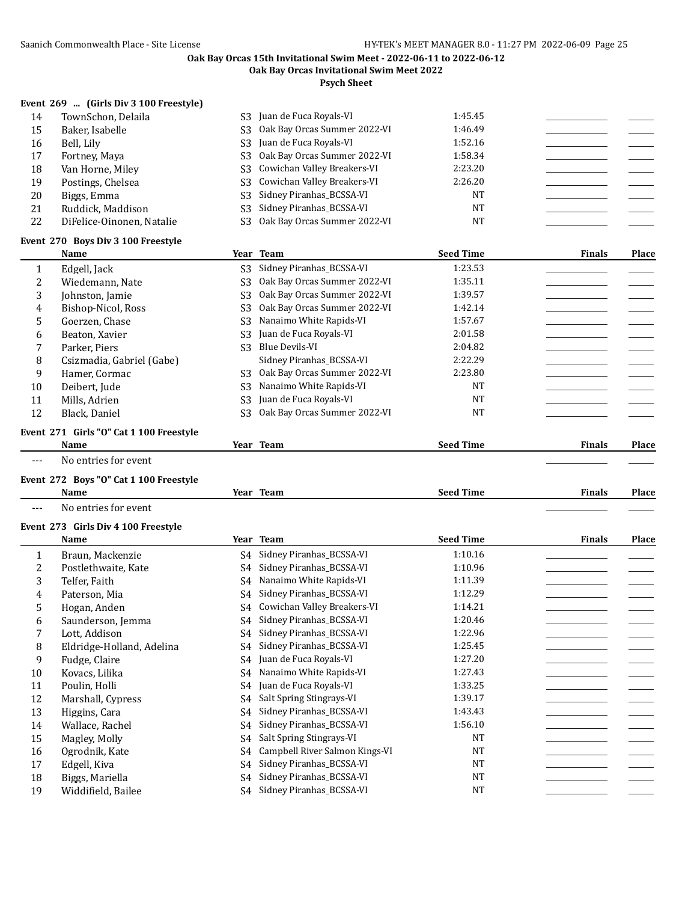**Oak Bay Orcas 15th Invitational Swim Meet - 2022-06-11 to 2022-06-12**

**Oak Bay Orcas Invitational Swim Meet 2022**

**Psych Sheet**

### Event 269 ... (Girls Div 3 100 Freestyle)

| | Name | Year | Team | Seed Time | Finals | Place |
|---|---|---|---|---|---|---|
| 14 | TownSchon, Delaila | S3 | Juan de Fuca Royals-VI | 1:45.45 | | |
| 15 | Baker, Isabelle | S3 | Oak Bay Orcas Summer 2022-VI | 1:46.49 | | |
| 16 | Bell, Lily | S3 | Juan de Fuca Royals-VI | 1:52.16 | | |
| 17 | Fortney, Maya | S3 | Oak Bay Orcas Summer 2022-VI | 1:58.34 | | |
| 18 | Van Horne, Miley | S3 | Cowichan Valley Breakers-VI | 2:23.20 | | |
| 19 | Postings, Chelsea | S3 | Cowichan Valley Breakers-VI | 2:26.20 | | |
| 20 | Biggs, Emma | S3 | Sidney Piranhas_BCSSA-VI | NT | | |
| 21 | Ruddick, Maddison | S3 | Sidney Piranhas_BCSSA-VI | NT | | |
| 22 | DiFelice-Oinonen, Natalie | S3 | Oak Bay Orcas Summer 2022-VI | NT | | |

### Event 270 Boys Div 3 100 Freestyle

| | Name | Year | Team | Seed Time | Finals | Place |
|---|---|---|---|---|---|---|
| 1 | Edgell, Jack | S3 | Sidney Piranhas_BCSSA-VI | 1:23.53 | | |
| 2 | Wiedemann, Nate | S3 | Oak Bay Orcas Summer 2022-VI | 1:35.11 | | |
| 3 | Johnston, Jamie | S3 | Oak Bay Orcas Summer 2022-VI | 1:39.57 | | |
| 4 | Bishop-Nicol, Ross | S3 | Oak Bay Orcas Summer 2022-VI | 1:42.14 | | |
| 5 | Goerzen, Chase | S3 | Nanaimo White Rapids-VI | 1:57.67 | | |
| 6 | Beaton, Xavier | S3 | Juan de Fuca Royals-VI | 2:01.58 | | |
| 7 | Parker, Piers | S3 | Blue Devils-VI | 2:04.82 | | |
| 8 | Csizmadia, Gabriel (Gabe) | | Sidney Piranhas_BCSSA-VI | 2:22.29 | | |
| 9 | Hamer, Cormac | S3 | Oak Bay Orcas Summer 2022-VI | 2:23.80 | | |
| 10 | Deibert, Jude | S3 | Nanaimo White Rapids-VI | NT | | |
| 11 | Mills, Adrien | S3 | Juan de Fuca Royals-VI | NT | | |
| 12 | Black, Daniel | S3 | Oak Bay Orcas Summer 2022-VI | NT | | |

### Event 271 Girls "O" Cat 1 100 Freestyle

| | Name | Year | Team | Seed Time | Finals | Place |
|---|---|---|---|---|---|---|
| --- | No entries for event | | | | | |

### Event 272 Boys "O" Cat 1 100 Freestyle

| | Name | Year | Team | Seed Time | Finals | Place |
|---|---|---|---|---|---|---|
| --- | No entries for event | | | | | |

### Event 273 Girls Div 4 100 Freestyle

| | Name | Year | Team | Seed Time | Finals | Place |
|---|---|---|---|---|---|---|
| 1 | Braun, Mackenzie | S4 | Sidney Piranhas_BCSSA-VI | 1:10.16 | | |
| 2 | Postlethwaite, Kate | S4 | Sidney Piranhas_BCSSA-VI | 1:10.96 | | |
| 3 | Telfer, Faith | S4 | Nanaimo White Rapids-VI | 1:11.39 | | |
| 4 | Paterson, Mia | S4 | Sidney Piranhas_BCSSA-VI | 1:12.29 | | |
| 5 | Hogan, Anden | S4 | Cowichan Valley Breakers-VI | 1:14.21 | | |
| 6 | Saunderson, Jemma | S4 | Sidney Piranhas_BCSSA-VI | 1:20.46 | | |
| 7 | Lott, Addison | S4 | Sidney Piranhas_BCSSA-VI | 1:22.96 | | |
| 8 | Eldridge-Holland, Adelina | S4 | Sidney Piranhas_BCSSA-VI | 1:25.45 | | |
| 9 | Fudge, Claire | S4 | Juan de Fuca Royals-VI | 1:27.20 | | |
| 10 | Kovacs, Lilika | S4 | Nanaimo White Rapids-VI | 1:27.43 | | |
| 11 | Poulin, Holli | S4 | Juan de Fuca Royals-VI | 1:33.25 | | |
| 12 | Marshall, Cypress | S4 | Salt Spring Stingrays-VI | 1:39.17 | | |
| 13 | Higgins, Cara | S4 | Sidney Piranhas_BCSSA-VI | 1:43.43 | | |
| 14 | Wallace, Rachel | S4 | Sidney Piranhas_BCSSA-VI | 1:56.10 | | |
| 15 | Magley, Molly | S4 | Salt Spring Stingrays-VI | NT | | |
| 16 | Ogrodnik, Kate | S4 | Campbell River Salmon Kings-VI | NT | | |
| 17 | Edgell, Kiva | S4 | Sidney Piranhas_BCSSA-VI | NT | | |
| 18 | Biggs, Mariella | S4 | Sidney Piranhas_BCSSA-VI | NT | | |
| 19 | Widdifield, Bailee | S4 | Sidney Piranhas_BCSSA-VI | NT | | |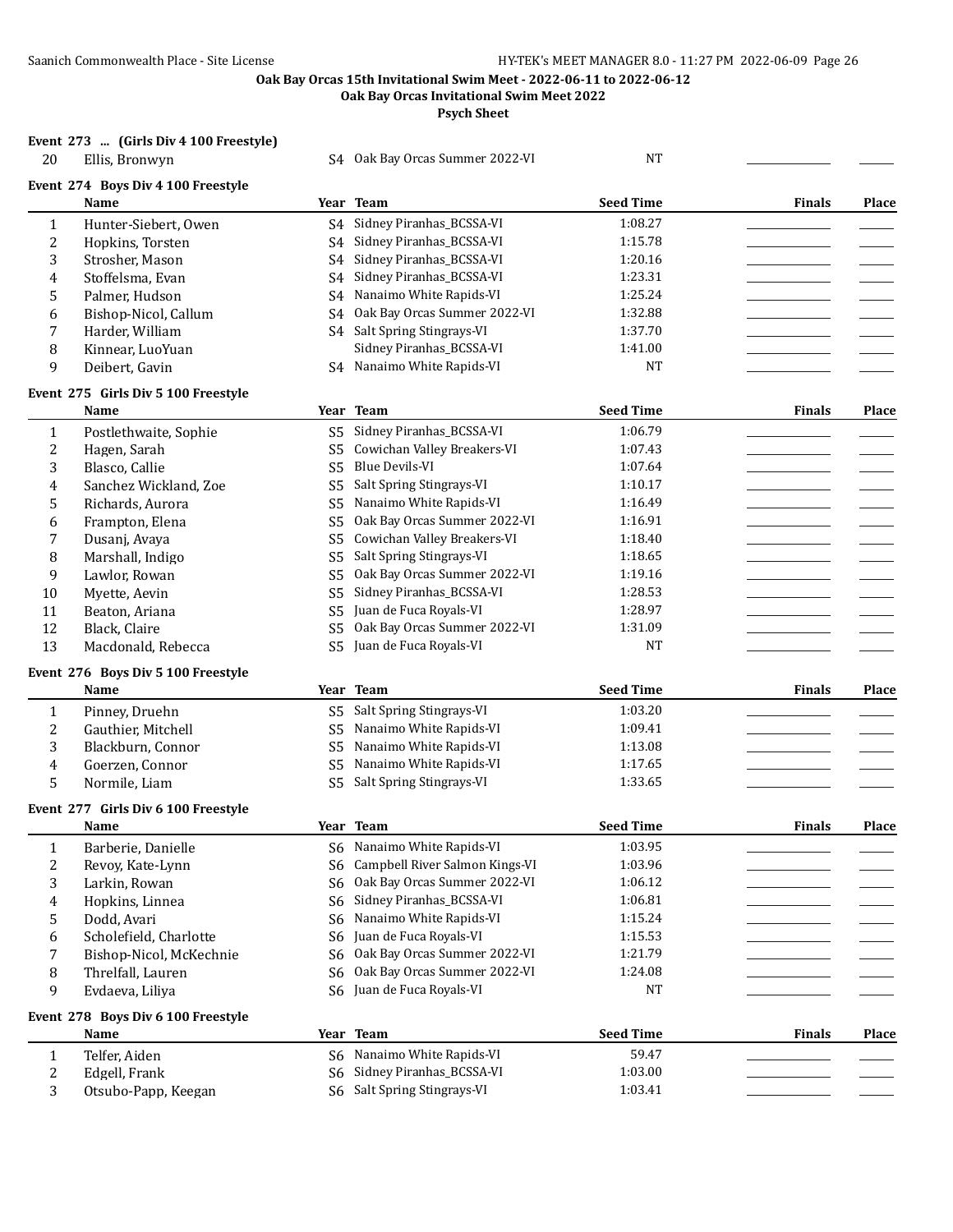**Oak Bay Orcas 15th Invitational Swim Meet - 2022-06-11 to 2022-06-12**

**Oak Bay Orcas Invitational Swim Meet 2022**

**Psych Sheet**

### Event 273 ... (Girls Div 4 100 Freestyle)

| | Name | Year | Team | Seed Time | Finals | Place |
|---|---|---|---|---|---|---|
| 20 | Ellis, Bronwyn | S4 | Oak Bay Orcas Summer 2022-VI | NT | | |

### Event 274 Boys Div 4 100 Freestyle

| | Name | Year | Team | Seed Time | Finals | Place |
|---|---|---|---|---|---|---|
| 1 | Hunter-Siebert, Owen | S4 | Sidney Piranhas_BCSSA-VI | 1:08.27 | | |
| 2 | Hopkins, Torsten | S4 | Sidney Piranhas_BCSSA-VI | 1:15.78 | | |
| 3 | Strosher, Mason | S4 | Sidney Piranhas_BCSSA-VI | 1:20.16 | | |
| 4 | Stoffelsma, Evan | S4 | Sidney Piranhas_BCSSA-VI | 1:23.31 | | |
| 5 | Palmer, Hudson | S4 | Nanaimo White Rapids-VI | 1:25.24 | | |
| 6 | Bishop-Nicol, Callum | S4 | Oak Bay Orcas Summer 2022-VI | 1:32.88 | | |
| 7 | Harder, William | S4 | Salt Spring Stingrays-VI | 1:37.70 | | |
| 8 | Kinnear, LuoYuan | | Sidney Piranhas_BCSSA-VI | 1:41.00 | | |
| 9 | Deibert, Gavin | S4 | Nanaimo White Rapids-VI | NT | | |

### Event 275 Girls Div 5 100 Freestyle

| | Name | Year | Team | Seed Time | Finals | Place |
|---|---|---|---|---|---|---|
| 1 | Postlethwaite, Sophie | S5 | Sidney Piranhas_BCSSA-VI | 1:06.79 | | |
| 2 | Hagen, Sarah | S5 | Cowichan Valley Breakers-VI | 1:07.43 | | |
| 3 | Blasco, Callie | S5 | Blue Devils-VI | 1:07.64 | | |
| 4 | Sanchez Wickland, Zoe | S5 | Salt Spring Stingrays-VI | 1:10.17 | | |
| 5 | Richards, Aurora | S5 | Nanaimo White Rapids-VI | 1:16.49 | | |
| 6 | Frampton, Elena | S5 | Oak Bay Orcas Summer 2022-VI | 1:16.91 | | |
| 7 | Dusanj, Avaya | S5 | Cowichan Valley Breakers-VI | 1:18.40 | | |
| 8 | Marshall, Indigo | S5 | Salt Spring Stingrays-VI | 1:18.65 | | |
| 9 | Lawlor, Rowan | S5 | Oak Bay Orcas Summer 2022-VI | 1:19.16 | | |
| 10 | Myette, Aevin | S5 | Sidney Piranhas_BCSSA-VI | 1:28.53 | | |
| 11 | Beaton, Ariana | S5 | Juan de Fuca Royals-VI | 1:28.97 | | |
| 12 | Black, Claire | S5 | Oak Bay Orcas Summer 2022-VI | 1:31.09 | | |
| 13 | Macdonald, Rebecca | S5 | Juan de Fuca Royals-VI | NT | | |

### Event 276 Boys Div 5 100 Freestyle

| | Name | Year | Team | Seed Time | Finals | Place |
|---|---|---|---|---|---|---|
| 1 | Pinney, Druehn | S5 | Salt Spring Stingrays-VI | 1:03.20 | | |
| 2 | Gauthier, Mitchell | S5 | Nanaimo White Rapids-VI | 1:09.41 | | |
| 3 | Blackburn, Connor | S5 | Nanaimo White Rapids-VI | 1:13.08 | | |
| 4 | Goerzen, Connor | S5 | Nanaimo White Rapids-VI | 1:17.65 | | |
| 5 | Normile, Liam | S5 | Salt Spring Stingrays-VI | 1:33.65 | | |

### Event 277 Girls Div 6 100 Freestyle

| | Name | Year | Team | Seed Time | Finals | Place |
|---|---|---|---|---|---|---|
| 1 | Barberie, Danielle | S6 | Nanaimo White Rapids-VI | 1:03.95 | | |
| 2 | Revoy, Kate-Lynn | S6 | Campbell River Salmon Kings-VI | 1:03.96 | | |
| 3 | Larkin, Rowan | S6 | Oak Bay Orcas Summer 2022-VI | 1:06.12 | | |
| 4 | Hopkins, Linnea | S6 | Sidney Piranhas_BCSSA-VI | 1:06.81 | | |
| 5 | Dodd, Avari | S6 | Nanaimo White Rapids-VI | 1:15.24 | | |
| 6 | Scholefield, Charlotte | S6 | Juan de Fuca Royals-VI | 1:15.53 | | |
| 7 | Bishop-Nicol, McKechnie | S6 | Oak Bay Orcas Summer 2022-VI | 1:21.79 | | |
| 8 | Threlfall, Lauren | S6 | Oak Bay Orcas Summer 2022-VI | 1:24.08 | | |
| 9 | Evdaeva, Liliya | S6 | Juan de Fuca Royals-VI | NT | | |

### Event 278 Boys Div 6 100 Freestyle

| | Name | Year | Team | Seed Time | Finals | Place |
|---|---|---|---|---|---|---|
| 1 | Telfer, Aiden | S6 | Nanaimo White Rapids-VI | 59.47 | | |
| 2 | Edgell, Frank | S6 | Sidney Piranhas_BCSSA-VI | 1:03.00 | | |
| 3 | Otsubo-Papp, Keegan | S6 | Salt Spring Stingrays-VI | 1:03.41 | | |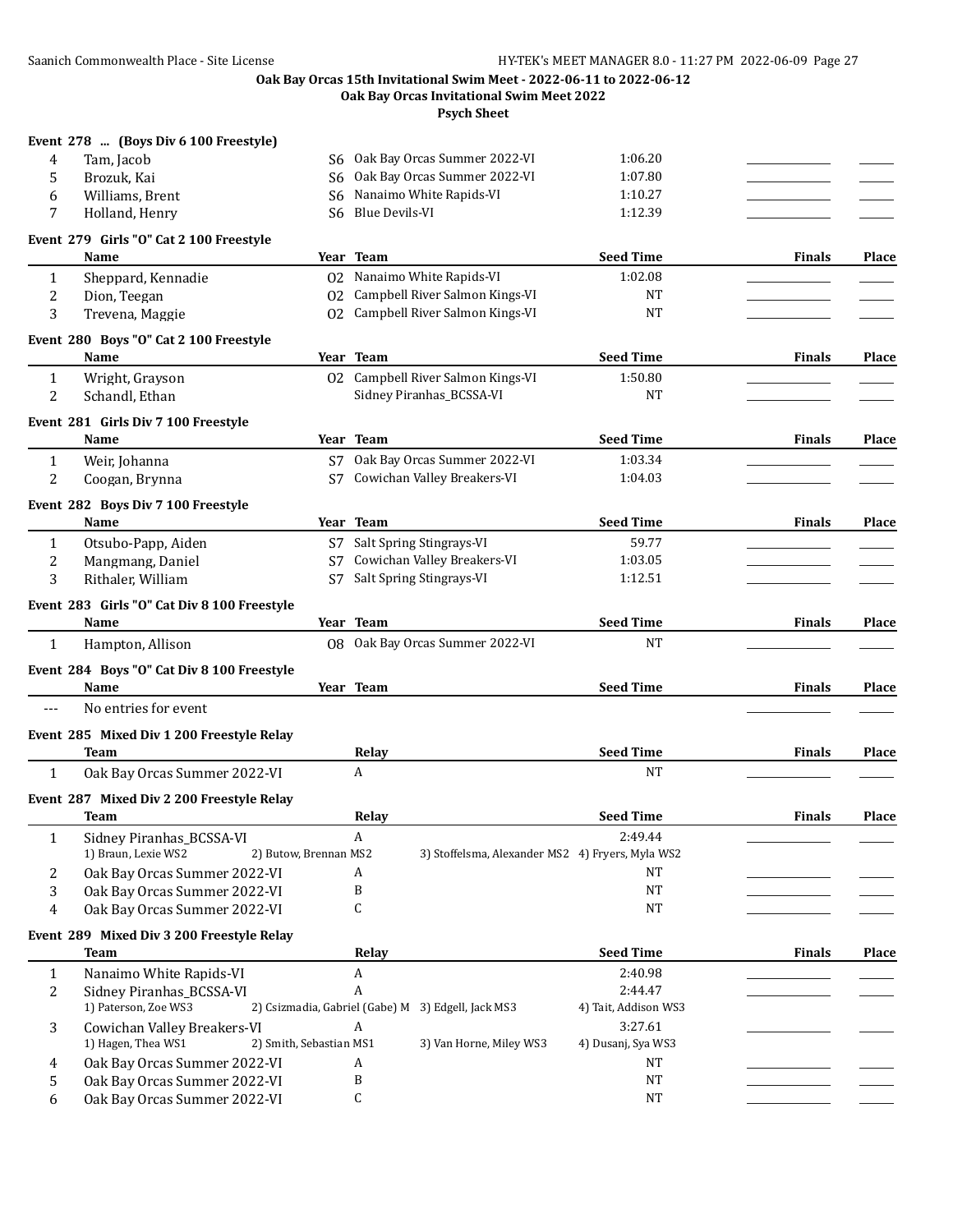**Oak Bay Orcas 15th Invitational Swim Meet - 2022-06-11 to 2022-06-12**

**Oak Bay Orcas Invitational Swim Meet 2022**

**Psych Sheet**

**Event 278 ... (Boys Div 6 100 Freestyle)**

| | Name | Year | Team | Seed Time | Finals | Place |
|---|---|---|---|---|---|---|
| 4 | Tam, Jacob | S6 | Oak Bay Orcas Summer 2022-VI | 1:06.20 | | |
| 5 | Brozuk, Kai | S6 | Oak Bay Orcas Summer 2022-VI | 1:07.80 | | |
| 6 | Williams, Brent | S6 | Nanaimo White Rapids-VI | 1:10.27 | | |
| 7 | Holland, Henry | S6 | Blue Devils-VI | 1:12.39 | | |

**Event 279 Girls "O" Cat 2 100 Freestyle**

| | Name | Year | Team | Seed Time | Finals | Place |
|---|---|---|---|---|---|---|
| 1 | Sheppard, Kennadie | O2 | Nanaimo White Rapids-VI | 1:02.08 | | |
| 2 | Dion, Teegan | O2 | Campbell River Salmon Kings-VI | NT | | |
| 3 | Trevena, Maggie | O2 | Campbell River Salmon Kings-VI | NT | | |

**Event 280 Boys "O" Cat 2 100 Freestyle**

| | Name | Year | Team | Seed Time | Finals | Place |
|---|---|---|---|---|---|---|
| 1 | Wright, Grayson | O2 | Campbell River Salmon Kings-VI | 1:50.80 | | |
| 2 | Schandl, Ethan | | Sidney Piranhas_BCSSA-VI | NT | | |

**Event 281 Girls Div 7 100 Freestyle**

| | Name | Year | Team | Seed Time | Finals | Place |
|---|---|---|---|---|---|---|
| 1 | Weir, Johanna | S7 | Oak Bay Orcas Summer 2022-VI | 1:03.34 | | |
| 2 | Coogan, Brynna | S7 | Cowichan Valley Breakers-VI | 1:04.03 | | |

**Event 282 Boys Div 7 100 Freestyle**

| | Name | Year | Team | Seed Time | Finals | Place |
|---|---|---|---|---|---|---|
| 1 | Otsubo-Papp, Aiden | S7 | Salt Spring Stingrays-VI | 59.77 | | |
| 2 | Mangmang, Daniel | S7 | Cowichan Valley Breakers-VI | 1:03.05 | | |
| 3 | Rithaler, William | S7 | Salt Spring Stingrays-VI | 1:12.51 | | |

**Event 283 Girls "O" Cat Div 8 100 Freestyle**

| | Name | Year | Team | Seed Time | Finals | Place |
|---|---|---|---|---|---|---|
| 1 | Hampton, Allison | O8 | Oak Bay Orcas Summer 2022-VI | NT | | |

**Event 284 Boys "O" Cat Div 8 100 Freestyle**

| | Name | Year | Team | Seed Time | Finals | Place |
|---|---|---|---|---|---|---|
| --- | No entries for event | | | | | |

**Event 285 Mixed Div 1 200 Freestyle Relay**

| | Team | Relay | Seed Time | Finals | Place |
|---|---|---|---|---|---|
| 1 | Oak Bay Orcas Summer 2022-VI | A | NT | | |

**Event 287 Mixed Div 2 200 Freestyle Relay**

| | Team | Relay | Seed Time | Finals | Place |
|---|---|---|---|---|---|
| 1 | Sidney Piranhas_BCSSA-VI | A | 2:49.44 | | |
| | 1) Braun, Lexie WS2; 2) Butow, Brennan MS2; 3) Stoffelsma, Alexander MS2; 4) Fryers, Myla WS2 | | | | |
| 2 | Oak Bay Orcas Summer 2022-VI | A | NT | | |
| 3 | Oak Bay Orcas Summer 2022-VI | B | NT | | |
| 4 | Oak Bay Orcas Summer 2022-VI | C | NT | | |

**Event 289 Mixed Div 3 200 Freestyle Relay**

| | Team | Relay | Seed Time | Finals | Place |
|---|---|---|---|---|---|
| 1 | Nanaimo White Rapids-VI | A | 2:40.98 | | |
| 2 | Sidney Piranhas_BCSSA-VI | A | 2:44.47 | | |
| | 1) Paterson, Zoe WS3; 2) Csizmadia, Gabriel (Gabe) M; 3) Edgell, Jack MS3; 4) Tait, Addison WS3 | | | | |
| 3 | Cowichan Valley Breakers-VI | A | 3:27.61 | | |
| | 1) Hagen, Thea WS1; 2) Smith, Sebastian MS1; 3) Van Horne, Miley WS3; 4) Dusanj, Sya WS3 | | | | |
| 4 | Oak Bay Orcas Summer 2022-VI | A | NT | | |
| 5 | Oak Bay Orcas Summer 2022-VI | B | NT | | |
| 6 | Oak Bay Orcas Summer 2022-VI | C | NT | | |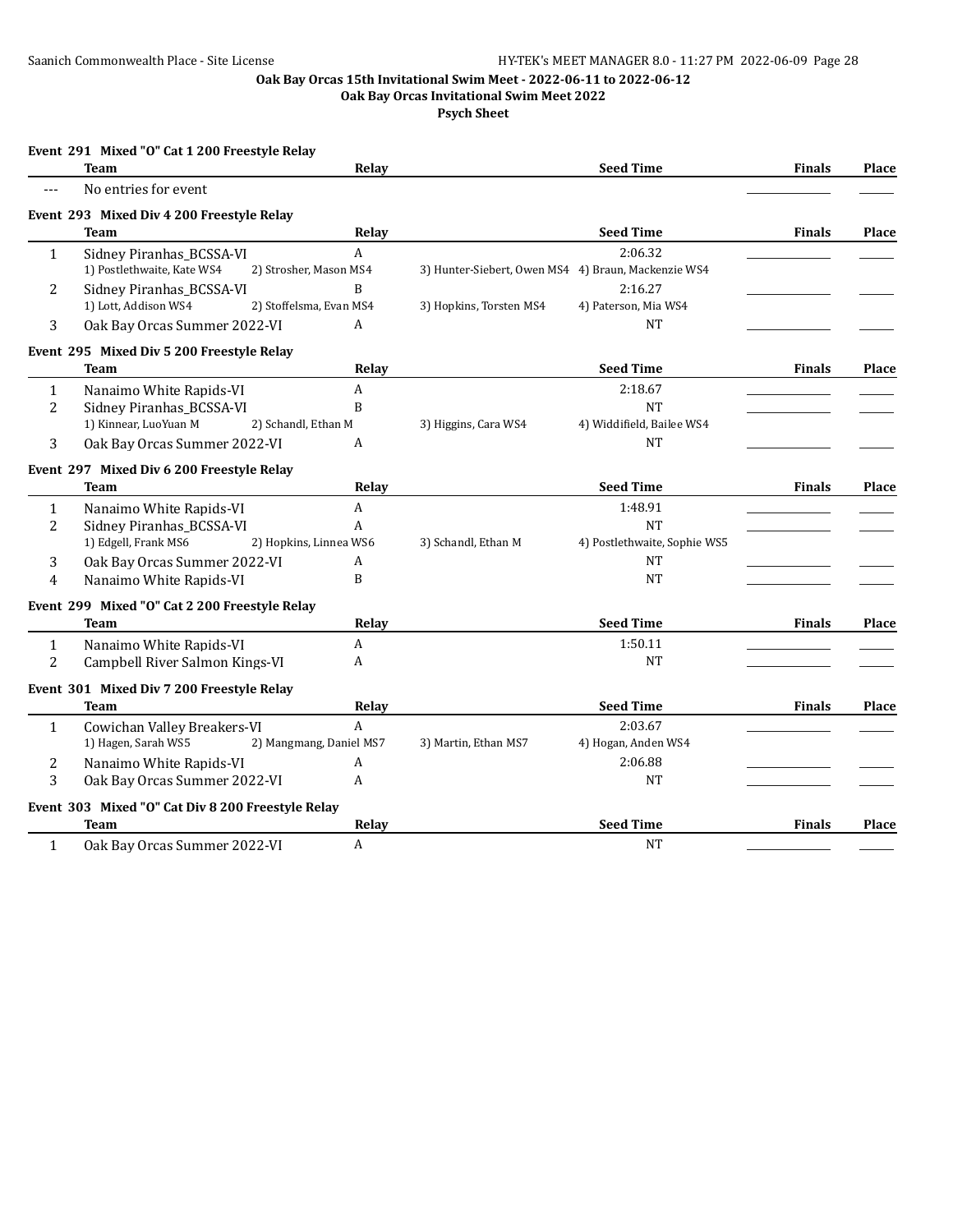**Oak Bay Orcas 15th Invitational Swim Meet - 2022-06-11 to 2022-06-12**

**Oak Bay Orcas Invitational Swim Meet 2022**

**Psych Sheet**

**Event 291 Mixed "O" Cat 1 200 Freestyle Relay**

| | Team | Relay | Seed Time | Finals | Place |
|---|---|---|---|---|---|
| --- | No entries for event | | | | |

**Event 293 Mixed Div 4 200 Freestyle Relay**

| | Team | Relay | Seed Time | Finals | Place |
|---|---|---|---|---|---|
| 1 | Sidney Piranhas_BCSSA-VI | A | 2:06.32 | | |
| | 1) Postlethwaite, Kate WS4 2) Strosher, Mason MS4 3) Hunter-Siebert, Owen MS4 4) Braun, Mackenzie WS4 | | | | |
| 2 | Sidney Piranhas_BCSSA-VI | B | 2:16.27 | | |
| | 1) Lott, Addison WS4 2) Stoffelsma, Evan MS4 3) Hopkins, Torsten MS4 4) Paterson, Mia WS4 | | | | |
| 3 | Oak Bay Orcas Summer 2022-VI | A | NT | | |

**Event 295 Mixed Div 5 200 Freestyle Relay**

| | Team | Relay | Seed Time | Finals | Place |
|---|---|---|---|---|---|
| 1 | Nanaimo White Rapids-VI | A | 2:18.67 | | |
| 2 | Sidney Piranhas_BCSSA-VI | B | NT | | |
| | 1) Kinnear, LuoYuan M 2) Schandl, Ethan M 3) Higgins, Cara WS4 4) Widdifield, Bailee WS4 | | | | |
| 3 | Oak Bay Orcas Summer 2022-VI | A | NT | | |

**Event 297 Mixed Div 6 200 Freestyle Relay**

| | Team | Relay | Seed Time | Finals | Place |
|---|---|---|---|---|---|
| 1 | Nanaimo White Rapids-VI | A | 1:48.91 | | |
| 2 | Sidney Piranhas_BCSSA-VI | A | NT | | |
| | 1) Edgell, Frank MS6 2) Hopkins, Linnea WS6 3) Schandl, Ethan M 4) Postlethwaite, Sophie WS5 | | | | |
| 3 | Oak Bay Orcas Summer 2022-VI | A | NT | | |
| 4 | Nanaimo White Rapids-VI | B | NT | | |

**Event 299 Mixed "O" Cat 2 200 Freestyle Relay**

| | Team | Relay | Seed Time | Finals | Place |
|---|---|---|---|---|---|
| 1 | Nanaimo White Rapids-VI | A | 1:50.11 | | |
| 2 | Campbell River Salmon Kings-VI | A | NT | | |

**Event 301 Mixed Div 7 200 Freestyle Relay**

| | Team | Relay | Seed Time | Finals | Place |
|---|---|---|---|---|---|
| 1 | Cowichan Valley Breakers-VI | A | 2:03.67 | | |
| | 1) Hagen, Sarah WS5 2) Mangmang, Daniel MS7 3) Martin, Ethan MS7 4) Hogan, Anden WS4 | | | | |
| 2 | Nanaimo White Rapids-VI | A | 2:06.88 | | |
| 3 | Oak Bay Orcas Summer 2022-VI | A | NT | | |

**Event 303 Mixed "O" Cat Div 8 200 Freestyle Relay**

| | Team | Relay | Seed Time | Finals | Place |
|---|---|---|---|---|---|
| 1 | Oak Bay Orcas Summer 2022-VI | A | NT | | |